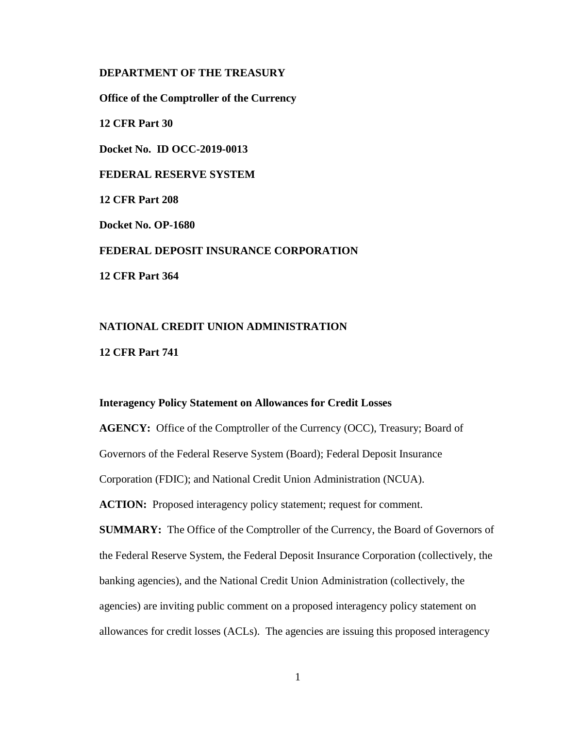**DEPARTMENT OF THE TREASURY**

**Office of the Comptroller of the Currency**

**12 CFR Part 30**

**Docket No. ID OCC-2019-0013**

**FEDERAL RESERVE SYSTEM**

**12 CFR Part 208**

**Docket No. OP-1680**

**FEDERAL DEPOSIT INSURANCE CORPORATION**

**12 CFR Part 364**

**NATIONAL CREDIT UNION ADMINISTRATION**

**12 CFR Part 741**

**Interagency Policy Statement on Allowances for Credit Losses**

**AGENCY:** Office of the Comptroller of the Currency (OCC), Treasury; Board of Governors of the Federal Reserve System (Board); Federal Deposit Insurance Corporation (FDIC); and National Credit Union Administration (NCUA).

**ACTION:** Proposed interagency policy statement; request for comment.

**SUMMARY:** The Office of the Comptroller of the Currency, the Board of Governors of the Federal Reserve System, the Federal Deposit Insurance Corporation (collectively, the banking agencies), and the National Credit Union Administration (collectively, the agencies) are inviting public comment on a proposed interagency policy statement on allowances for credit losses (ACLs). The agencies are issuing this proposed interagency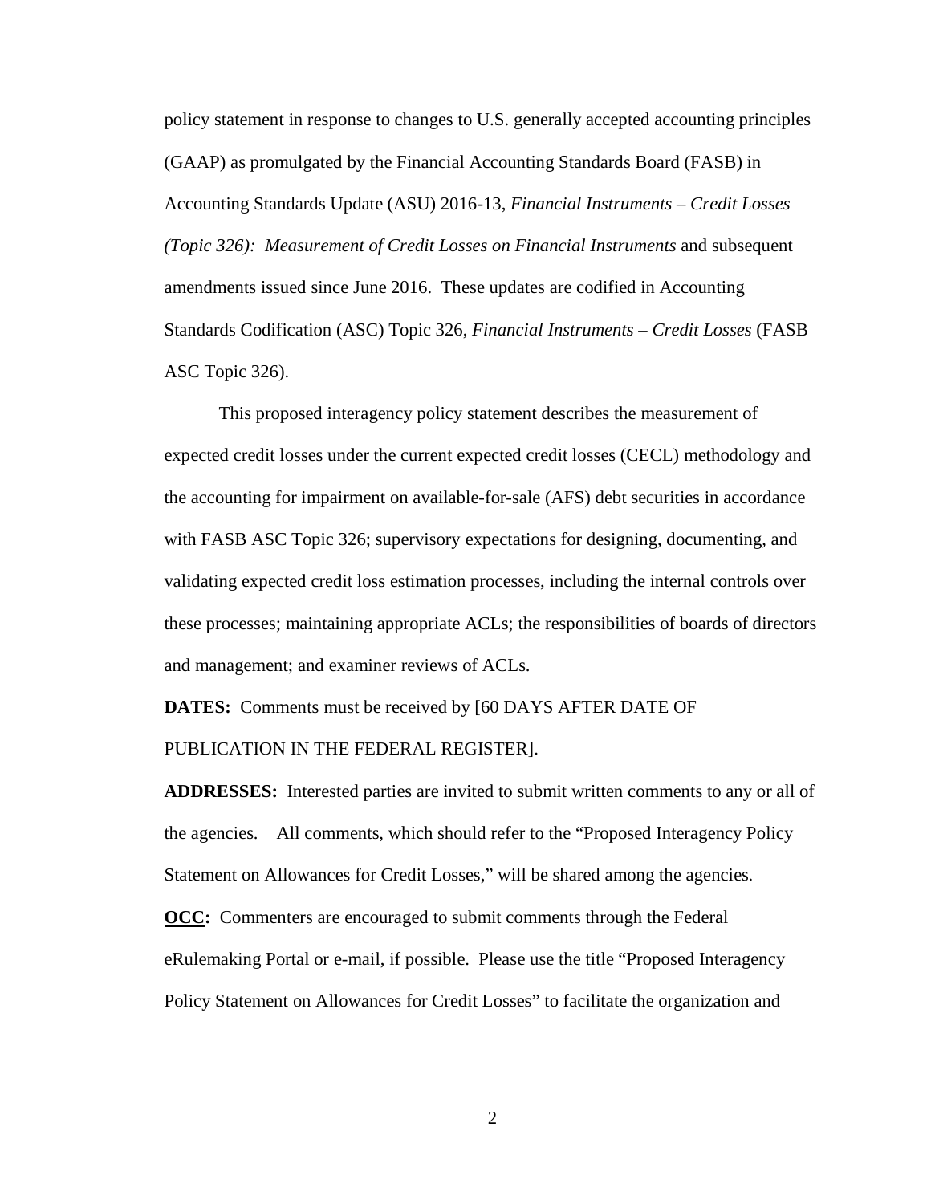policy statement in response to changes to U.S. generally accepted accounting principles (GAAP) as promulgated by the Financial Accounting Standards Board (FASB) in Accounting Standards Update (ASU) 2016-13, *Financial Instruments – Credit Losses (Topic 326): Measurement of Credit Losses on Financial Instruments* and subsequent amendments issued since June 2016. These updates are codified in Accounting Standards Codification (ASC) Topic 326, *Financial Instruments – Credit Losses* (FASB ASC Topic 326).

This proposed interagency policy statement describes the measurement of expected credit losses under the current expected credit losses (CECL) methodology and the accounting for impairment on available-for-sale (AFS) debt securities in accordance with FASB ASC Topic 326; supervisory expectations for designing, documenting, and validating expected credit loss estimation processes, including the internal controls over these processes; maintaining appropriate ACLs; the responsibilities of boards of directors and management; and examiner reviews of ACLs.

**DATES:** Comments must be received by [60 DAYS AFTER DATE OF PUBLICATION IN THE FEDERAL REGISTER].

**ADDRESSES:** Interested parties are invited to submit written comments to any or all of the agencies. All comments, which should refer to the "Proposed Interagency Policy Statement on Allowances for Credit Losses," will be shared among the agencies.

**OCC:** Commenters are encouraged to submit comments through the Federal eRulemaking Portal or e-mail, if possible. Please use the title "Proposed Interagency Policy Statement on Allowances for Credit Losses" to facilitate the organization and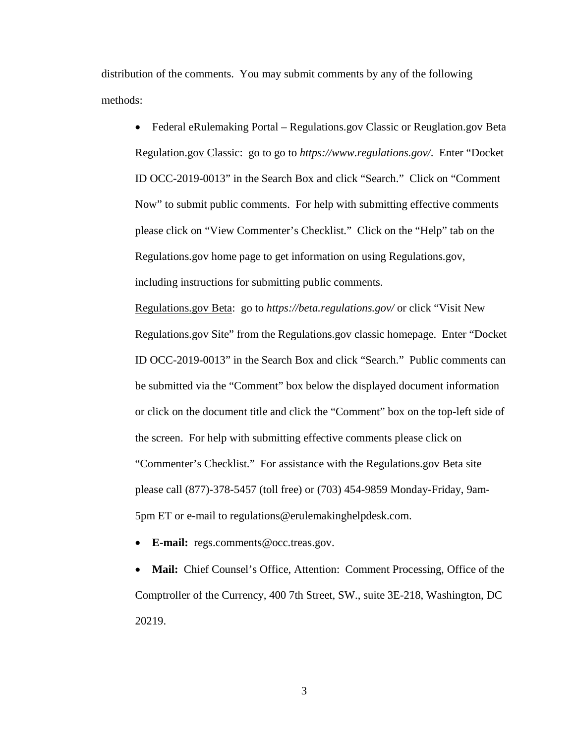distribution of the comments. You may submit comments by any of the following methods:

- Federal eRulemaking Portal – Regulations.gov Classic or Reuglation.gov Beta

  Regulation.gov Classic: go to go to *https://www.regulations.gov/*. Enter "Docket ID OCC-2019-0013" in the Search Box and click "Search." Click on "Comment Now" to submit public comments. For help with submitting effective comments please click on "View Commenter's Checklist." Click on the "Help" tab on the Regulations.gov home page to get information on using Regulations.gov, including instructions for submitting public comments.

  Regulations.gov Beta: go to *https://beta.regulations.gov/* or click "Visit New Regulations.gov Site" from the Regulations.gov classic homepage. Enter "Docket ID OCC-2019-0013" in the Search Box and click "Search." Public comments can be submitted via the "Comment" box below the displayed document information or click on the document title and click the "Comment" box on the top-left side of the screen. For help with submitting effective comments please click on "Commenter's Checklist." For assistance with the Regulations.gov Beta site please call (877)-378-5457 (toll free) or (703) 454-9859 Monday-Friday, 9am-5pm ET or e-mail to regulations@erulemakinghelpdesk.com.

- **E-mail:** regs.comments@occ.treas.gov.

- **Mail:** Chief Counsel's Office, Attention: Comment Processing, Office of the Comptroller of the Currency, 400 7th Street, SW., suite 3E-218, Washington, DC 20219.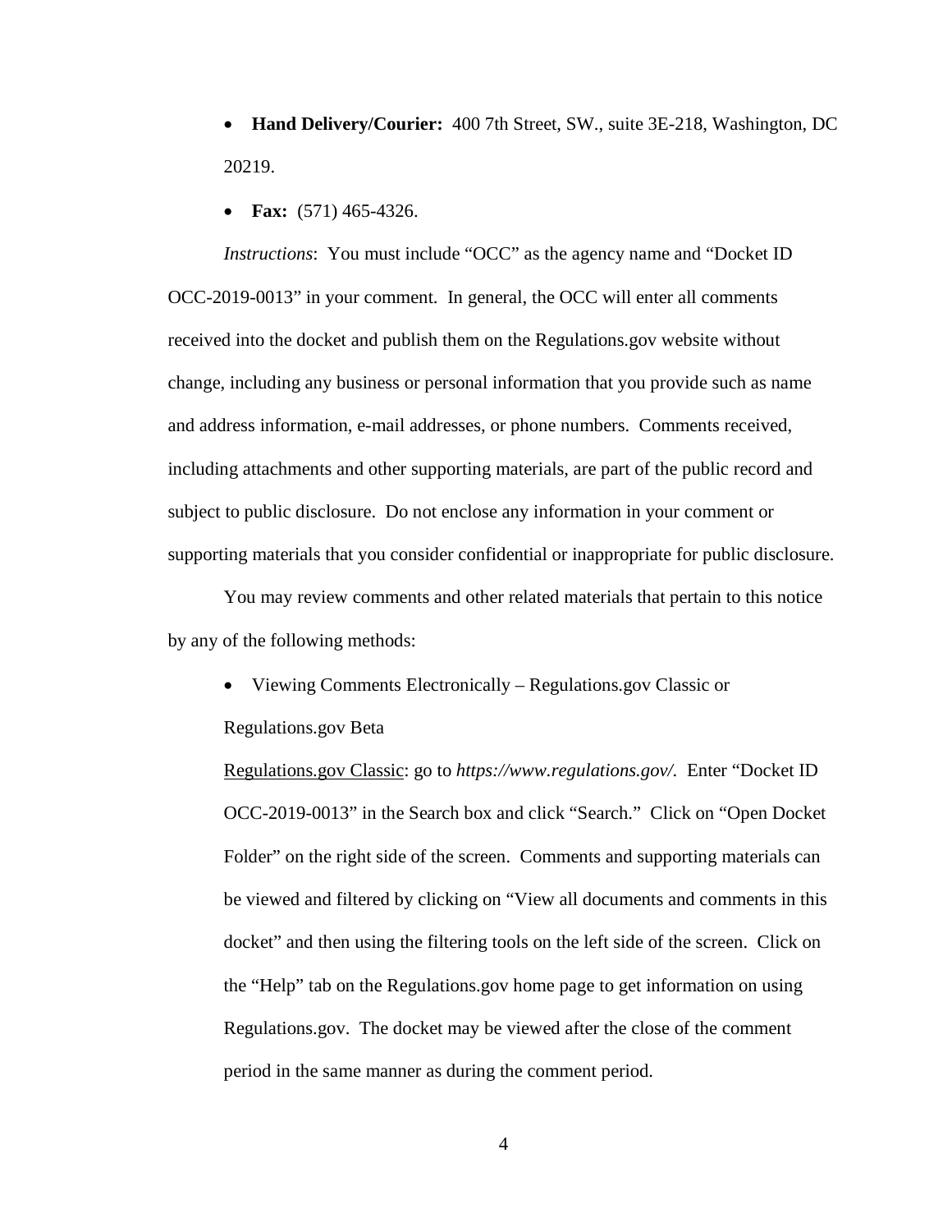- **Hand Delivery/Courier:** 400 7th Street, SW., suite 3E-218, Washington, DC 20219.
- **Fax:** (571) 465-4326.

*Instructions*: You must include "OCC" as the agency name and "Docket ID OCC-2019-0013" in your comment. In general, the OCC will enter all comments received into the docket and publish them on the Regulations.gov website without change, including any business or personal information that you provide such as name and address information, e-mail addresses, or phone numbers. Comments received, including attachments and other supporting materials, are part of the public record and subject to public disclosure. Do not enclose any information in your comment or supporting materials that you consider confidential or inappropriate for public disclosure.

You may review comments and other related materials that pertain to this notice by any of the following methods:

- Viewing Comments Electronically – Regulations.gov Classic or Regulations.gov Beta

  Regulations.gov Classic: go to *https://www.regulations.gov/.* Enter "Docket ID OCC-2019-0013" in the Search box and click "Search." Click on "Open Docket Folder" on the right side of the screen. Comments and supporting materials can be viewed and filtered by clicking on "View all documents and comments in this docket" and then using the filtering tools on the left side of the screen. Click on the "Help" tab on the Regulations.gov home page to get information on using Regulations.gov. The docket may be viewed after the close of the comment period in the same manner as during the comment period.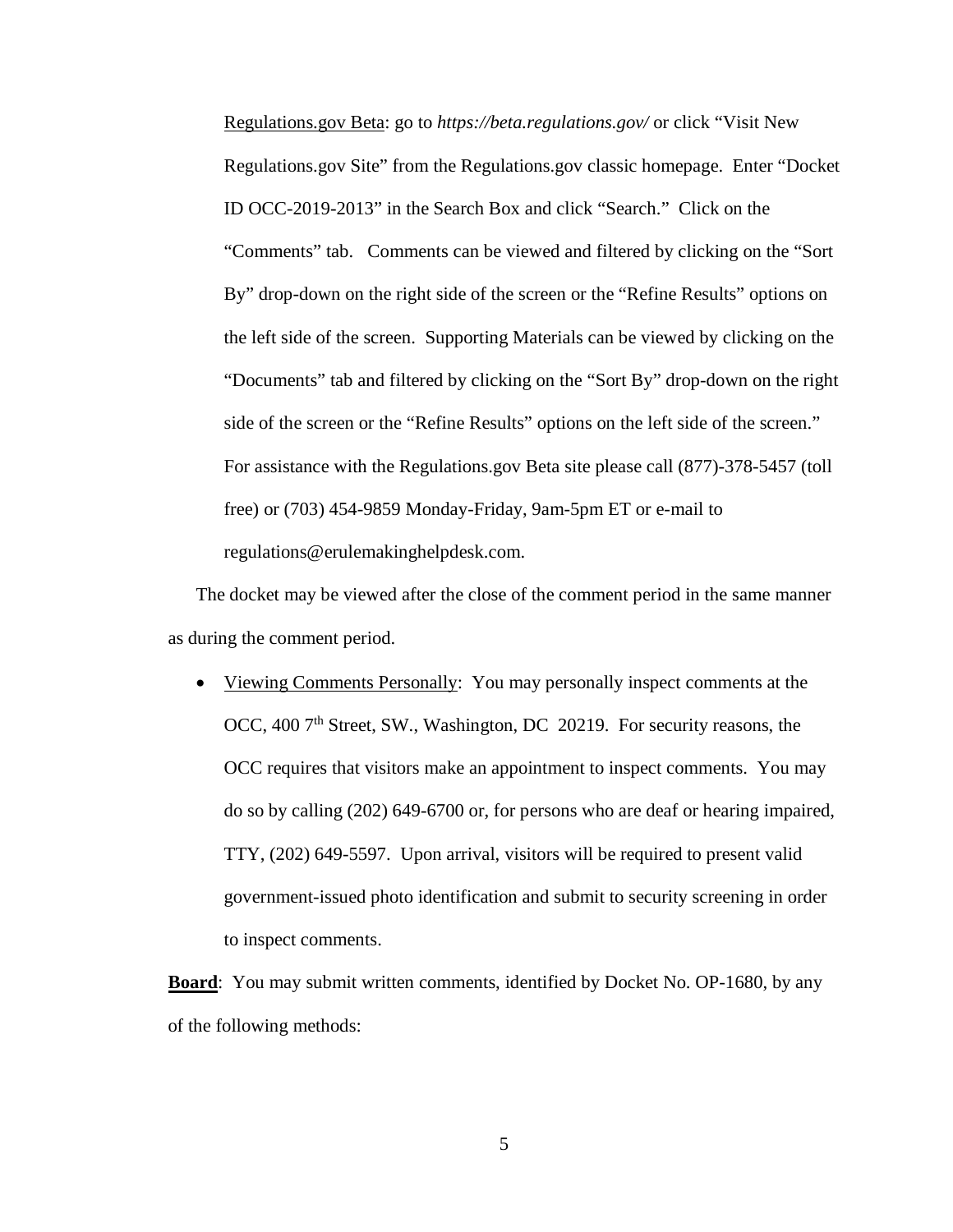Regulations.gov Beta: go to *https://beta.regulations.gov/* or click "Visit New Regulations.gov Site" from the Regulations.gov classic homepage. Enter "Docket ID OCC-2019-2013" in the Search Box and click "Search." Click on the "Comments" tab. Comments can be viewed and filtered by clicking on the "Sort By" drop-down on the right side of the screen or the "Refine Results" options on the left side of the screen. Supporting Materials can be viewed by clicking on the "Documents" tab and filtered by clicking on the "Sort By" drop-down on the right side of the screen or the "Refine Results" options on the left side of the screen." For assistance with the Regulations.gov Beta site please call (877)-378-5457 (toll free) or (703) 454-9859 Monday-Friday, 9am-5pm ET or e-mail to regulations@erulemakinghelpdesk.com.

The docket may be viewed after the close of the comment period in the same manner as during the comment period.

- Viewing Comments Personally: You may personally inspect comments at the OCC, 400 7th Street, SW., Washington, DC 20219. For security reasons, the OCC requires that visitors make an appointment to inspect comments. You may do so by calling (202) 649-6700 or, for persons who are deaf or hearing impaired, TTY, (202) 649-5597. Upon arrival, visitors will be required to present valid government-issued photo identification and submit to security screening in order to inspect comments.

**Board**: You may submit written comments, identified by Docket No. OP-1680, by any of the following methods: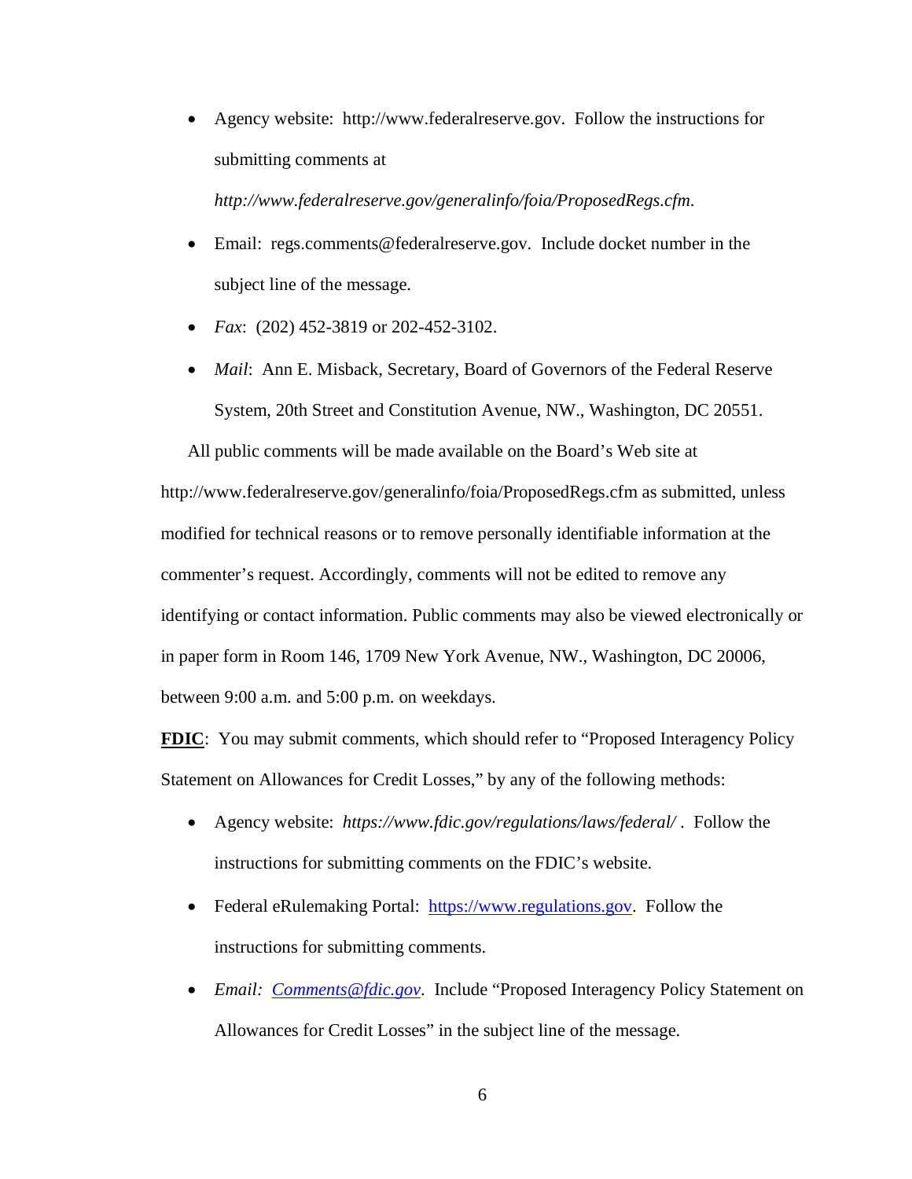- Agency website: http://www.federalreserve.gov. Follow the instructions for submitting comments at *http://www.federalreserve.gov/generalinfo/foia/ProposedRegs.cfm*.
- Email: regs.comments@federalreserve.gov. Include docket number in the subject line of the message.
- *Fax*: (202) 452-3819 or 202-452-3102.
- *Mail*: Ann E. Misback, Secretary, Board of Governors of the Federal Reserve System, 20th Street and Constitution Avenue, NW., Washington, DC 20551.

All public comments will be made available on the Board's Web site at http://www.federalreserve.gov/generalinfo/foia/ProposedRegs.cfm as submitted, unless modified for technical reasons or to remove personally identifiable information at the commenter's request. Accordingly, comments will not be edited to remove any identifying or contact information. Public comments may also be viewed electronically or in paper form in Room 146, 1709 New York Avenue, NW., Washington, DC 20006, between 9:00 a.m. and 5:00 p.m. on weekdays.

**FDIC**: You may submit comments, which should refer to "Proposed Interagency Policy Statement on Allowances for Credit Losses," by any of the following methods:

- Agency website: *https://www.fdic.gov/regulations/laws/federal/* . Follow the instructions for submitting comments on the FDIC's website.
- Federal eRulemaking Portal: https://www.regulations.gov. Follow the instructions for submitting comments.
- *Email: Comments@fdic.gov*. Include "Proposed Interagency Policy Statement on Allowances for Credit Losses" in the subject line of the message.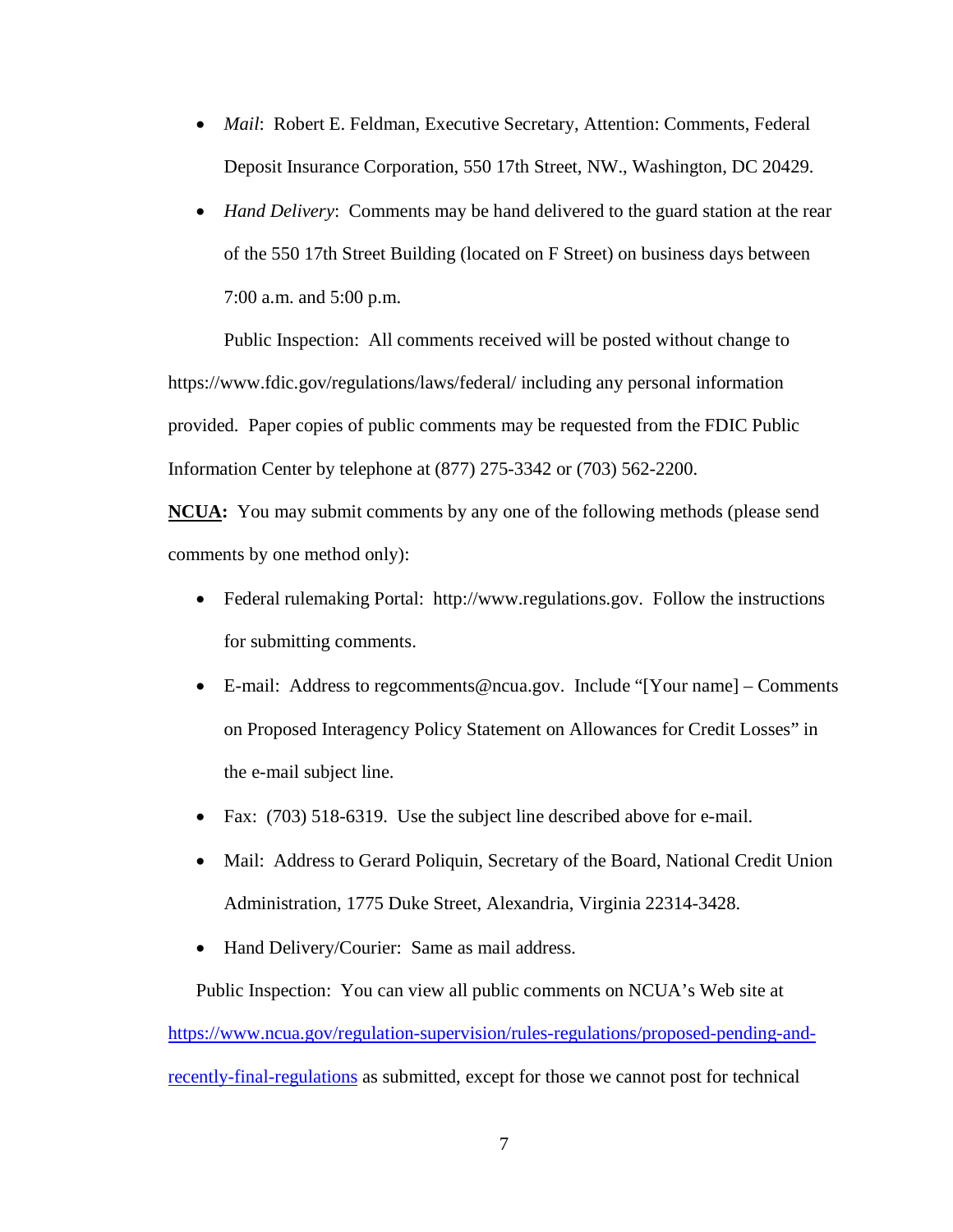- *Mail*: Robert E. Feldman, Executive Secretary, Attention: Comments, Federal Deposit Insurance Corporation, 550 17th Street, NW., Washington, DC 20429.
- *Hand Delivery*: Comments may be hand delivered to the guard station at the rear of the 550 17th Street Building (located on F Street) on business days between 7:00 a.m. and 5:00 p.m.

Public Inspection: All comments received will be posted without change to https://www.fdic.gov/regulations/laws/federal/ including any personal information provided. Paper copies of public comments may be requested from the FDIC Public Information Center by telephone at (877) 275-3342 or (703) 562-2200.

**NCUA:** You may submit comments by any one of the following methods (please send comments by one method only):

- Federal rulemaking Portal: http://www.regulations.gov. Follow the instructions for submitting comments.
- E-mail: Address to regcomments@ncua.gov. Include "[Your name] – Comments on Proposed Interagency Policy Statement on Allowances for Credit Losses" in the e-mail subject line.
- Fax: (703) 518-6319. Use the subject line described above for e-mail.
- Mail: Address to Gerard Poliquin, Secretary of the Board, National Credit Union Administration, 1775 Duke Street, Alexandria, Virginia 22314-3428.
- Hand Delivery/Courier: Same as mail address.

Public Inspection: You can view all public comments on NCUA's Web site at [https://www.ncua.gov/regulation-supervision/rules-regulations/proposed-pending-and-recently-final-regulations](https://www.ncua.gov/regulation-supervision/rules-regulations/proposed-pending-and-recently-final-regulations) as submitted, except for those we cannot post for technical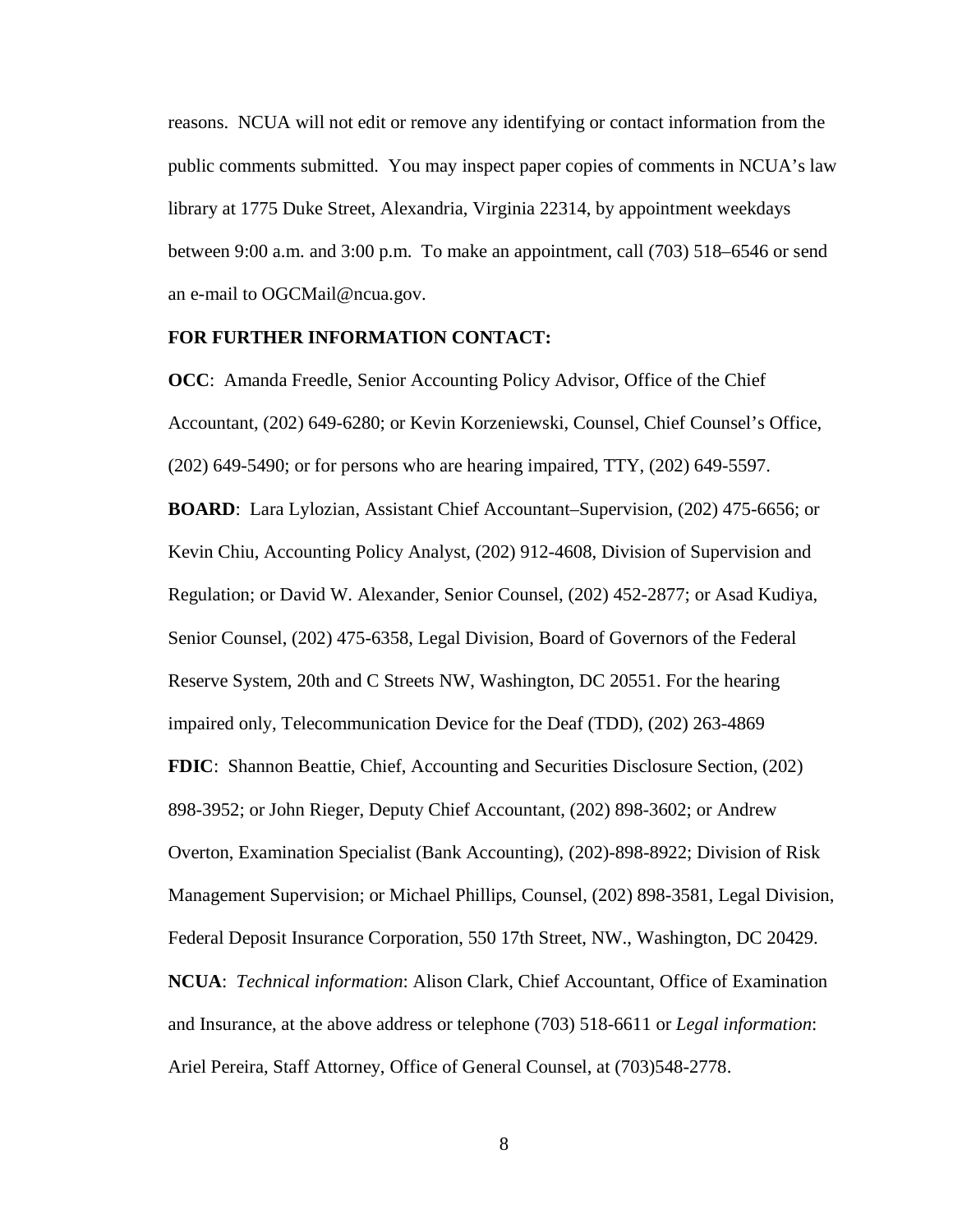reasons. NCUA will not edit or remove any identifying or contact information from the public comments submitted. You may inspect paper copies of comments in NCUA's law library at 1775 Duke Street, Alexandria, Virginia 22314, by appointment weekdays between 9:00 a.m. and 3:00 p.m. To make an appointment, call (703) 518–6546 or send an e-mail to OGCMail@ncua.gov.

**FOR FURTHER INFORMATION CONTACT:**

**OCC**: Amanda Freedle, Senior Accounting Policy Advisor, Office of the Chief Accountant, (202) 649-6280; or Kevin Korzeniewski, Counsel, Chief Counsel's Office, (202) 649-5490; or for persons who are hearing impaired, TTY, (202) 649-5597.

**BOARD**: Lara Lylozian, Assistant Chief Accountant–Supervision, (202) 475-6656; or Kevin Chiu, Accounting Policy Analyst, (202) 912-4608, Division of Supervision and Regulation; or David W. Alexander, Senior Counsel, (202) 452-2877; or Asad Kudiya, Senior Counsel, (202) 475-6358, Legal Division, Board of Governors of the Federal Reserve System, 20th and C Streets NW, Washington, DC 20551. For the hearing impaired only, Telecommunication Device for the Deaf (TDD), (202) 263-4869

**FDIC**: Shannon Beattie, Chief, Accounting and Securities Disclosure Section, (202) 898-3952; or John Rieger, Deputy Chief Accountant, (202) 898-3602; or Andrew Overton, Examination Specialist (Bank Accounting), (202)-898-8922; Division of Risk Management Supervision; or Michael Phillips, Counsel, (202) 898-3581, Legal Division, Federal Deposit Insurance Corporation, 550 17th Street, NW., Washington, DC 20429.

**NCUA**: *Technical information*: Alison Clark, Chief Accountant, Office of Examination and Insurance, at the above address or telephone (703) 518-6611 or *Legal information*: Ariel Pereira, Staff Attorney, Office of General Counsel, at (703)548-2778.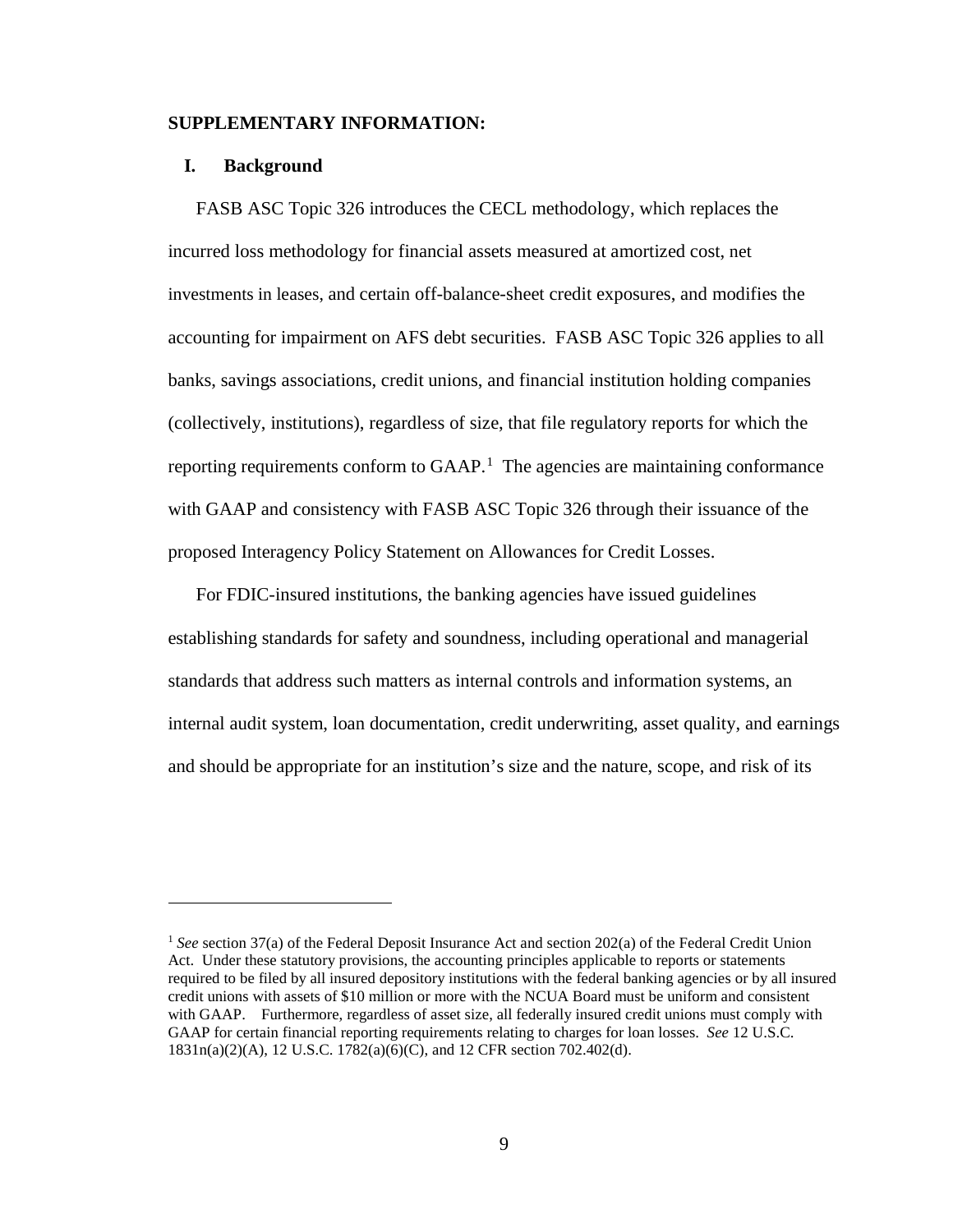## SUPPLEMENTARY INFORMATION:

### I. Background

FASB ASC Topic 326 introduces the CECL methodology, which replaces the incurred loss methodology for financial assets measured at amortized cost, net investments in leases, and certain off-balance-sheet credit exposures, and modifies the accounting for impairment on AFS debt securities. FASB ASC Topic 326 applies to all banks, savings associations, credit unions, and financial institution holding companies (collectively, institutions), regardless of size, that file regulatory reports for which the reporting requirements conform to GAAP.[1] The agencies are maintaining conformance with GAAP and consistency with FASB ASC Topic 326 through their issuance of the proposed Interagency Policy Statement on Allowances for Credit Losses.

For FDIC-insured institutions, the banking agencies have issued guidelines establishing standards for safety and soundness, including operational and managerial standards that address such matters as internal controls and information systems, an internal audit system, loan documentation, credit underwriting, asset quality, and earnings and should be appropriate for an institution's size and the nature, scope, and risk of its

---

[1] *See* section 37(a) of the Federal Deposit Insurance Act and section 202(a) of the Federal Credit Union Act. Under these statutory provisions, the accounting principles applicable to reports or statements required to be filed by all insured depository institutions with the federal banking agencies or by all insured credit unions with assets of $10 million or more with the NCUA Board must be uniform and consistent with GAAP. Furthermore, regardless of asset size, all federally insured credit unions must comply with GAAP for certain financial reporting requirements relating to charges for loan losses. *See* 12 U.S.C. 1831n(a)(2)(A), 12 U.S.C. 1782(a)(6)(C), and 12 CFR section 702.402(d).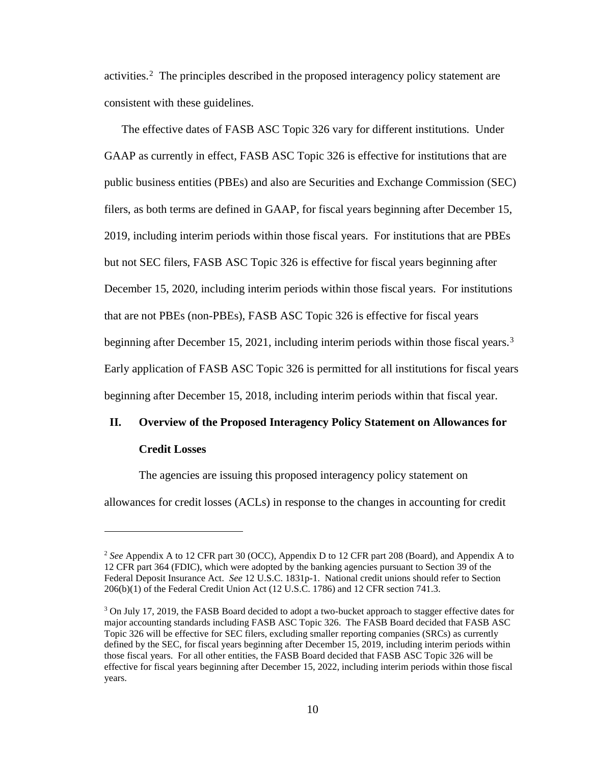activities.[2] The principles described in the proposed interagency policy statement are consistent with these guidelines.

The effective dates of FASB ASC Topic 326 vary for different institutions. Under GAAP as currently in effect, FASB ASC Topic 326 is effective for institutions that are public business entities (PBEs) and also are Securities and Exchange Commission (SEC) filers, as both terms are defined in GAAP, for fiscal years beginning after December 15, 2019, including interim periods within those fiscal years. For institutions that are PBEs but not SEC filers, FASB ASC Topic 326 is effective for fiscal years beginning after December 15, 2020, including interim periods within those fiscal years. For institutions that are not PBEs (non-PBEs), FASB ASC Topic 326 is effective for fiscal years beginning after December 15, 2021, including interim periods within those fiscal years.[3] Early application of FASB ASC Topic 326 is permitted for all institutions for fiscal years beginning after December 15, 2018, including interim periods within that fiscal year.

## II. Overview of the Proposed Interagency Policy Statement on Allowances for Credit Losses

The agencies are issuing this proposed interagency policy statement on allowances for credit losses (ACLs) in response to the changes in accounting for credit

---

[2] *See* Appendix A to 12 CFR part 30 (OCC), Appendix D to 12 CFR part 208 (Board), and Appendix A to 12 CFR part 364 (FDIC), which were adopted by the banking agencies pursuant to Section 39 of the Federal Deposit Insurance Act. *See* 12 U.S.C. 1831p-1. National credit unions should refer to Section 206(b)(1) of the Federal Credit Union Act (12 U.S.C. 1786) and 12 CFR section 741.3.

[3] On July 17, 2019, the FASB Board decided to adopt a two-bucket approach to stagger effective dates for major accounting standards including FASB ASC Topic 326. The FASB Board decided that FASB ASC Topic 326 will be effective for SEC filers, excluding smaller reporting companies (SRCs) as currently defined by the SEC, for fiscal years beginning after December 15, 2019, including interim periods within those fiscal years. For all other entities, the FASB Board decided that FASB ASC Topic 326 will be effective for fiscal years beginning after December 15, 2022, including interim periods within those fiscal years.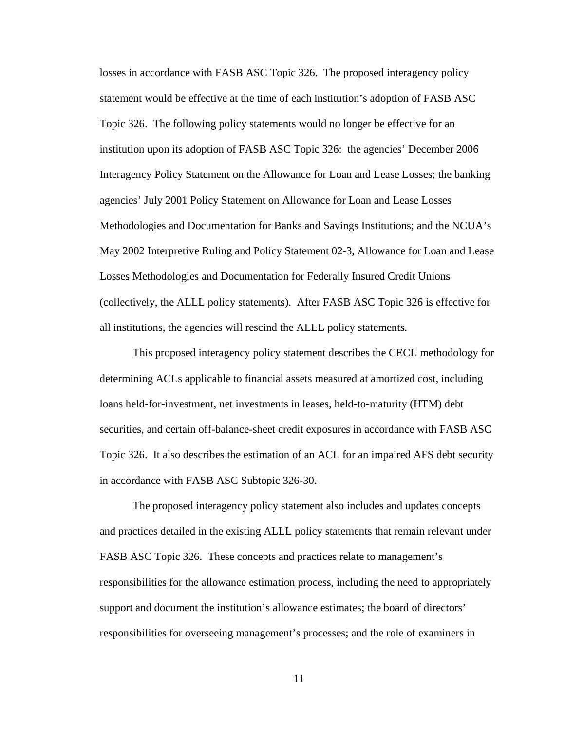losses in accordance with FASB ASC Topic 326. The proposed interagency policy statement would be effective at the time of each institution's adoption of FASB ASC Topic 326. The following policy statements would no longer be effective for an institution upon its adoption of FASB ASC Topic 326: the agencies' December 2006 Interagency Policy Statement on the Allowance for Loan and Lease Losses; the banking agencies' July 2001 Policy Statement on Allowance for Loan and Lease Losses Methodologies and Documentation for Banks and Savings Institutions; and the NCUA's May 2002 Interpretive Ruling and Policy Statement 02-3, Allowance for Loan and Lease Losses Methodologies and Documentation for Federally Insured Credit Unions (collectively, the ALLL policy statements). After FASB ASC Topic 326 is effective for all institutions, the agencies will rescind the ALLL policy statements.

This proposed interagency policy statement describes the CECL methodology for determining ACLs applicable to financial assets measured at amortized cost, including loans held-for-investment, net investments in leases, held-to-maturity (HTM) debt securities, and certain off-balance-sheet credit exposures in accordance with FASB ASC Topic 326. It also describes the estimation of an ACL for an impaired AFS debt security in accordance with FASB ASC Subtopic 326-30.

The proposed interagency policy statement also includes and updates concepts and practices detailed in the existing ALLL policy statements that remain relevant under FASB ASC Topic 326. These concepts and practices relate to management's responsibilities for the allowance estimation process, including the need to appropriately support and document the institution's allowance estimates; the board of directors' responsibilities for overseeing management's processes; and the role of examiners in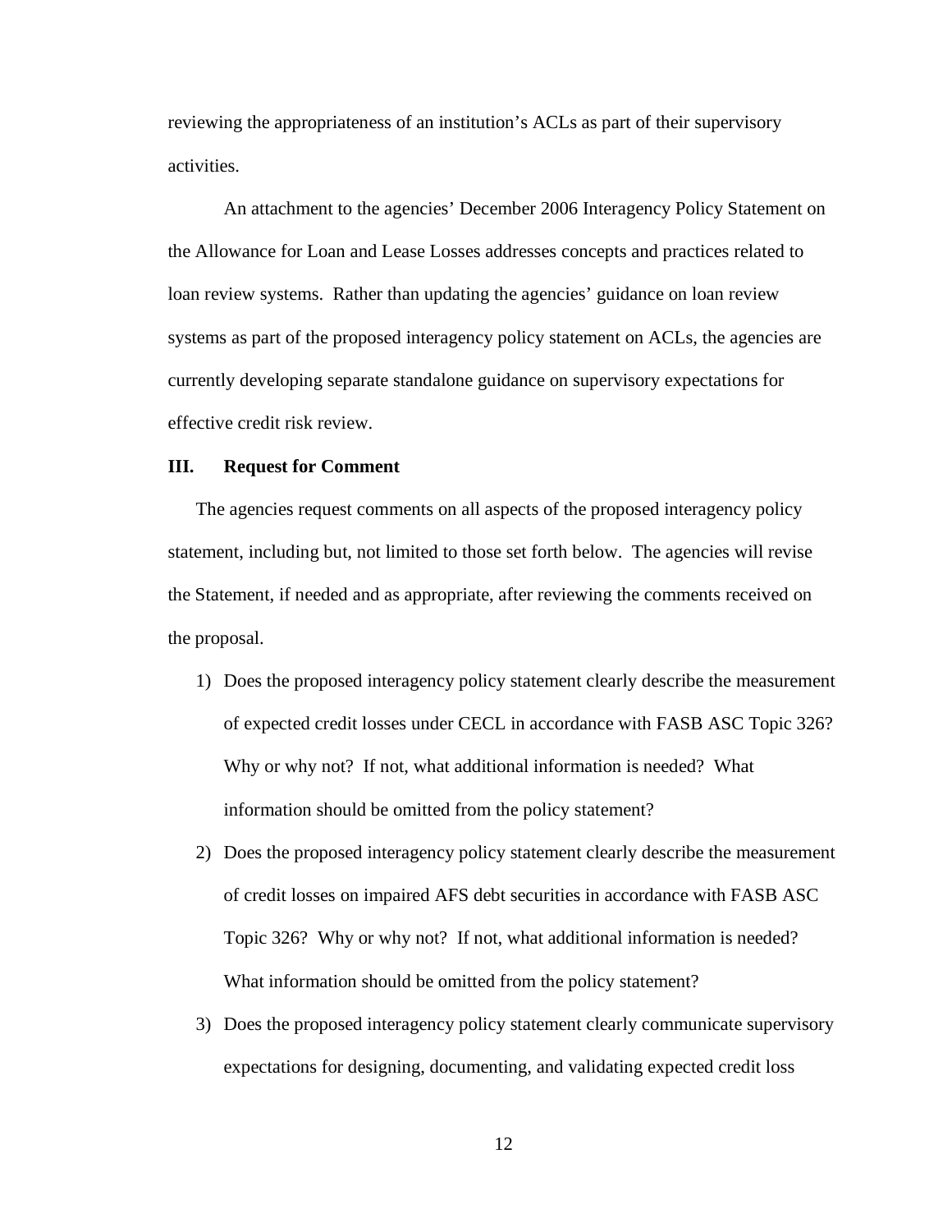reviewing the appropriateness of an institution's ACLs as part of their supervisory activities.

An attachment to the agencies' December 2006 Interagency Policy Statement on the Allowance for Loan and Lease Losses addresses concepts and practices related to loan review systems. Rather than updating the agencies' guidance on loan review systems as part of the proposed interagency policy statement on ACLs, the agencies are currently developing separate standalone guidance on supervisory expectations for effective credit risk review.

## III. Request for Comment

The agencies request comments on all aspects of the proposed interagency policy statement, including but, not limited to those set forth below. The agencies will revise the Statement, if needed and as appropriate, after reviewing the comments received on the proposal.

1) Does the proposed interagency policy statement clearly describe the measurement of expected credit losses under CECL in accordance with FASB ASC Topic 326? Why or why not? If not, what additional information is needed? What information should be omitted from the policy statement?
2) Does the proposed interagency policy statement clearly describe the measurement of credit losses on impaired AFS debt securities in accordance with FASB ASC Topic 326? Why or why not? If not, what additional information is needed? What information should be omitted from the policy statement?
3) Does the proposed interagency policy statement clearly communicate supervisory expectations for designing, documenting, and validating expected credit loss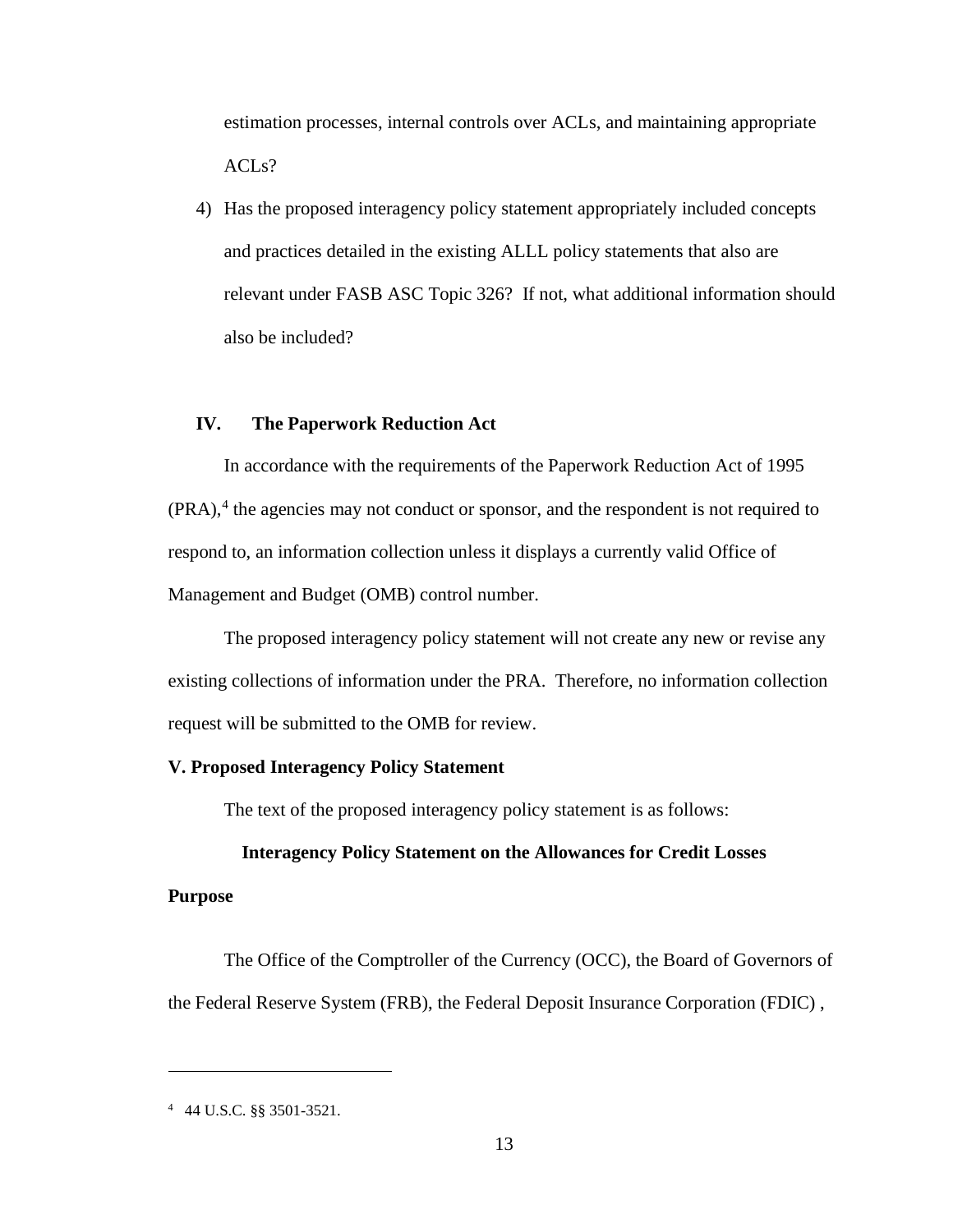estimation processes, internal controls over ACLs, and maintaining appropriate ACLs?

4) Has the proposed interagency policy statement appropriately included concepts and practices detailed in the existing ALLL policy statements that also are relevant under FASB ASC Topic 326? If not, what additional information should also be included?

## IV. The Paperwork Reduction Act

In accordance with the requirements of the Paperwork Reduction Act of 1995 (PRA),[4] the agencies may not conduct or sponsor, and the respondent is not required to respond to, an information collection unless it displays a currently valid Office of Management and Budget (OMB) control number.

The proposed interagency policy statement will not create any new or revise any existing collections of information under the PRA. Therefore, no information collection request will be submitted to the OMB for review.

## V. Proposed Interagency Policy Statement

The text of the proposed interagency policy statement is as follows:

### Interagency Policy Statement on the Allowances for Credit Losses

**Purpose**

The Office of the Comptroller of the Currency (OCC), the Board of Governors of the Federal Reserve System (FRB), the Federal Deposit Insurance Corporation (FDIC) ,

---

[4] 44 U.S.C. §§ 3501-3521.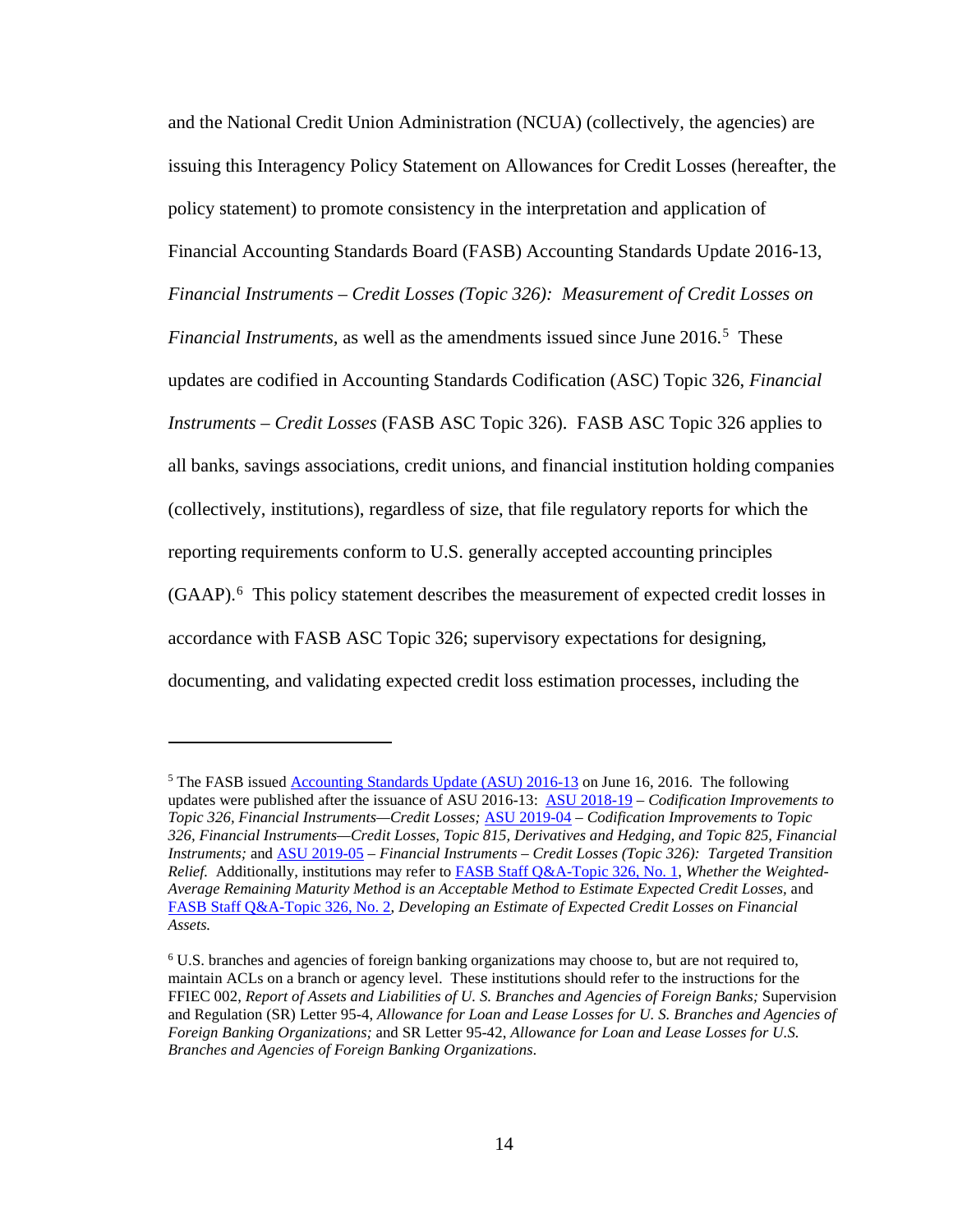and the National Credit Union Administration (NCUA) (collectively, the agencies) are issuing this Interagency Policy Statement on Allowances for Credit Losses (hereafter, the policy statement) to promote consistency in the interpretation and application of Financial Accounting Standards Board (FASB) Accounting Standards Update 2016-13, *Financial Instruments – Credit Losses (Topic 326): Measurement of Credit Losses on Financial Instruments*, as well as the amendments issued since June 2016.[5] These updates are codified in Accounting Standards Codification (ASC) Topic 326, *Financial Instruments – Credit Losses* (FASB ASC Topic 326). FASB ASC Topic 326 applies to all banks, savings associations, credit unions, and financial institution holding companies (collectively, institutions), regardless of size, that file regulatory reports for which the reporting requirements conform to U.S. generally accepted accounting principles (GAAP).[6] This policy statement describes the measurement of expected credit losses in accordance with FASB ASC Topic 326; supervisory expectations for designing, documenting, and validating expected credit loss estimation processes, including the

---

[5] The FASB issued Accounting Standards Update (ASU) 2016-13 on June 16, 2016. The following updates were published after the issuance of ASU 2016-13: ASU 2018-19 – *Codification Improvements to Topic 326, Financial Instruments—Credit Losses;* ASU 2019-04 – *Codification Improvements to Topic 326, Financial Instruments—Credit Losses, Topic 815, Derivatives and Hedging, and Topic 825, Financial Instruments;* and ASU 2019-05 – *Financial Instruments – Credit Losses (Topic 326): Targeted Transition Relief.* Additionally, institutions may refer to FASB Staff Q&A-Topic 326, No. 1, *Whether the Weighted-Average Remaining Maturity Method is an Acceptable Method to Estimate Expected Credit Losses,* and FASB Staff Q&A-Topic 326, No. 2, *Developing an Estimate of Expected Credit Losses on Financial Assets.*

[6] U.S. branches and agencies of foreign banking organizations may choose to, but are not required to, maintain ACLs on a branch or agency level. These institutions should refer to the instructions for the FFIEC 002, *Report of Assets and Liabilities of U. S. Branches and Agencies of Foreign Banks;* Supervision and Regulation (SR) Letter 95-4, *Allowance for Loan and Lease Losses for U. S. Branches and Agencies of Foreign Banking Organizations;* and SR Letter 95-42, *Allowance for Loan and Lease Losses for U.S. Branches and Agencies of Foreign Banking Organizations.*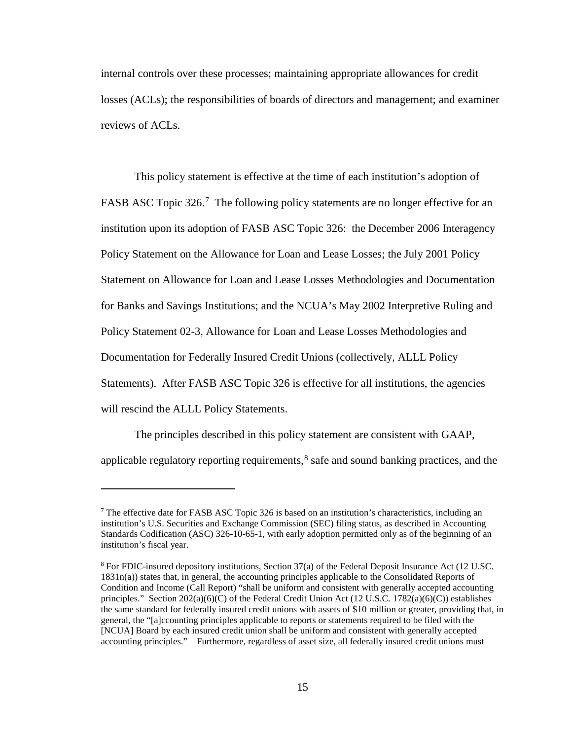internal controls over these processes; maintaining appropriate allowances for credit losses (ACLs); the responsibilities of boards of directors and management; and examiner reviews of ACLs.

This policy statement is effective at the time of each institution's adoption of FASB ASC Topic 326.[7] The following policy statements are no longer effective for an institution upon its adoption of FASB ASC Topic 326: the December 2006 Interagency Policy Statement on the Allowance for Loan and Lease Losses; the July 2001 Policy Statement on Allowance for Loan and Lease Losses Methodologies and Documentation for Banks and Savings Institutions; and the NCUA's May 2002 Interpretive Ruling and Policy Statement 02-3, Allowance for Loan and Lease Losses Methodologies and Documentation for Federally Insured Credit Unions (collectively, ALLL Policy Statements). After FASB ASC Topic 326 is effective for all institutions, the agencies will rescind the ALLL Policy Statements.

The principles described in this policy statement are consistent with GAAP, applicable regulatory reporting requirements,[8] safe and sound banking practices, and the

---

[7] The effective date for FASB ASC Topic 326 is based on an institution's characteristics, including an institution's U.S. Securities and Exchange Commission (SEC) filing status, as described in Accounting Standards Codification (ASC) 326-10-65-1, with early adoption permitted only as of the beginning of an institution's fiscal year.

[8] For FDIC-insured depository institutions, Section 37(a) of the Federal Deposit Insurance Act (12 U.SC. 1831n(a)) states that, in general, the accounting principles applicable to the Consolidated Reports of Condition and Income (Call Report) "shall be uniform and consistent with generally accepted accounting principles." Section 202(a)(6)(C) of the Federal Credit Union Act (12 U.S.C. 1782(a)(6)(C)) establishes the same standard for federally insured credit unions with assets of $10 million or greater, providing that, in general, the "[a]ccounting principles applicable to reports or statements required to be filed with the [NCUA] Board by each insured credit union shall be uniform and consistent with generally accepted accounting principles." Furthermore, regardless of asset size, all federally insured credit unions must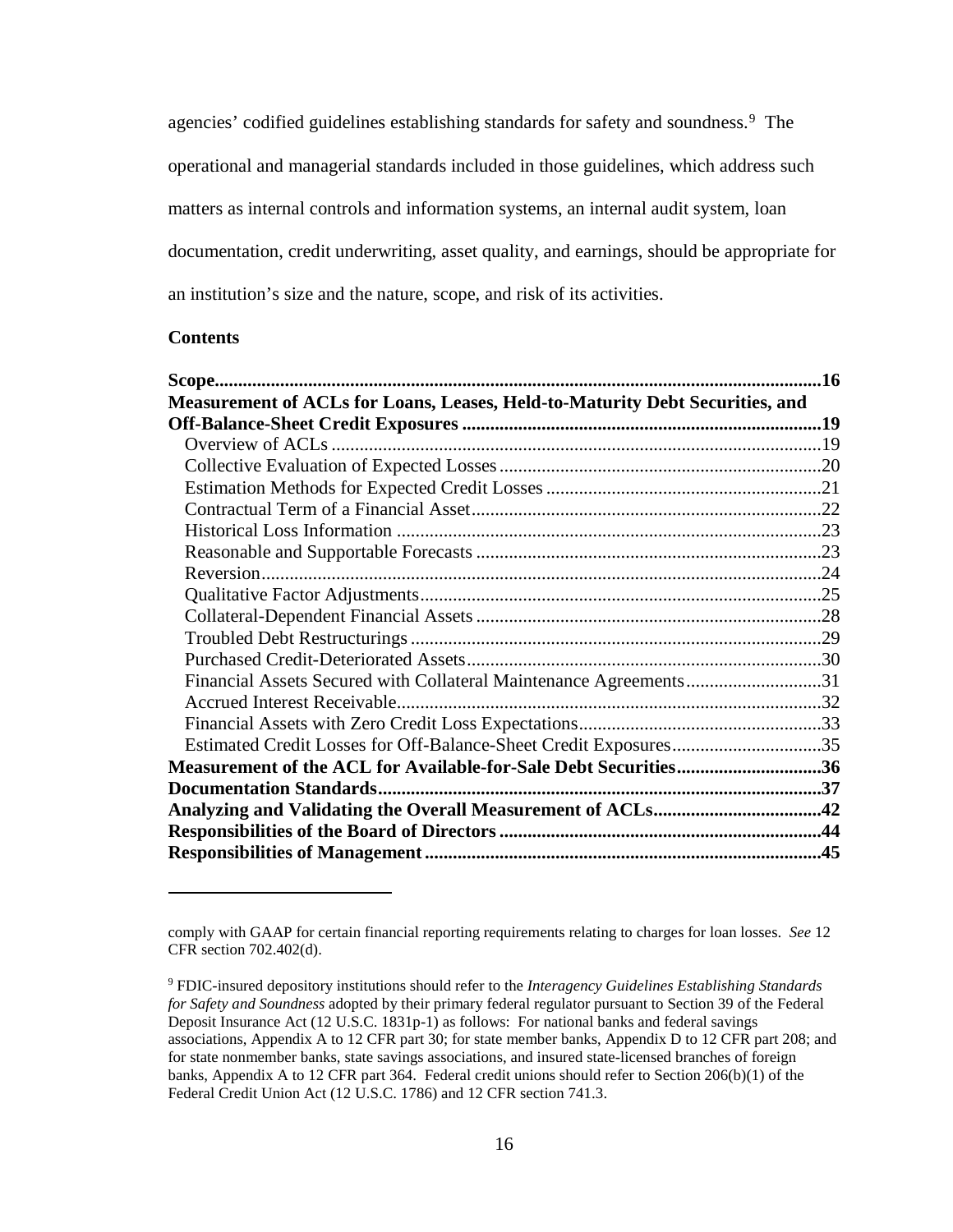agencies' codified guidelines establishing standards for safety and soundness.[9] The operational and managerial standards included in those guidelines, which address such matters as internal controls and information systems, an internal audit system, loan documentation, credit underwriting, asset quality, and earnings, should be appropriate for an institution's size and the nature, scope, and risk of its activities.

**Contents**

**Scope** ........ **16**
**Measurement of ACLs for Loans, Leases, Held-to-Maturity Debt Securities, and Off-Balance-Sheet Credit Exposures** ........ **19**
- Overview of ACLs ........ 19
- Collective Evaluation of Expected Losses ........ 20
- Estimation Methods for Expected Credit Losses ........ 21
- Contractual Term of a Financial Asset ........ 22
- Historical Loss Information ........ 23
- Reasonable and Supportable Forecasts ........ 23
- Reversion ........ 24
- Qualitative Factor Adjustments ........ 25
- Collateral-Dependent Financial Assets ........ 28
- Troubled Debt Restructurings ........ 29
- Purchased Credit-Deteriorated Assets ........ 30
- Financial Assets Secured with Collateral Maintenance Agreements ........ 31
- Accrued Interest Receivable ........ 32
- Financial Assets with Zero Credit Loss Expectations ........ 33
- Estimated Credit Losses for Off-Balance-Sheet Credit Exposures ........ 35

**Measurement of the ACL for Available-for-Sale Debt Securities** ........ **36**
**Documentation Standards** ........ **37**
**Analyzing and Validating the Overall Measurement of ACLs** ........ **42**
**Responsibilities of the Board of Directors** ........ **44**
**Responsibilities of Management** ........ **45**

---

comply with GAAP for certain financial reporting requirements relating to charges for loan losses. *See* 12 CFR section 702.402(d).

[9] FDIC-insured depository institutions should refer to the *Interagency Guidelines Establishing Standards for Safety and Soundness* adopted by their primary federal regulator pursuant to Section 39 of the Federal Deposit Insurance Act (12 U.S.C. 1831p-1) as follows: For national banks and federal savings associations, Appendix A to 12 CFR part 30; for state member banks, Appendix D to 12 CFR part 208; and for state nonmember banks, state savings associations, and insured state-licensed branches of foreign banks, Appendix A to 12 CFR part 364. Federal credit unions should refer to Section 206(b)(1) of the Federal Credit Union Act (12 U.S.C. 1786) and 12 CFR section 741.3.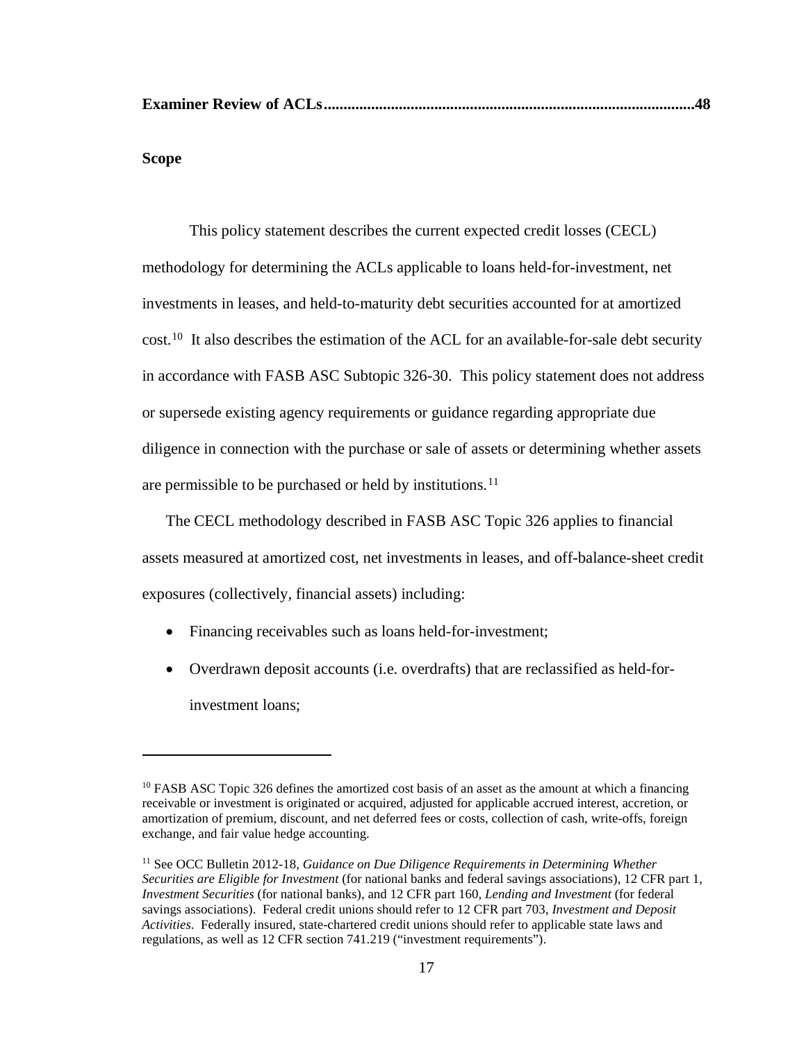**Examiner Review of ACLs..............................................................................................48**

## Scope

This policy statement describes the current expected credit losses (CECL) methodology for determining the ACLs applicable to loans held-for-investment, net investments in leases, and held-to-maturity debt securities accounted for at amortized cost.[10] It also describes the estimation of the ACL for an available-for-sale debt security in accordance with FASB ASC Subtopic 326-30. This policy statement does not address or supersede existing agency requirements or guidance regarding appropriate due diligence in connection with the purchase or sale of assets or determining whether assets are permissible to be purchased or held by institutions.[11]

The CECL methodology described in FASB ASC Topic 326 applies to financial assets measured at amortized cost, net investments in leases, and off-balance-sheet credit exposures (collectively, financial assets) including:

- Financing receivables such as loans held-for-investment;
- Overdrawn deposit accounts (i.e. overdrafts) that are reclassified as held-for-investment loans;

---

[10] FASB ASC Topic 326 defines the amortized cost basis of an asset as the amount at which a financing receivable or investment is originated or acquired, adjusted for applicable accrued interest, accretion, or amortization of premium, discount, and net deferred fees or costs, collection of cash, write-offs, foreign exchange, and fair value hedge accounting.

[11] See OCC Bulletin 2012-18, *Guidance on Due Diligence Requirements in Determining Whether Securities are Eligible for Investment* (for national banks and federal savings associations), 12 CFR part 1, *Investment Securities* (for national banks), and 12 CFR part 160, *Lending and Investment* (for federal savings associations). Federal credit unions should refer to 12 CFR part 703, *Investment and Deposit Activities*. Federally insured, state-chartered credit unions should refer to applicable state laws and regulations, as well as 12 CFR section 741.219 ("investment requirements").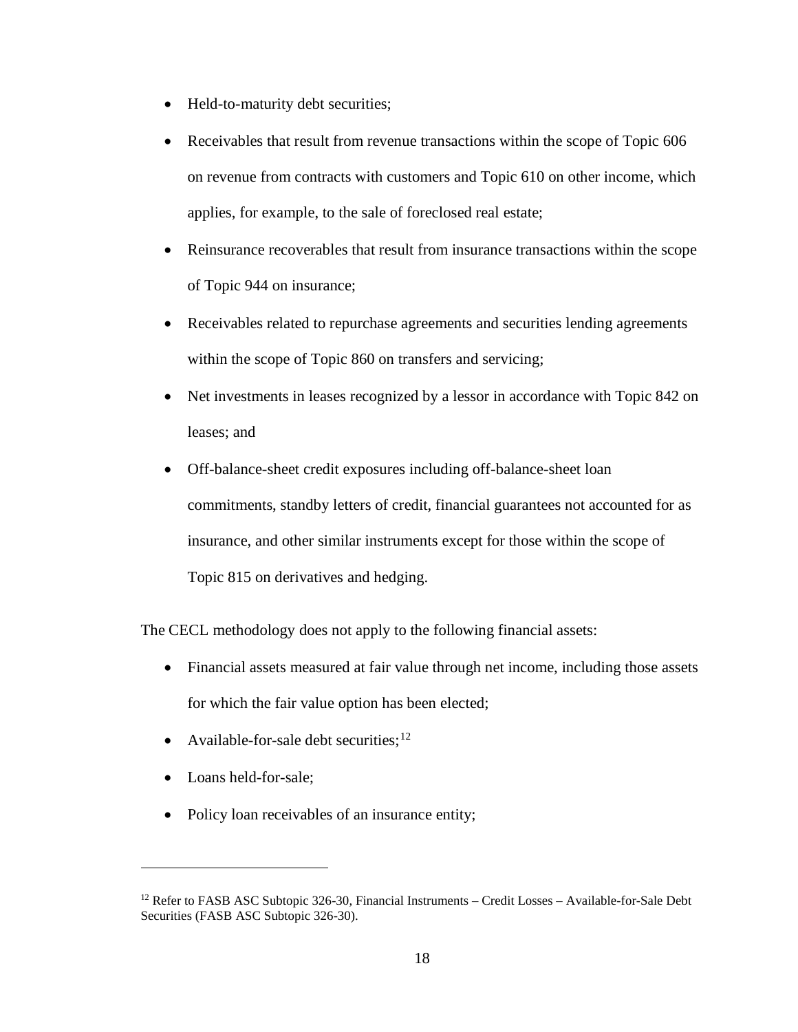- Held-to-maturity debt securities;
- Receivables that result from revenue transactions within the scope of Topic 606 on revenue from contracts with customers and Topic 610 on other income, which applies, for example, to the sale of foreclosed real estate;
- Reinsurance recoverables that result from insurance transactions within the scope of Topic 944 on insurance;
- Receivables related to repurchase agreements and securities lending agreements within the scope of Topic 860 on transfers and servicing;
- Net investments in leases recognized by a lessor in accordance with Topic 842 on leases; and
- Off-balance-sheet credit exposures including off-balance-sheet loan commitments, standby letters of credit, financial guarantees not accounted for as insurance, and other similar instruments except for those within the scope of Topic 815 on derivatives and hedging.

The CECL methodology does not apply to the following financial assets:

- Financial assets measured at fair value through net income, including those assets for which the fair value option has been elected;
- Available-for-sale debt securities;[12]
- Loans held-for-sale;
- Policy loan receivables of an insurance entity;

[12] Refer to FASB ASC Subtopic 326-30, Financial Instruments – Credit Losses – Available-for-Sale Debt Securities (FASB ASC Subtopic 326-30).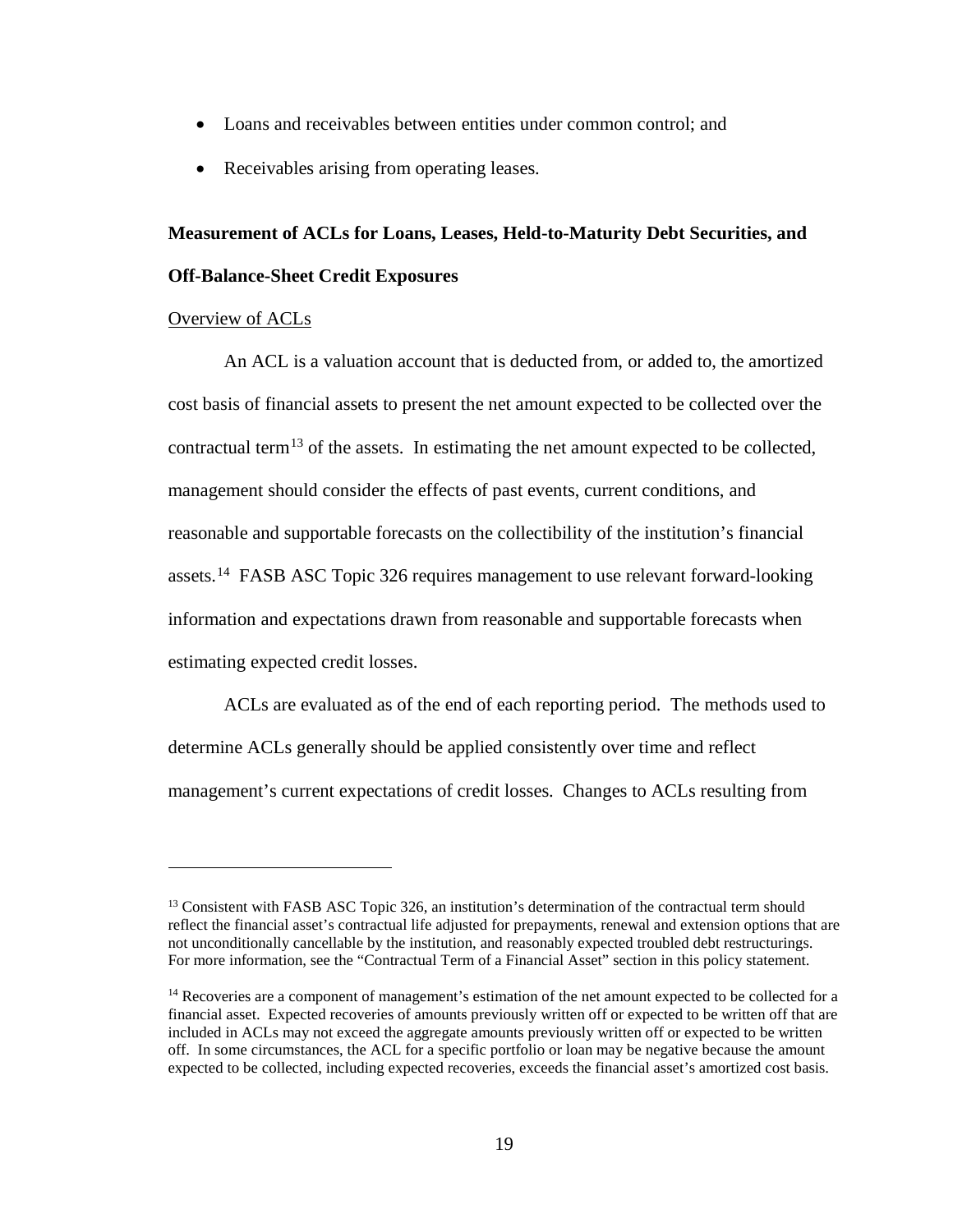- Loans and receivables between entities under common control; and
- Receivables arising from operating leases.

**Measurement of ACLs for Loans, Leases, Held-to-Maturity Debt Securities, and Off-Balance-Sheet Credit Exposures**

Overview of ACLs

An ACL is a valuation account that is deducted from, or added to, the amortized cost basis of financial assets to present the net amount expected to be collected over the contractual term[13] of the assets. In estimating the net amount expected to be collected, management should consider the effects of past events, current conditions, and reasonable and supportable forecasts on the collectibility of the institution's financial assets.[14] FASB ASC Topic 326 requires management to use relevant forward-looking information and expectations drawn from reasonable and supportable forecasts when estimating expected credit losses.

ACLs are evaluated as of the end of each reporting period. The methods used to determine ACLs generally should be applied consistently over time and reflect management's current expectations of credit losses. Changes to ACLs resulting from

---

[13] Consistent with FASB ASC Topic 326, an institution's determination of the contractual term should reflect the financial asset's contractual life adjusted for prepayments, renewal and extension options that are not unconditionally cancellable by the institution, and reasonably expected troubled debt restructurings. For more information, see the "Contractual Term of a Financial Asset" section in this policy statement.

[14] Recoveries are a component of management's estimation of the net amount expected to be collected for a financial asset. Expected recoveries of amounts previously written off or expected to be written off that are included in ACLs may not exceed the aggregate amounts previously written off or expected to be written off. In some circumstances, the ACL for a specific portfolio or loan may be negative because the amount expected to be collected, including expected recoveries, exceeds the financial asset's amortized cost basis.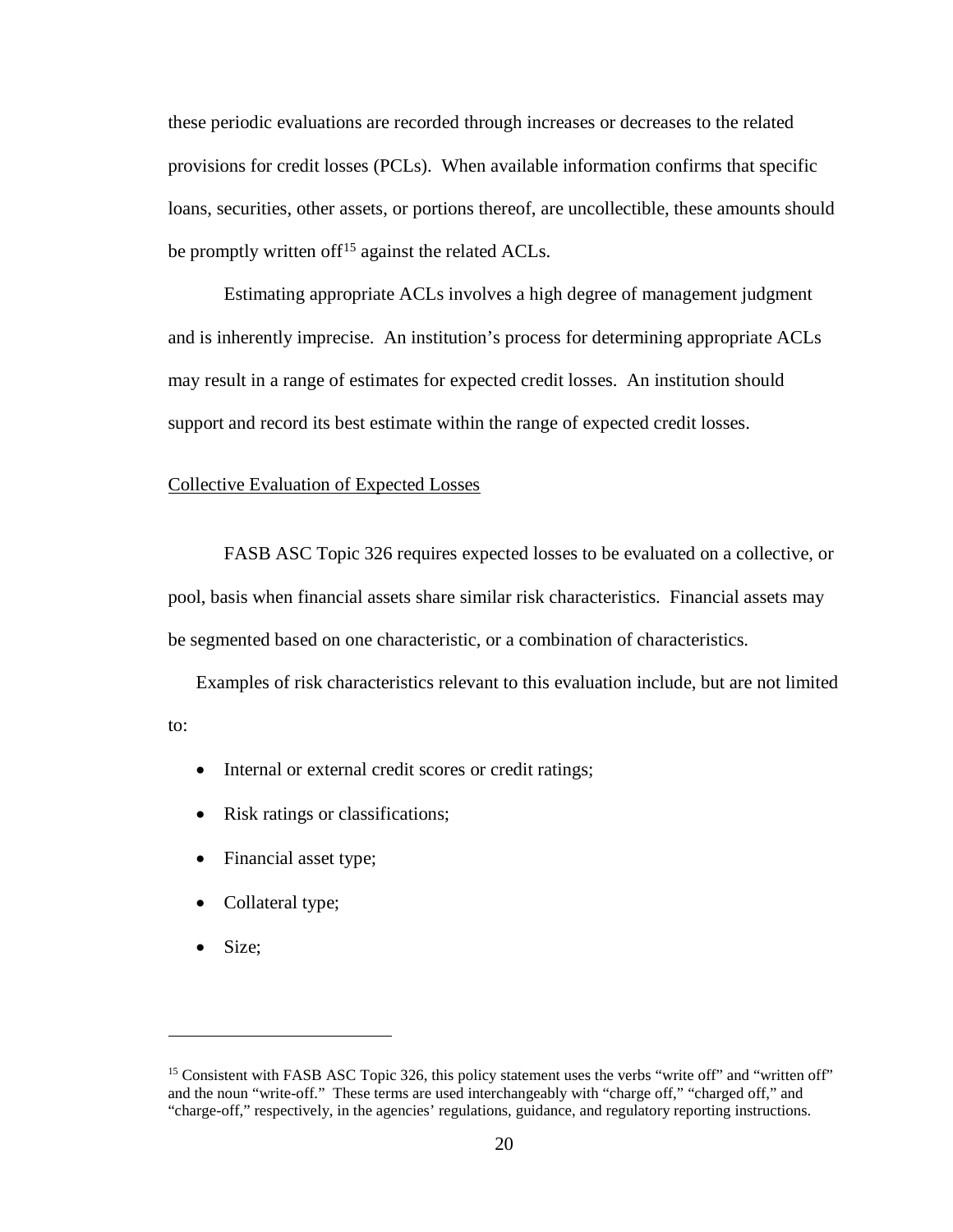these periodic evaluations are recorded through increases or decreases to the related provisions for credit losses (PCLs). When available information confirms that specific loans, securities, other assets, or portions thereof, are uncollectible, these amounts should be promptly written off[15] against the related ACLs.

Estimating appropriate ACLs involves a high degree of management judgment and is inherently imprecise. An institution's process for determining appropriate ACLs may result in a range of estimates for expected credit losses. An institution should support and record its best estimate within the range of expected credit losses.

Collective Evaluation of Expected Losses

FASB ASC Topic 326 requires expected losses to be evaluated on a collective, or pool, basis when financial assets share similar risk characteristics. Financial assets may be segmented based on one characteristic, or a combination of characteristics.

Examples of risk characteristics relevant to this evaluation include, but are not limited to:

- Internal or external credit scores or credit ratings;
- Risk ratings or classifications;
- Financial asset type;
- Collateral type;
- Size;

[15] Consistent with FASB ASC Topic 326, this policy statement uses the verbs "write off" and "written off" and the noun "write-off." These terms are used interchangeably with "charge off," "charged off," and "charge-off," respectively, in the agencies' regulations, guidance, and regulatory reporting instructions.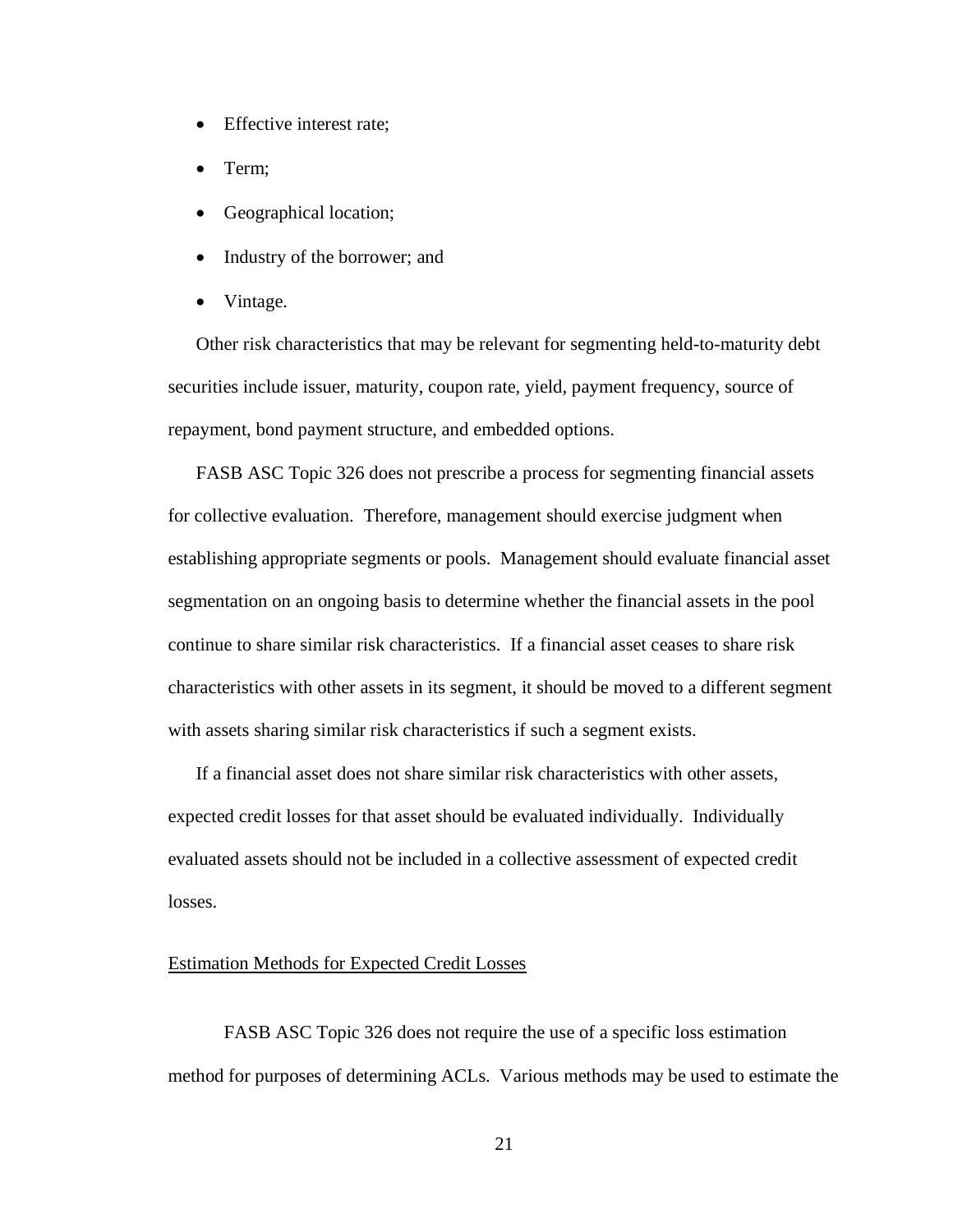- Effective interest rate;
- Term;
- Geographical location;
- Industry of the borrower; and
- Vintage.

Other risk characteristics that may be relevant for segmenting held-to-maturity debt securities include issuer, maturity, coupon rate, yield, payment frequency, source of repayment, bond payment structure, and embedded options.

FASB ASC Topic 326 does not prescribe a process for segmenting financial assets for collective evaluation. Therefore, management should exercise judgment when establishing appropriate segments or pools. Management should evaluate financial asset segmentation on an ongoing basis to determine whether the financial assets in the pool continue to share similar risk characteristics. If a financial asset ceases to share risk characteristics with other assets in its segment, it should be moved to a different segment with assets sharing similar risk characteristics if such a segment exists.

If a financial asset does not share similar risk characteristics with other assets, expected credit losses for that asset should be evaluated individually. Individually evaluated assets should not be included in a collective assessment of expected credit losses.

<u>Estimation Methods for Expected Credit Losses</u>

FASB ASC Topic 326 does not require the use of a specific loss estimation method for purposes of determining ACLs. Various methods may be used to estimate the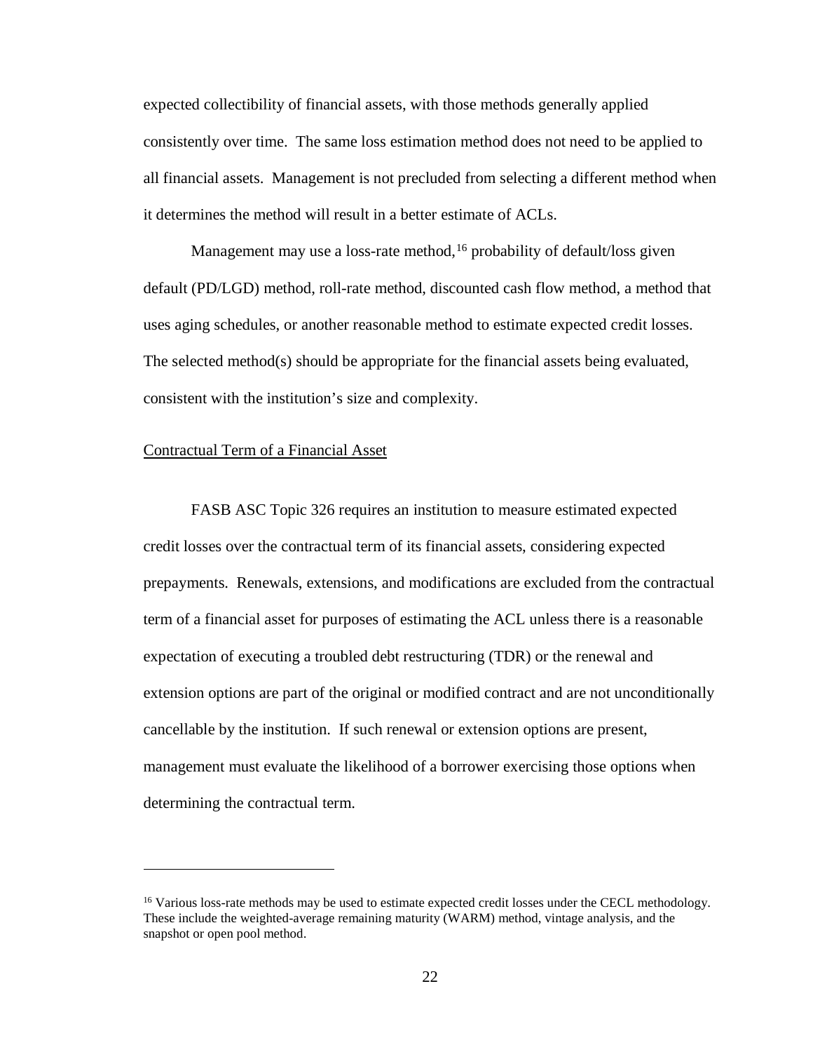expected collectibility of financial assets, with those methods generally applied consistently over time. The same loss estimation method does not need to be applied to all financial assets. Management is not precluded from selecting a different method when it determines the method will result in a better estimate of ACLs.

Management may use a loss-rate method,[16] probability of default/loss given default (PD/LGD) method, roll-rate method, discounted cash flow method, a method that uses aging schedules, or another reasonable method to estimate expected credit losses. The selected method(s) should be appropriate for the financial assets being evaluated, consistent with the institution's size and complexity.

<u>Contractual Term of a Financial Asset</u>

FASB ASC Topic 326 requires an institution to measure estimated expected credit losses over the contractual term of its financial assets, considering expected prepayments. Renewals, extensions, and modifications are excluded from the contractual term of a financial asset for purposes of estimating the ACL unless there is a reasonable expectation of executing a troubled debt restructuring (TDR) or the renewal and extension options are part of the original or modified contract and are not unconditionally cancellable by the institution. If such renewal or extension options are present, management must evaluate the likelihood of a borrower exercising those options when determining the contractual term.

---

[16] Various loss-rate methods may be used to estimate expected credit losses under the CECL methodology. These include the weighted-average remaining maturity (WARM) method, vintage analysis, and the snapshot or open pool method.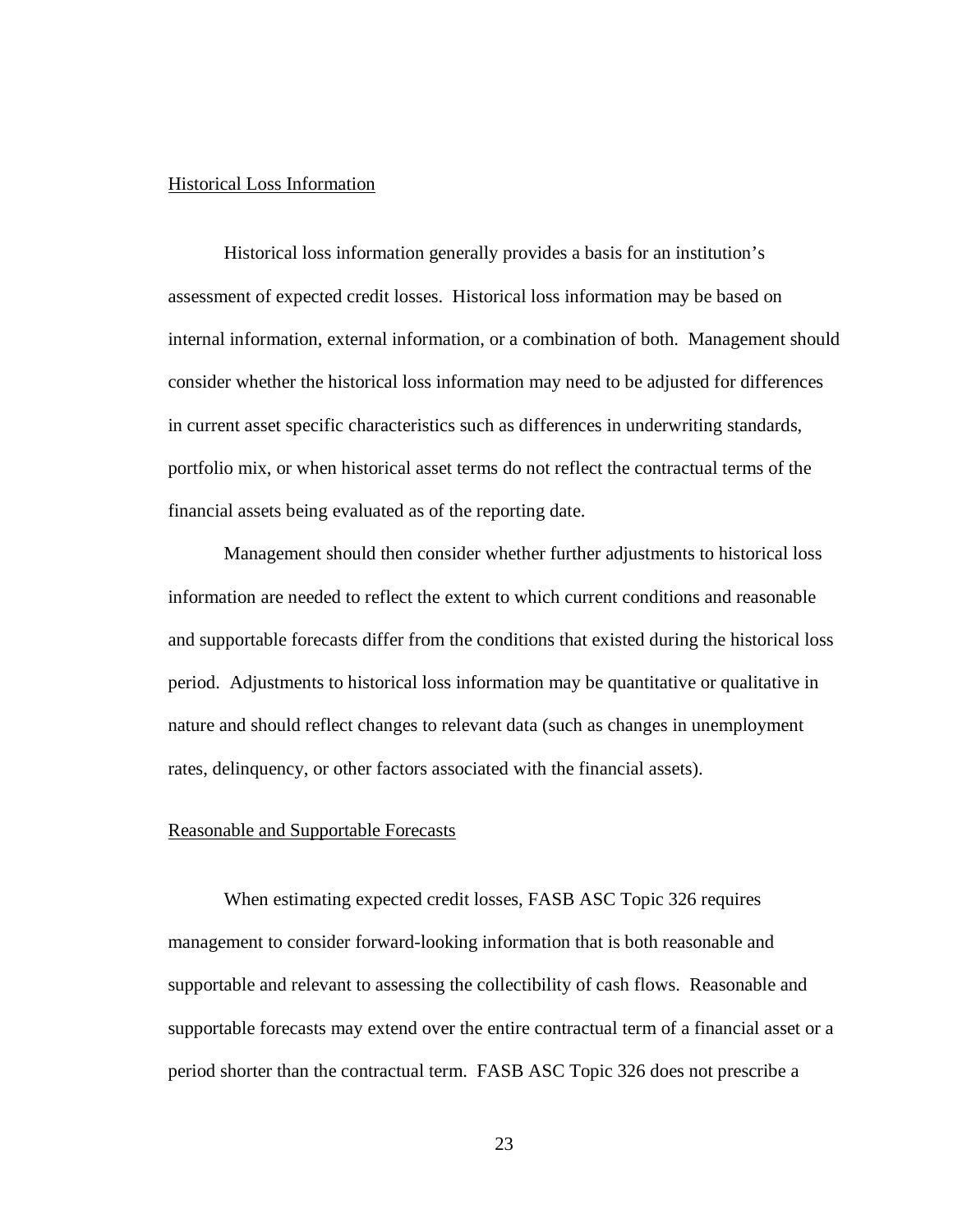## Historical Loss Information

Historical loss information generally provides a basis for an institution's assessment of expected credit losses. Historical loss information may be based on internal information, external information, or a combination of both. Management should consider whether the historical loss information may need to be adjusted for differences in current asset specific characteristics such as differences in underwriting standards, portfolio mix, or when historical asset terms do not reflect the contractual terms of the financial assets being evaluated as of the reporting date.

Management should then consider whether further adjustments to historical loss information are needed to reflect the extent to which current conditions and reasonable and supportable forecasts differ from the conditions that existed during the historical loss period. Adjustments to historical loss information may be quantitative or qualitative in nature and should reflect changes to relevant data (such as changes in unemployment rates, delinquency, or other factors associated with the financial assets).

## Reasonable and Supportable Forecasts

When estimating expected credit losses, FASB ASC Topic 326 requires management to consider forward-looking information that is both reasonable and supportable and relevant to assessing the collectibility of cash flows. Reasonable and supportable forecasts may extend over the entire contractual term of a financial asset or a period shorter than the contractual term. FASB ASC Topic 326 does not prescribe a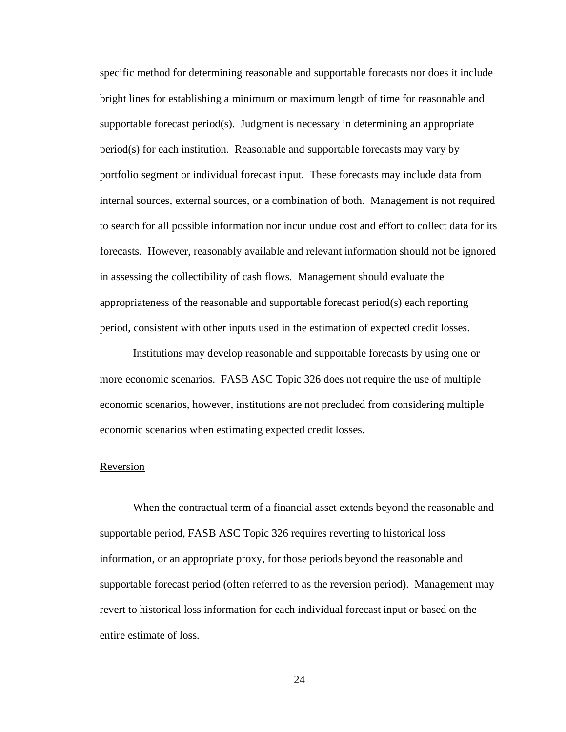specific method for determining reasonable and supportable forecasts nor does it include bright lines for establishing a minimum or maximum length of time for reasonable and supportable forecast period(s). Judgment is necessary in determining an appropriate period(s) for each institution. Reasonable and supportable forecasts may vary by portfolio segment or individual forecast input. These forecasts may include data from internal sources, external sources, or a combination of both. Management is not required to search for all possible information nor incur undue cost and effort to collect data for its forecasts. However, reasonably available and relevant information should not be ignored in assessing the collectibility of cash flows. Management should evaluate the appropriateness of the reasonable and supportable forecast period(s) each reporting period, consistent with other inputs used in the estimation of expected credit losses.

Institutions may develop reasonable and supportable forecasts by using one or more economic scenarios. FASB ASC Topic 326 does not require the use of multiple economic scenarios, however, institutions are not precluded from considering multiple economic scenarios when estimating expected credit losses.

Reversion

When the contractual term of a financial asset extends beyond the reasonable and supportable period, FASB ASC Topic 326 requires reverting to historical loss information, or an appropriate proxy, for those periods beyond the reasonable and supportable forecast period (often referred to as the reversion period). Management may revert to historical loss information for each individual forecast input or based on the entire estimate of loss.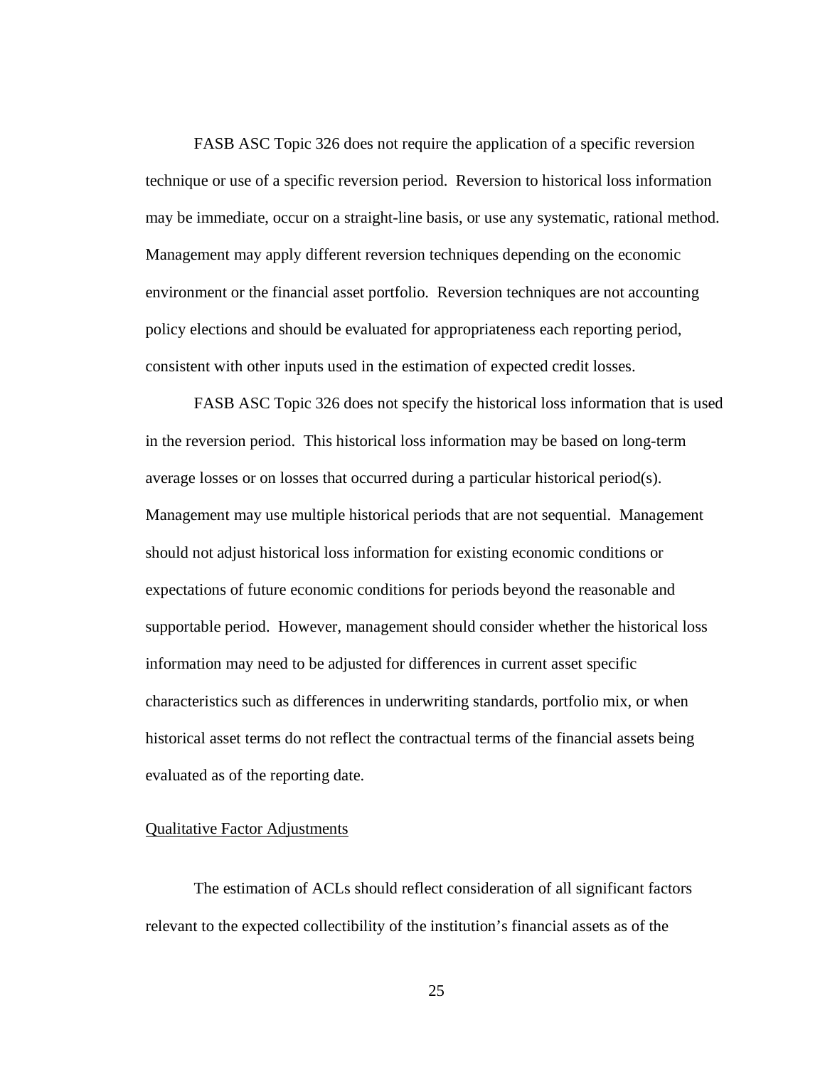FASB ASC Topic 326 does not require the application of a specific reversion technique or use of a specific reversion period. Reversion to historical loss information may be immediate, occur on a straight-line basis, or use any systematic, rational method. Management may apply different reversion techniques depending on the economic environment or the financial asset portfolio. Reversion techniques are not accounting policy elections and should be evaluated for appropriateness each reporting period, consistent with other inputs used in the estimation of expected credit losses.

FASB ASC Topic 326 does not specify the historical loss information that is used in the reversion period. This historical loss information may be based on long-term average losses or on losses that occurred during a particular historical period(s). Management may use multiple historical periods that are not sequential. Management should not adjust historical loss information for existing economic conditions or expectations of future economic conditions for periods beyond the reasonable and supportable period. However, management should consider whether the historical loss information may need to be adjusted for differences in current asset specific characteristics such as differences in underwriting standards, portfolio mix, or when historical asset terms do not reflect the contractual terms of the financial assets being evaluated as of the reporting date.

<u>Qualitative Factor Adjustments</u>

The estimation of ACLs should reflect consideration of all significant factors relevant to the expected collectibility of the institution's financial assets as of the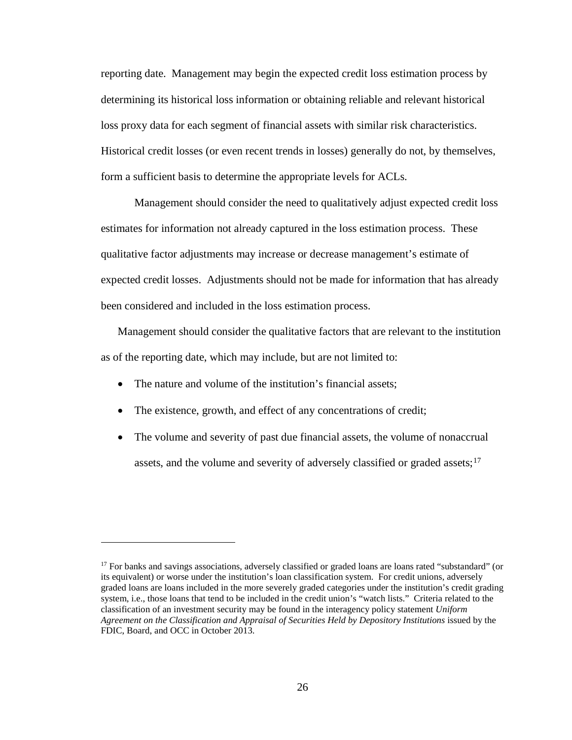reporting date. Management may begin the expected credit loss estimation process by determining its historical loss information or obtaining reliable and relevant historical loss proxy data for each segment of financial assets with similar risk characteristics. Historical credit losses (or even recent trends in losses) generally do not, by themselves, form a sufficient basis to determine the appropriate levels for ACLs.

Management should consider the need to qualitatively adjust expected credit loss estimates for information not already captured in the loss estimation process. These qualitative factor adjustments may increase or decrease management's estimate of expected credit losses. Adjustments should not be made for information that has already been considered and included in the loss estimation process.

Management should consider the qualitative factors that are relevant to the institution as of the reporting date, which may include, but are not limited to:

- The nature and volume of the institution's financial assets;
- The existence, growth, and effect of any concentrations of credit;
- The volume and severity of past due financial assets, the volume of nonaccrual assets, and the volume and severity of adversely classified or graded assets;[17]

---

[17] For banks and savings associations, adversely classified or graded loans are loans rated "substandard" (or its equivalent) or worse under the institution's loan classification system. For credit unions, adversely graded loans are loans included in the more severely graded categories under the institution's credit grading system, i.e., those loans that tend to be included in the credit union's "watch lists." Criteria related to the classification of an investment security may be found in the interagency policy statement *Uniform Agreement on the Classification and Appraisal of Securities Held by Depository Institutions* issued by the FDIC, Board, and OCC in October 2013.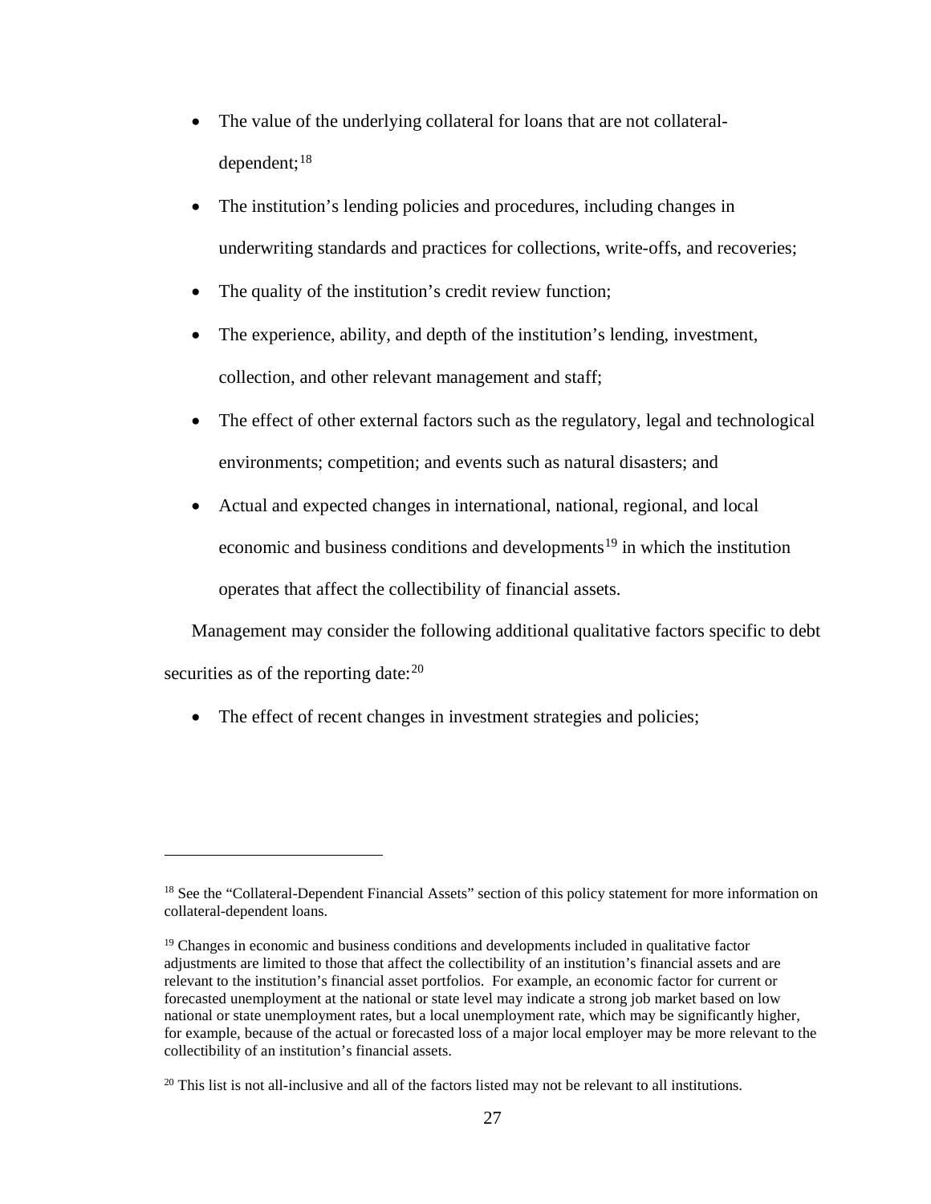- The value of the underlying collateral for loans that are not collateral-dependent;[18]
- The institution's lending policies and procedures, including changes in underwriting standards and practices for collections, write-offs, and recoveries;
- The quality of the institution's credit review function;
- The experience, ability, and depth of the institution's lending, investment, collection, and other relevant management and staff;
- The effect of other external factors such as the regulatory, legal and technological environments; competition; and events such as natural disasters; and
- Actual and expected changes in international, national, regional, and local economic and business conditions and developments[19] in which the institution operates that affect the collectibility of financial assets.

Management may consider the following additional qualitative factors specific to debt securities as of the reporting date:[20]

- The effect of recent changes in investment strategies and policies;

---

[18] See the "Collateral-Dependent Financial Assets" section of this policy statement for more information on collateral-dependent loans.

[19] Changes in economic and business conditions and developments included in qualitative factor adjustments are limited to those that affect the collectibility of an institution's financial assets and are relevant to the institution's financial asset portfolios. For example, an economic factor for current or forecasted unemployment at the national or state level may indicate a strong job market based on low national or state unemployment rates, but a local unemployment rate, which may be significantly higher, for example, because of the actual or forecasted loss of a major local employer may be more relevant to the collectibility of an institution's financial assets.

[20] This list is not all-inclusive and all of the factors listed may not be relevant to all institutions.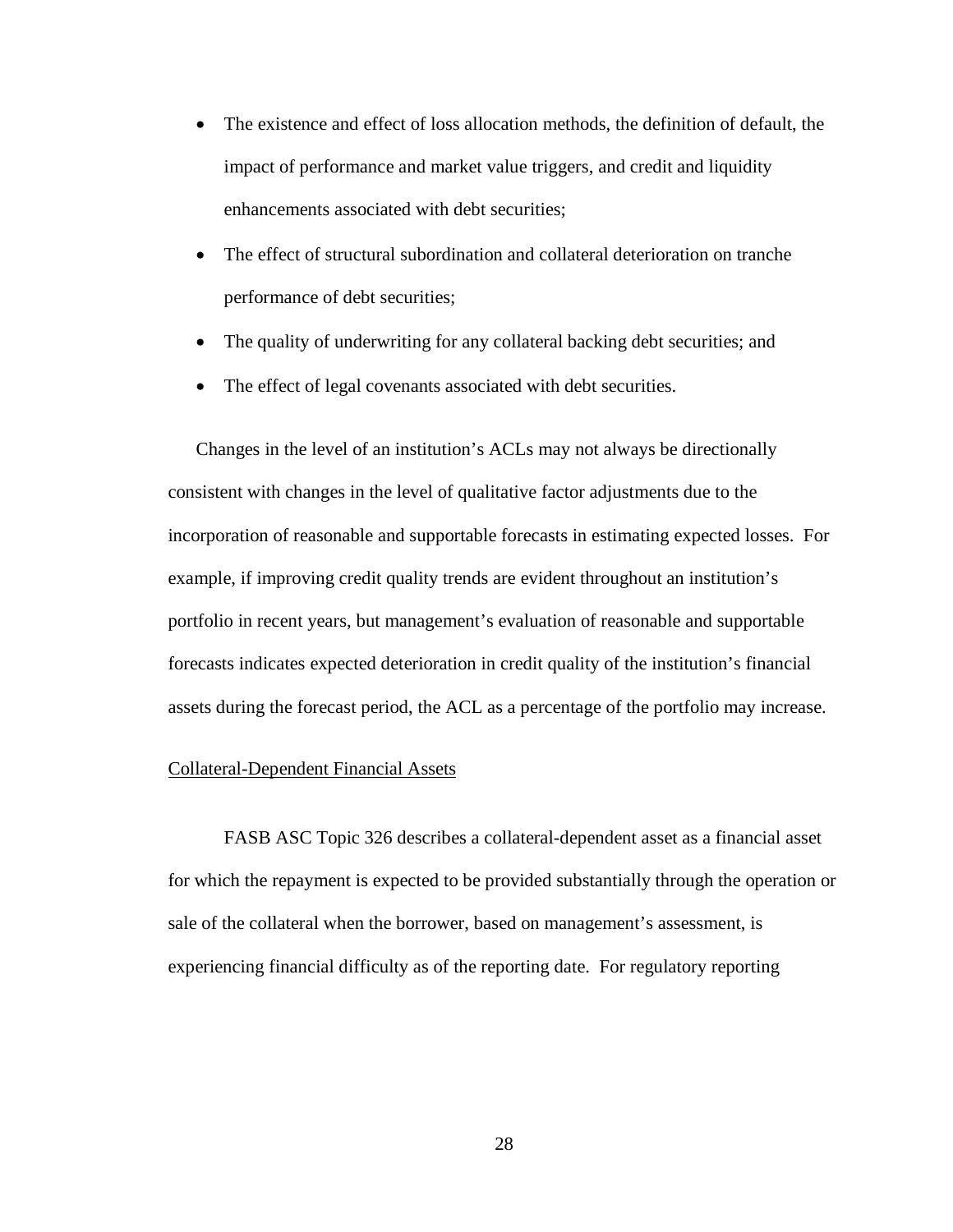- The existence and effect of loss allocation methods, the definition of default, the impact of performance and market value triggers, and credit and liquidity enhancements associated with debt securities;
- The effect of structural subordination and collateral deterioration on tranche performance of debt securities;
- The quality of underwriting for any collateral backing debt securities; and
- The effect of legal covenants associated with debt securities.

Changes in the level of an institution's ACLs may not always be directionally consistent with changes in the level of qualitative factor adjustments due to the incorporation of reasonable and supportable forecasts in estimating expected losses. For example, if improving credit quality trends are evident throughout an institution's portfolio in recent years, but management's evaluation of reasonable and supportable forecasts indicates expected deterioration in credit quality of the institution's financial assets during the forecast period, the ACL as a percentage of the portfolio may increase.

<u>Collateral-Dependent Financial Assets</u>

FASB ASC Topic 326 describes a collateral-dependent asset as a financial asset for which the repayment is expected to be provided substantially through the operation or sale of the collateral when the borrower, based on management's assessment, is experiencing financial difficulty as of the reporting date. For regulatory reporting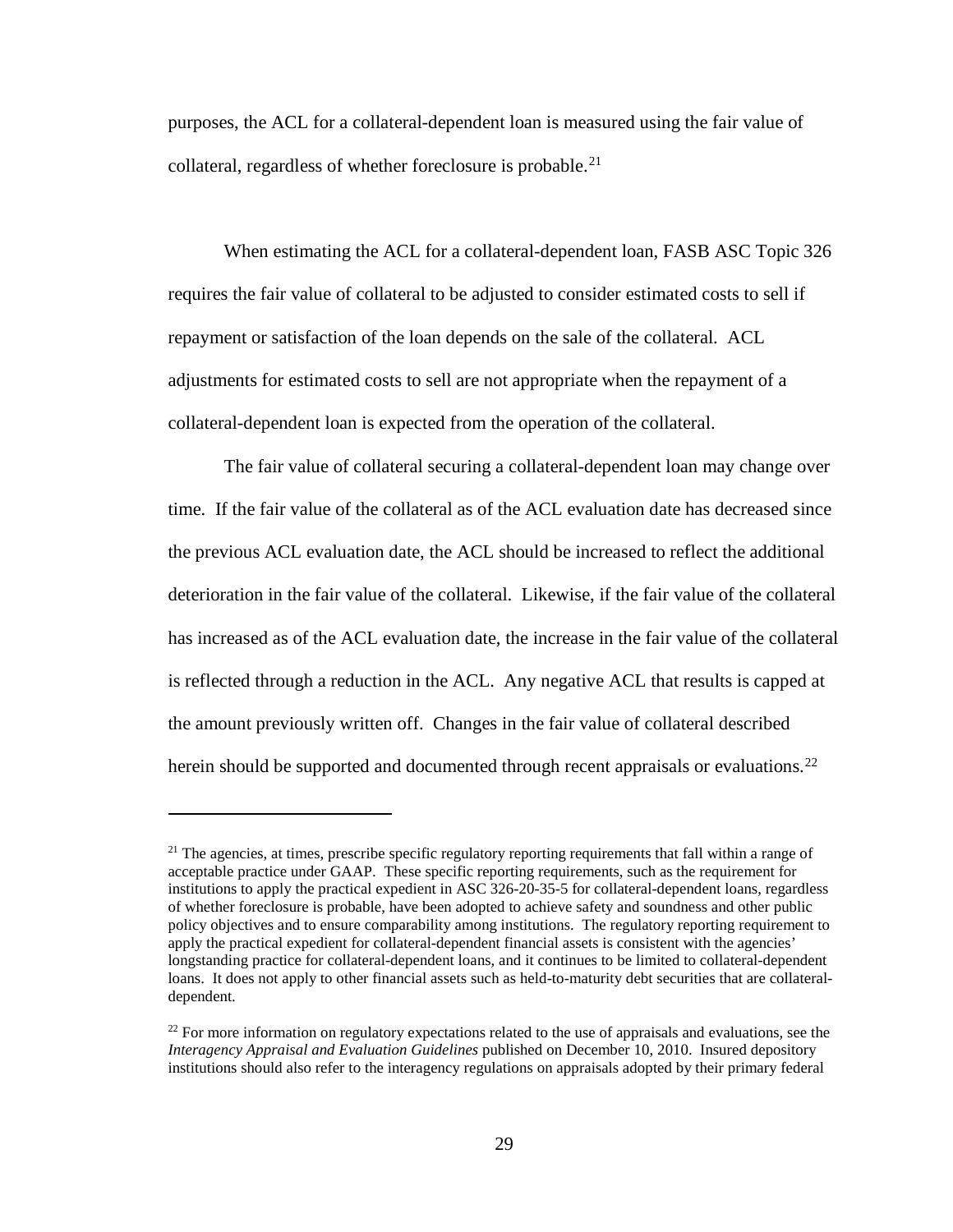purposes, the ACL for a collateral-dependent loan is measured using the fair value of collateral, regardless of whether foreclosure is probable.[21]

When estimating the ACL for a collateral-dependent loan, FASB ASC Topic 326 requires the fair value of collateral to be adjusted to consider estimated costs to sell if repayment or satisfaction of the loan depends on the sale of the collateral. ACL adjustments for estimated costs to sell are not appropriate when the repayment of a collateral-dependent loan is expected from the operation of the collateral.

The fair value of collateral securing a collateral-dependent loan may change over time. If the fair value of the collateral as of the ACL evaluation date has decreased since the previous ACL evaluation date, the ACL should be increased to reflect the additional deterioration in the fair value of the collateral. Likewise, if the fair value of the collateral has increased as of the ACL evaluation date, the increase in the fair value of the collateral is reflected through a reduction in the ACL. Any negative ACL that results is capped at the amount previously written off. Changes in the fair value of collateral described herein should be supported and documented through recent appraisals or evaluations.[22]

---

[21] The agencies, at times, prescribe specific regulatory reporting requirements that fall within a range of acceptable practice under GAAP. These specific reporting requirements, such as the requirement for institutions to apply the practical expedient in ASC 326-20-35-5 for collateral-dependent loans, regardless of whether foreclosure is probable, have been adopted to achieve safety and soundness and other public policy objectives and to ensure comparability among institutions. The regulatory reporting requirement to apply the practical expedient for collateral-dependent financial assets is consistent with the agencies' longstanding practice for collateral-dependent loans, and it continues to be limited to collateral-dependent loans. It does not apply to other financial assets such as held-to-maturity debt securities that are collateral-dependent.

[22] For more information on regulatory expectations related to the use of appraisals and evaluations, see the *Interagency Appraisal and Evaluation Guidelines* published on December 10, 2010. Insured depository institutions should also refer to the interagency regulations on appraisals adopted by their primary federal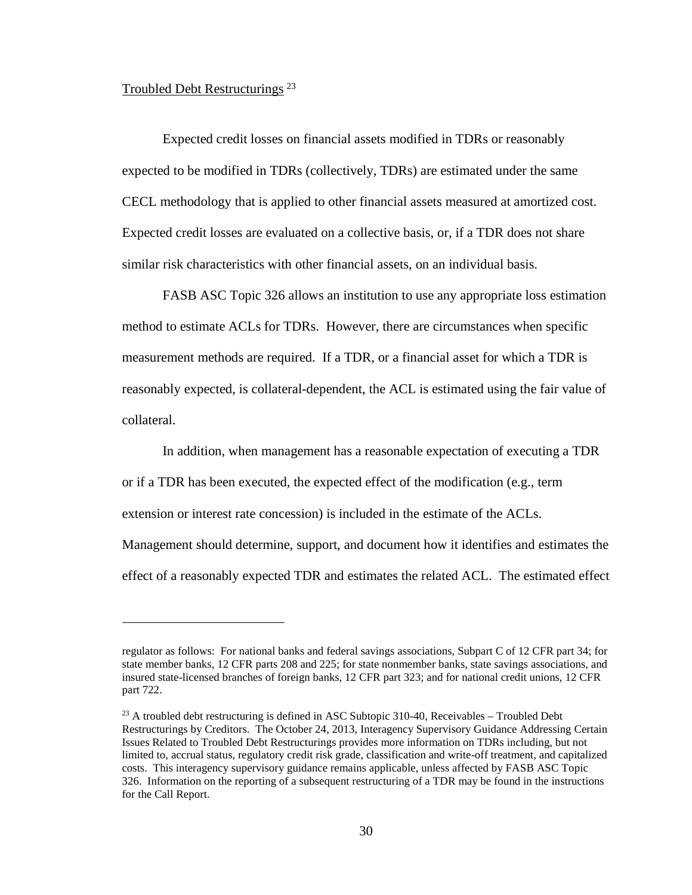Troubled Debt Restructurings [23]

Expected credit losses on financial assets modified in TDRs or reasonably expected to be modified in TDRs (collectively, TDRs) are estimated under the same CECL methodology that is applied to other financial assets measured at amortized cost. Expected credit losses are evaluated on a collective basis, or, if a TDR does not share similar risk characteristics with other financial assets, on an individual basis.

FASB ASC Topic 326 allows an institution to use any appropriate loss estimation method to estimate ACLs for TDRs. However, there are circumstances when specific measurement methods are required. If a TDR, or a financial asset for which a TDR is reasonably expected, is collateral-dependent, the ACL is estimated using the fair value of collateral.

In addition, when management has a reasonable expectation of executing a TDR or if a TDR has been executed, the expected effect of the modification (e.g., term extension or interest rate concession) is included in the estimate of the ACLs. Management should determine, support, and document how it identifies and estimates the effect of a reasonably expected TDR and estimates the related ACL. The estimated effect

---

regulator as follows: For national banks and federal savings associations, Subpart C of 12 CFR part 34; for state member banks, 12 CFR parts 208 and 225; for state nonmember banks, state savings associations, and insured state-licensed branches of foreign banks, 12 CFR part 323; and for national credit unions, 12 CFR part 722.

[23] A troubled debt restructuring is defined in ASC Subtopic 310-40, Receivables – Troubled Debt Restructurings by Creditors. The October 24, 2013, Interagency Supervisory Guidance Addressing Certain Issues Related to Troubled Debt Restructurings provides more information on TDRs including, but not limited to, accrual status, regulatory credit risk grade, classification and write-off treatment, and capitalized costs. This interagency supervisory guidance remains applicable, unless affected by FASB ASC Topic 326. Information on the reporting of a subsequent restructuring of a TDR may be found in the instructions for the Call Report.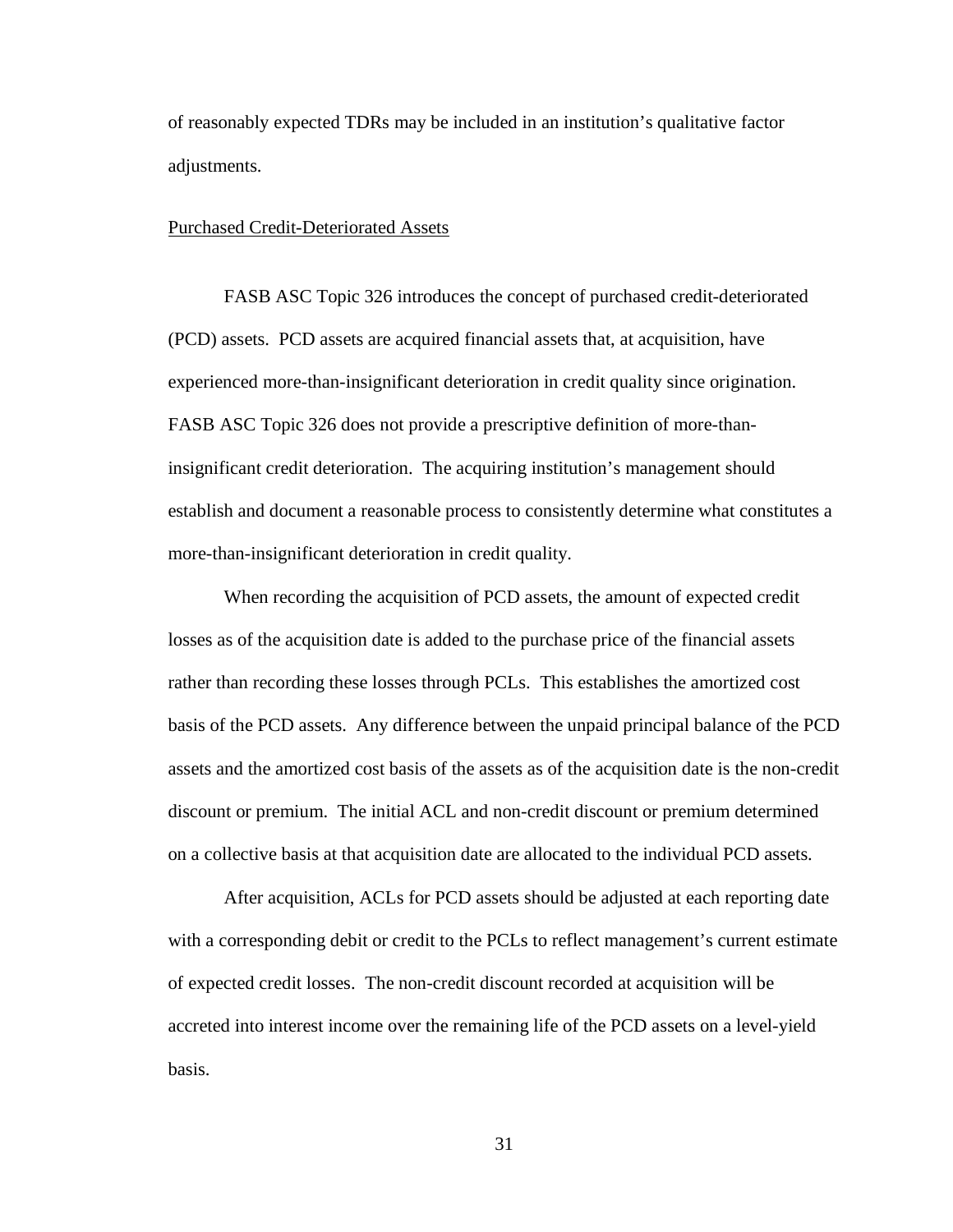of reasonably expected TDRs may be included in an institution's qualitative factor adjustments.

### Purchased Credit-Deteriorated Assets

FASB ASC Topic 326 introduces the concept of purchased credit-deteriorated (PCD) assets. PCD assets are acquired financial assets that, at acquisition, have experienced more-than-insignificant deterioration in credit quality since origination. FASB ASC Topic 326 does not provide a prescriptive definition of more-than-insignificant credit deterioration. The acquiring institution's management should establish and document a reasonable process to consistently determine what constitutes a more-than-insignificant deterioration in credit quality.

When recording the acquisition of PCD assets, the amount of expected credit losses as of the acquisition date is added to the purchase price of the financial assets rather than recording these losses through PCLs. This establishes the amortized cost basis of the PCD assets. Any difference between the unpaid principal balance of the PCD assets and the amortized cost basis of the assets as of the acquisition date is the non-credit discount or premium. The initial ACL and non-credit discount or premium determined on a collective basis at that acquisition date are allocated to the individual PCD assets.

After acquisition, ACLs for PCD assets should be adjusted at each reporting date with a corresponding debit or credit to the PCLs to reflect management's current estimate of expected credit losses. The non-credit discount recorded at acquisition will be accreted into interest income over the remaining life of the PCD assets on a level-yield basis.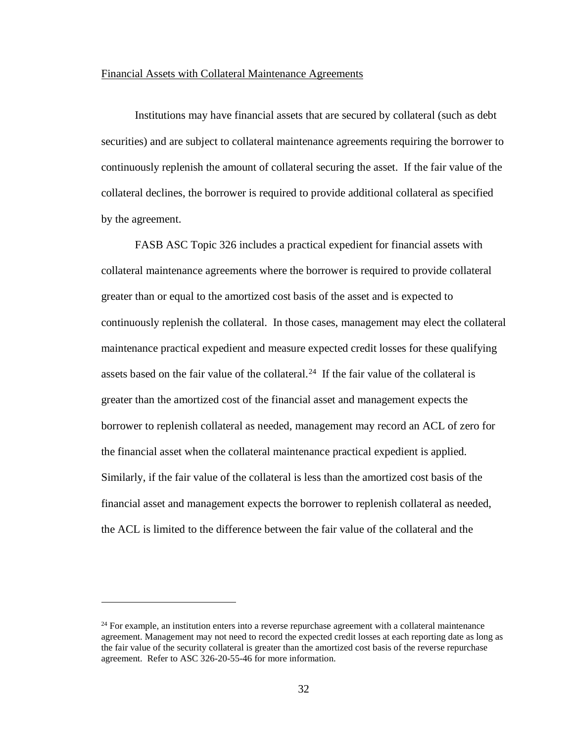Financial Assets with Collateral Maintenance Agreements

Institutions may have financial assets that are secured by collateral (such as debt securities) and are subject to collateral maintenance agreements requiring the borrower to continuously replenish the amount of collateral securing the asset. If the fair value of the collateral declines, the borrower is required to provide additional collateral as specified by the agreement.

FASB ASC Topic 326 includes a practical expedient for financial assets with collateral maintenance agreements where the borrower is required to provide collateral greater than or equal to the amortized cost basis of the asset and is expected to continuously replenish the collateral. In those cases, management may elect the collateral maintenance practical expedient and measure expected credit losses for these qualifying assets based on the fair value of the collateral.[24] If the fair value of the collateral is greater than the amortized cost of the financial asset and management expects the borrower to replenish collateral as needed, management may record an ACL of zero for the financial asset when the collateral maintenance practical expedient is applied. Similarly, if the fair value of the collateral is less than the amortized cost basis of the financial asset and management expects the borrower to replenish collateral as needed, the ACL is limited to the difference between the fair value of the collateral and the

---

[24] For example, an institution enters into a reverse repurchase agreement with a collateral maintenance agreement. Management may not need to record the expected credit losses at each reporting date as long as the fair value of the security collateral is greater than the amortized cost basis of the reverse repurchase agreement. Refer to ASC 326-20-55-46 for more information.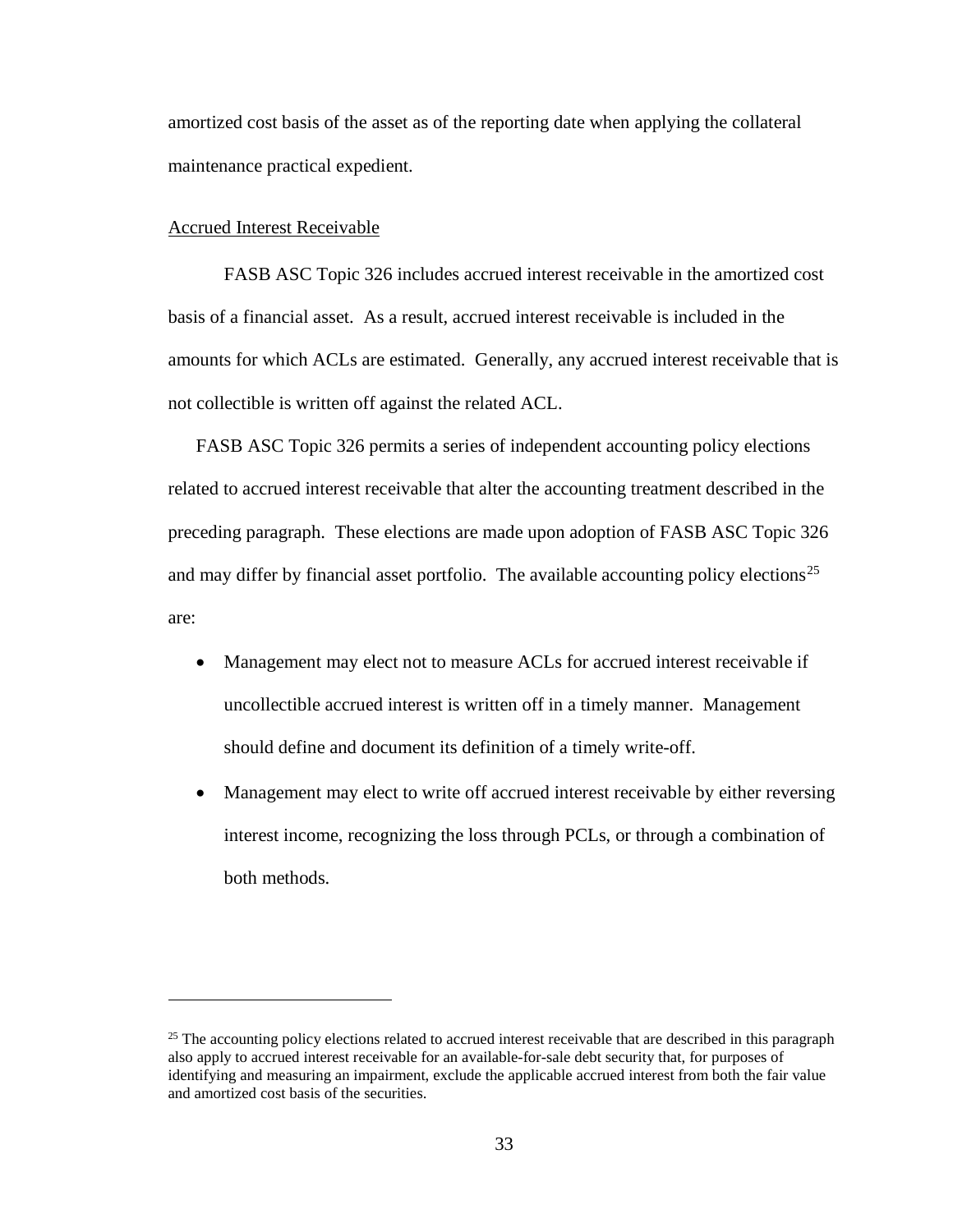amortized cost basis of the asset as of the reporting date when applying the collateral maintenance practical expedient.

Accrued Interest Receivable

FASB ASC Topic 326 includes accrued interest receivable in the amortized cost basis of a financial asset. As a result, accrued interest receivable is included in the amounts for which ACLs are estimated. Generally, any accrued interest receivable that is not collectible is written off against the related ACL.

FASB ASC Topic 326 permits a series of independent accounting policy elections related to accrued interest receivable that alter the accounting treatment described in the preceding paragraph. These elections are made upon adoption of FASB ASC Topic 326 and may differ by financial asset portfolio. The available accounting policy elections[25] are:

- Management may elect not to measure ACLs for accrued interest receivable if uncollectible accrued interest is written off in a timely manner. Management should define and document its definition of a timely write-off.
- Management may elect to write off accrued interest receivable by either reversing interest income, recognizing the loss through PCLs, or through a combination of both methods.

---

[25] The accounting policy elections related to accrued interest receivable that are described in this paragraph also apply to accrued interest receivable for an available-for-sale debt security that, for purposes of identifying and measuring an impairment, exclude the applicable accrued interest from both the fair value and amortized cost basis of the securities.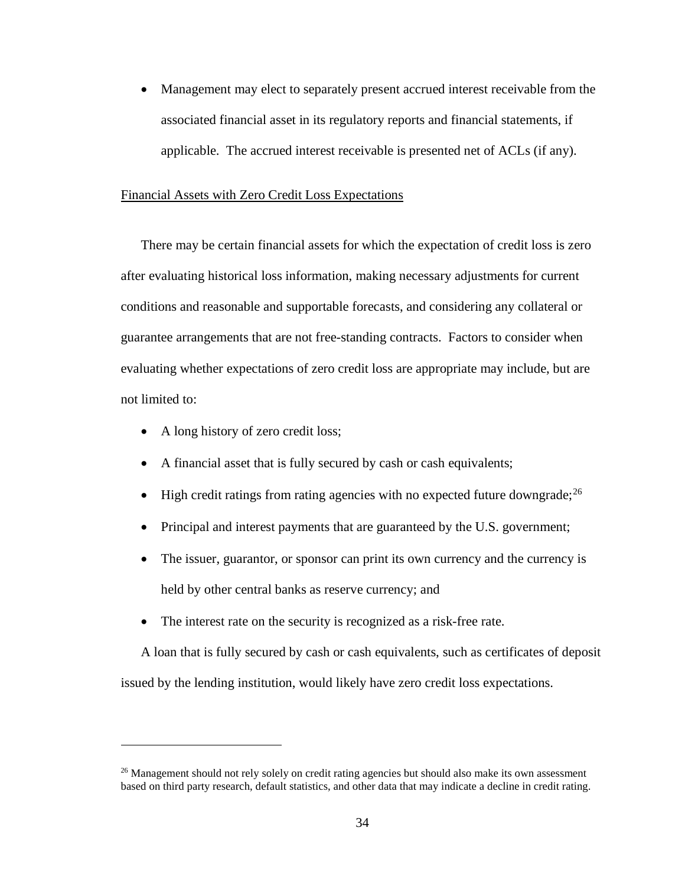- Management may elect to separately present accrued interest receivable from the associated financial asset in its regulatory reports and financial statements, if applicable. The accrued interest receivable is presented net of ACLs (if any).

Financial Assets with Zero Credit Loss Expectations

There may be certain financial assets for which the expectation of credit loss is zero after evaluating historical loss information, making necessary adjustments for current conditions and reasonable and supportable forecasts, and considering any collateral or guarantee arrangements that are not free-standing contracts. Factors to consider when evaluating whether expectations of zero credit loss are appropriate may include, but are not limited to:

- A long history of zero credit loss;
- A financial asset that is fully secured by cash or cash equivalents;
- High credit ratings from rating agencies with no expected future downgrade;[26]
- Principal and interest payments that are guaranteed by the U.S. government;
- The issuer, guarantor, or sponsor can print its own currency and the currency is held by other central banks as reserve currency; and
- The interest rate on the security is recognized as a risk-free rate.

A loan that is fully secured by cash or cash equivalents, such as certificates of deposit issued by the lending institution, would likely have zero credit loss expectations.

[26] Management should not rely solely on credit rating agencies but should also make its own assessment based on third party research, default statistics, and other data that may indicate a decline in credit rating.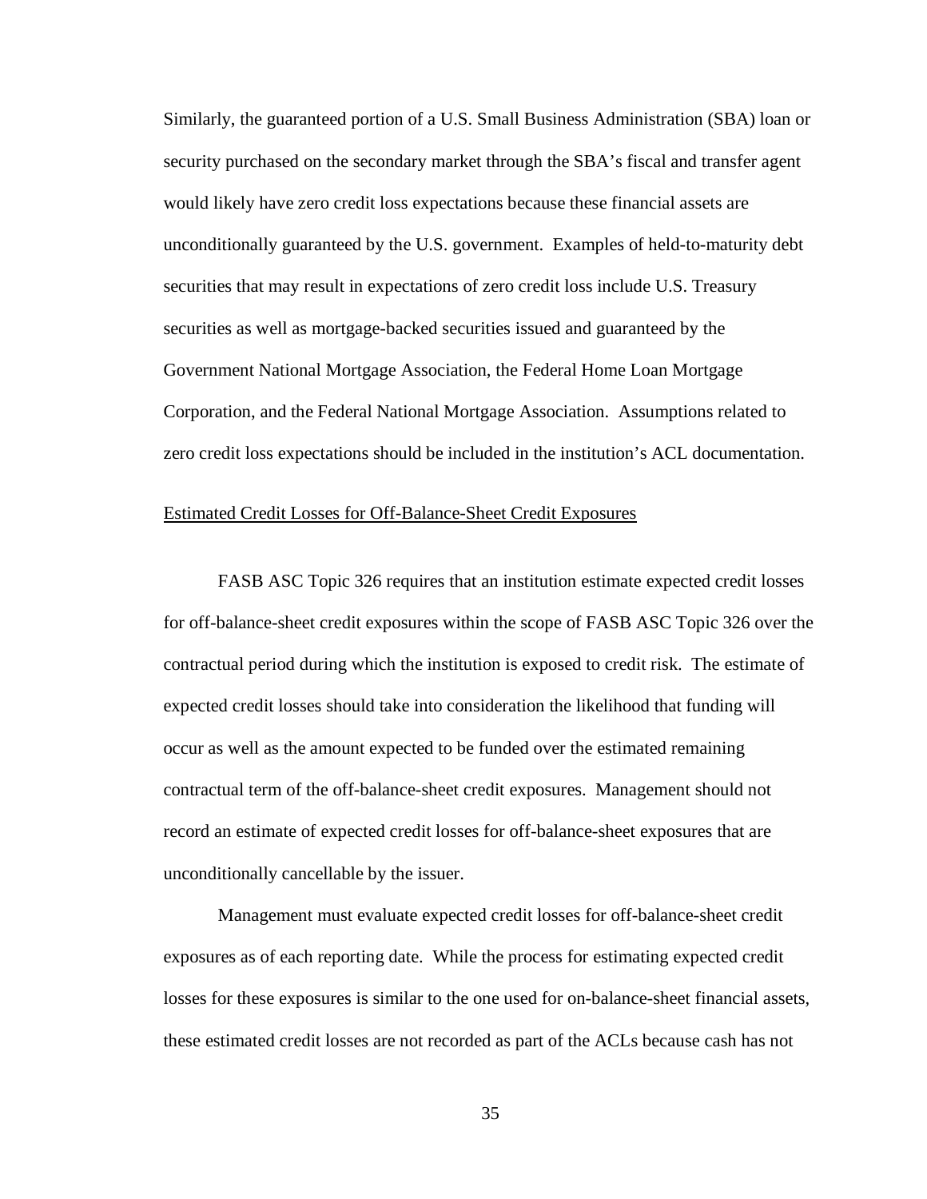Similarly, the guaranteed portion of a U.S. Small Business Administration (SBA) loan or security purchased on the secondary market through the SBA's fiscal and transfer agent would likely have zero credit loss expectations because these financial assets are unconditionally guaranteed by the U.S. government. Examples of held-to-maturity debt securities that may result in expectations of zero credit loss include U.S. Treasury securities as well as mortgage-backed securities issued and guaranteed by the Government National Mortgage Association, the Federal Home Loan Mortgage Corporation, and the Federal National Mortgage Association. Assumptions related to zero credit loss expectations should be included in the institution's ACL documentation.

<u>Estimated Credit Losses for Off-Balance-Sheet Credit Exposures</u>

FASB ASC Topic 326 requires that an institution estimate expected credit losses for off-balance-sheet credit exposures within the scope of FASB ASC Topic 326 over the contractual period during which the institution is exposed to credit risk. The estimate of expected credit losses should take into consideration the likelihood that funding will occur as well as the amount expected to be funded over the estimated remaining contractual term of the off-balance-sheet credit exposures. Management should not record an estimate of expected credit losses for off-balance-sheet exposures that are unconditionally cancellable by the issuer.

Management must evaluate expected credit losses for off-balance-sheet credit exposures as of each reporting date. While the process for estimating expected credit losses for these exposures is similar to the one used for on-balance-sheet financial assets, these estimated credit losses are not recorded as part of the ACLs because cash has not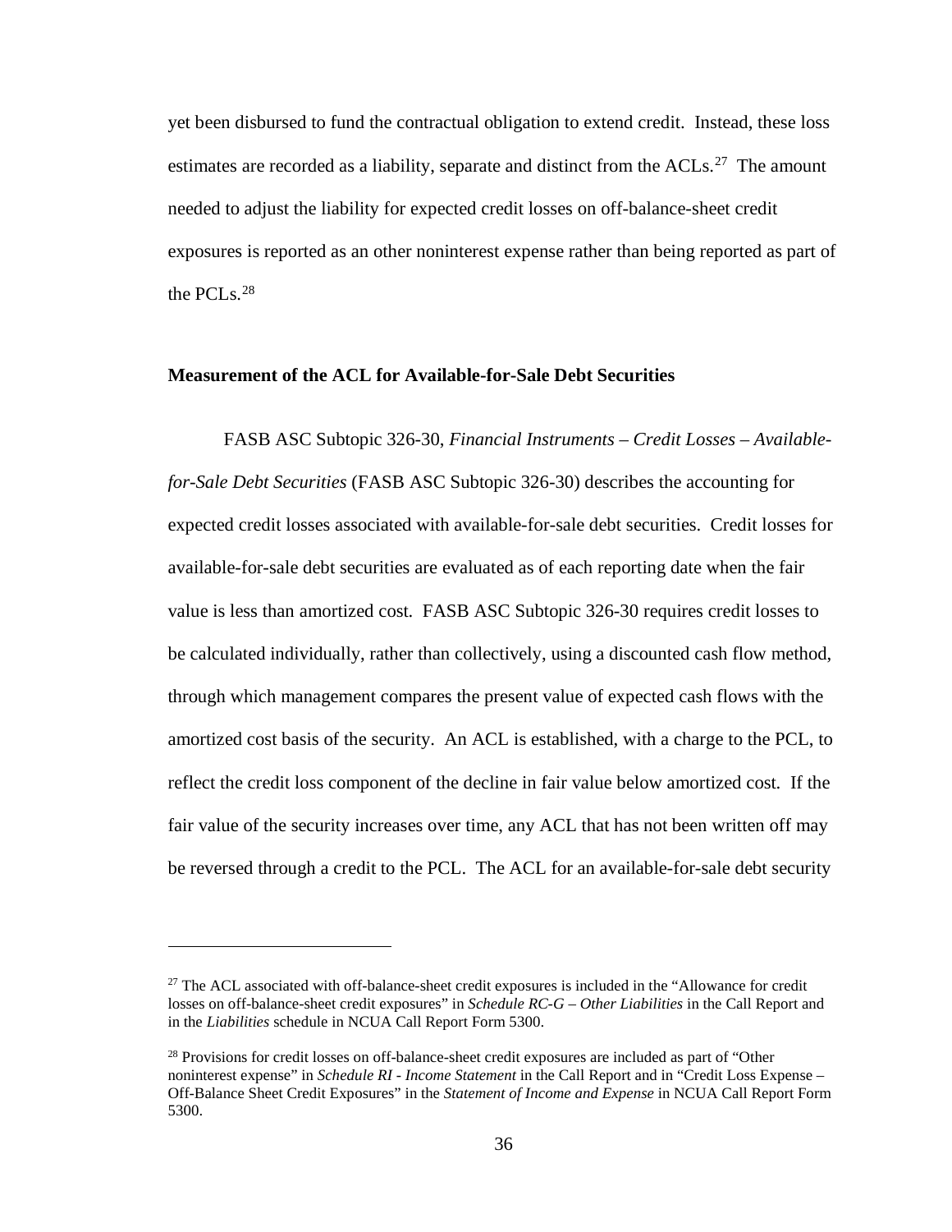yet been disbursed to fund the contractual obligation to extend credit. Instead, these loss estimates are recorded as a liability, separate and distinct from the ACLs.[27] The amount needed to adjust the liability for expected credit losses on off-balance-sheet credit exposures is reported as an other noninterest expense rather than being reported as part of the PCLs.[28]

**Measurement of the ACL for Available-for-Sale Debt Securities**

FASB ASC Subtopic 326-30, *Financial Instruments – Credit Losses – Available-for-Sale Debt Securities* (FASB ASC Subtopic 326-30) describes the accounting for expected credit losses associated with available-for-sale debt securities. Credit losses for available-for-sale debt securities are evaluated as of each reporting date when the fair value is less than amortized cost. FASB ASC Subtopic 326-30 requires credit losses to be calculated individually, rather than collectively, using a discounted cash flow method, through which management compares the present value of expected cash flows with the amortized cost basis of the security. An ACL is established, with a charge to the PCL, to reflect the credit loss component of the decline in fair value below amortized cost. If the fair value of the security increases over time, any ACL that has not been written off may be reversed through a credit to the PCL. The ACL for an available-for-sale debt security

---

[27] The ACL associated with off-balance-sheet credit exposures is included in the "Allowance for credit losses on off-balance-sheet credit exposures" in *Schedule RC-G – Other Liabilities* in the Call Report and in the *Liabilities* schedule in NCUA Call Report Form 5300.

[28] Provisions for credit losses on off-balance-sheet credit exposures are included as part of "Other noninterest expense" in *Schedule RI - Income Statement* in the Call Report and in "Credit Loss Expense – Off-Balance Sheet Credit Exposures" in the *Statement of Income and Expense* in NCUA Call Report Form 5300.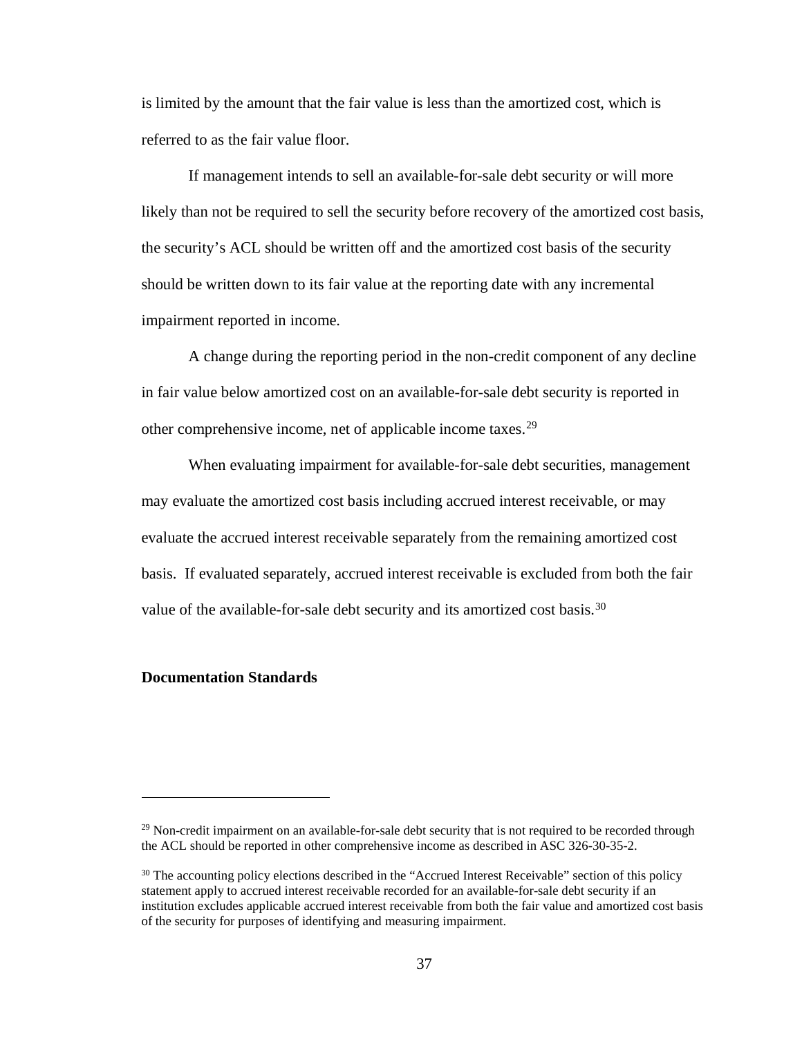is limited by the amount that the fair value is less than the amortized cost, which is referred to as the fair value floor.

If management intends to sell an available-for-sale debt security or will more likely than not be required to sell the security before recovery of the amortized cost basis, the security's ACL should be written off and the amortized cost basis of the security should be written down to its fair value at the reporting date with any incremental impairment reported in income.

A change during the reporting period in the non-credit component of any decline in fair value below amortized cost on an available-for-sale debt security is reported in other comprehensive income, net of applicable income taxes.[29]

When evaluating impairment for available-for-sale debt securities, management may evaluate the amortized cost basis including accrued interest receivable, or may evaluate the accrued interest receivable separately from the remaining amortized cost basis. If evaluated separately, accrued interest receivable is excluded from both the fair value of the available-for-sale debt security and its amortized cost basis.[30]

**Documentation Standards**

---

[29] Non-credit impairment on an available-for-sale debt security that is not required to be recorded through the ACL should be reported in other comprehensive income as described in ASC 326-30-35-2.

[30] The accounting policy elections described in the "Accrued Interest Receivable" section of this policy statement apply to accrued interest receivable recorded for an available-for-sale debt security if an institution excludes applicable accrued interest receivable from both the fair value and amortized cost basis of the security for purposes of identifying and measuring impairment.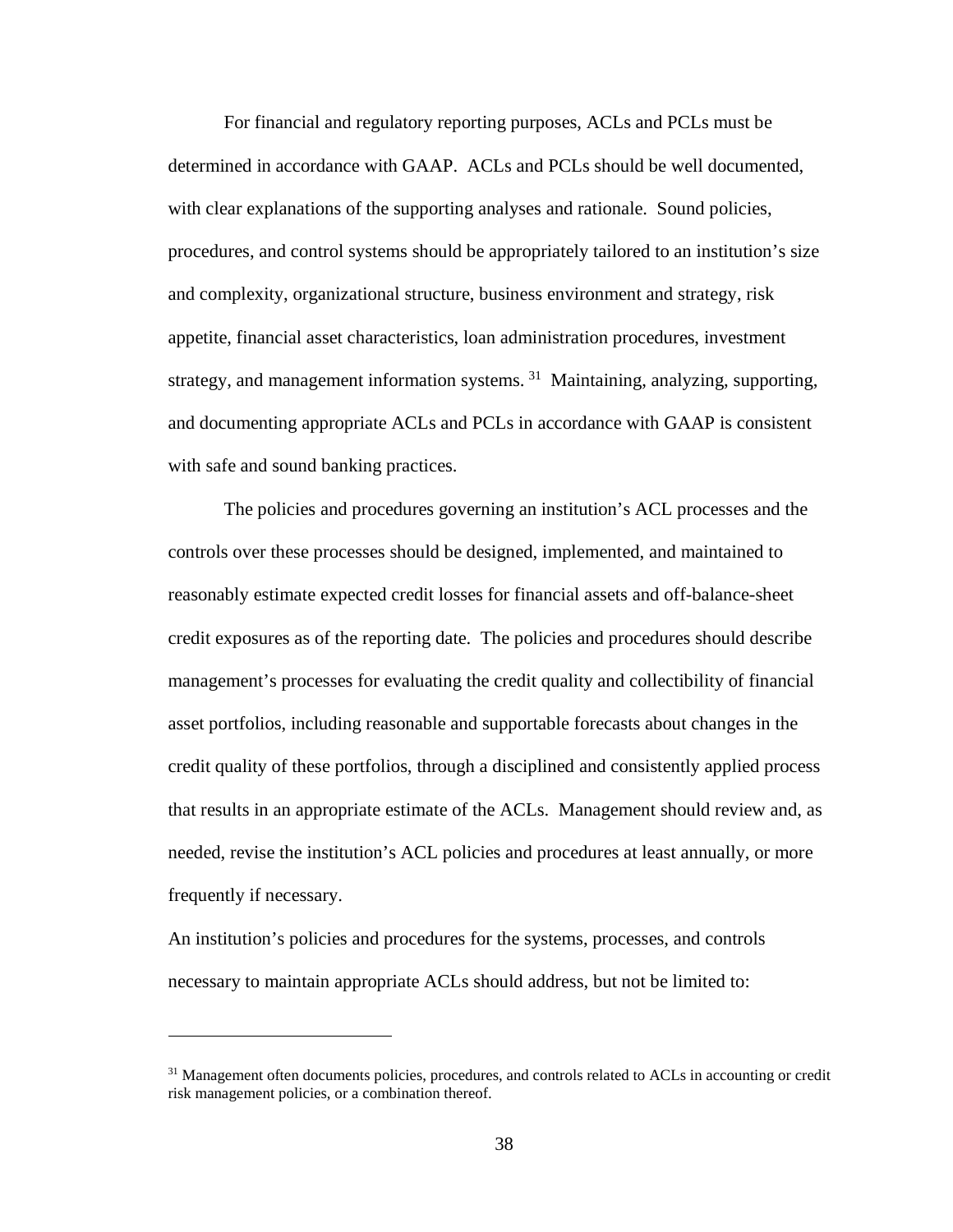For financial and regulatory reporting purposes, ACLs and PCLs must be determined in accordance with GAAP. ACLs and PCLs should be well documented, with clear explanations of the supporting analyses and rationale. Sound policies, procedures, and control systems should be appropriately tailored to an institution's size and complexity, organizational structure, business environment and strategy, risk appetite, financial asset characteristics, loan administration procedures, investment strategy, and management information systems. [31] Maintaining, analyzing, supporting, and documenting appropriate ACLs and PCLs in accordance with GAAP is consistent with safe and sound banking practices.

The policies and procedures governing an institution's ACL processes and the controls over these processes should be designed, implemented, and maintained to reasonably estimate expected credit losses for financial assets and off-balance-sheet credit exposures as of the reporting date. The policies and procedures should describe management's processes for evaluating the credit quality and collectibility of financial asset portfolios, including reasonable and supportable forecasts about changes in the credit quality of these portfolios, through a disciplined and consistently applied process that results in an appropriate estimate of the ACLs. Management should review and, as needed, revise the institution's ACL policies and procedures at least annually, or more frequently if necessary.

An institution's policies and procedures for the systems, processes, and controls necessary to maintain appropriate ACLs should address, but not be limited to:

---

[31] Management often documents policies, procedures, and controls related to ACLs in accounting or credit risk management policies, or a combination thereof.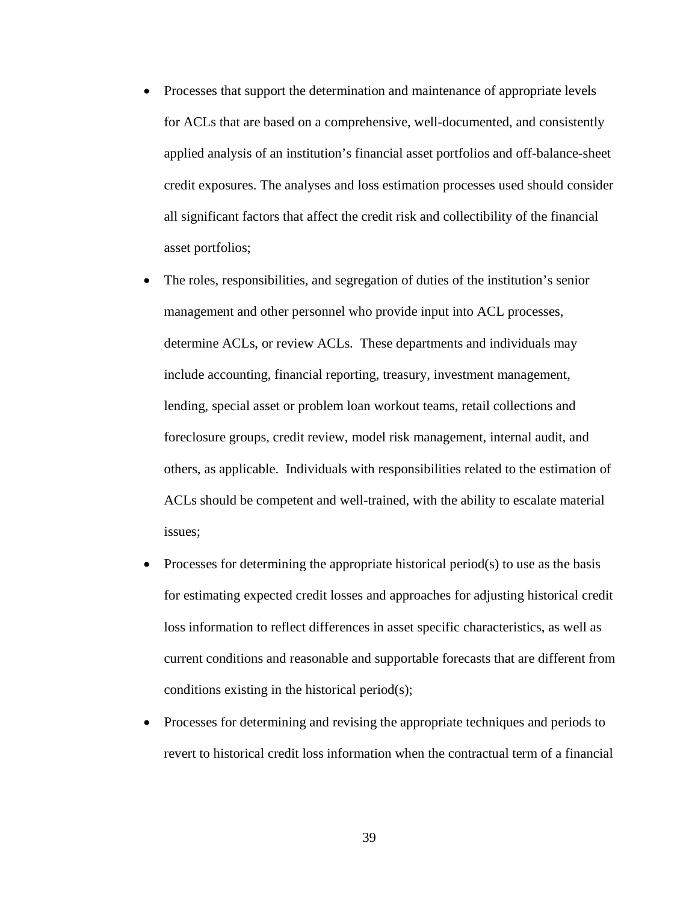- Processes that support the determination and maintenance of appropriate levels for ACLs that are based on a comprehensive, well-documented, and consistently applied analysis of an institution's financial asset portfolios and off-balance-sheet credit exposures. The analyses and loss estimation processes used should consider all significant factors that affect the credit risk and collectibility of the financial asset portfolios;
- The roles, responsibilities, and segregation of duties of the institution's senior management and other personnel who provide input into ACL processes, determine ACLs, or review ACLs. These departments and individuals may include accounting, financial reporting, treasury, investment management, lending, special asset or problem loan workout teams, retail collections and foreclosure groups, credit review, model risk management, internal audit, and others, as applicable. Individuals with responsibilities related to the estimation of ACLs should be competent and well-trained, with the ability to escalate material issues;
- Processes for determining the appropriate historical period(s) to use as the basis for estimating expected credit losses and approaches for adjusting historical credit loss information to reflect differences in asset specific characteristics, as well as current conditions and reasonable and supportable forecasts that are different from conditions existing in the historical period(s);
- Processes for determining and revising the appropriate techniques and periods to revert to historical credit loss information when the contractual term of a financial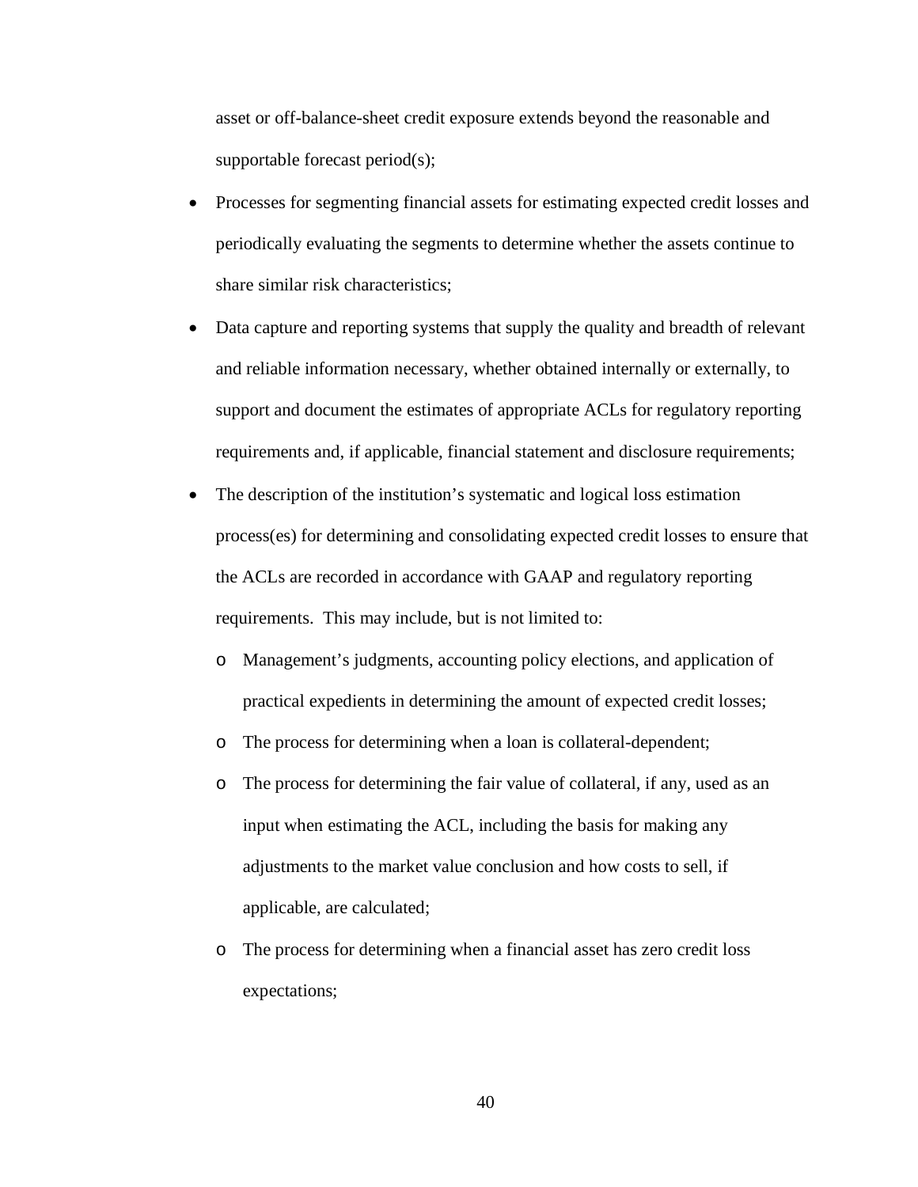asset or off-balance-sheet credit exposure extends beyond the reasonable and supportable forecast period(s);

- Processes for segmenting financial assets for estimating expected credit losses and periodically evaluating the segments to determine whether the assets continue to share similar risk characteristics;
- Data capture and reporting systems that supply the quality and breadth of relevant and reliable information necessary, whether obtained internally or externally, to support and document the estimates of appropriate ACLs for regulatory reporting requirements and, if applicable, financial statement and disclosure requirements;
- The description of the institution's systematic and logical loss estimation process(es) for determining and consolidating expected credit losses to ensure that the ACLs are recorded in accordance with GAAP and regulatory reporting requirements. This may include, but is not limited to:
  - Management's judgments, accounting policy elections, and application of practical expedients in determining the amount of expected credit losses;
  - The process for determining when a loan is collateral-dependent;
  - The process for determining the fair value of collateral, if any, used as an input when estimating the ACL, including the basis for making any adjustments to the market value conclusion and how costs to sell, if applicable, are calculated;
  - The process for determining when a financial asset has zero credit loss expectations;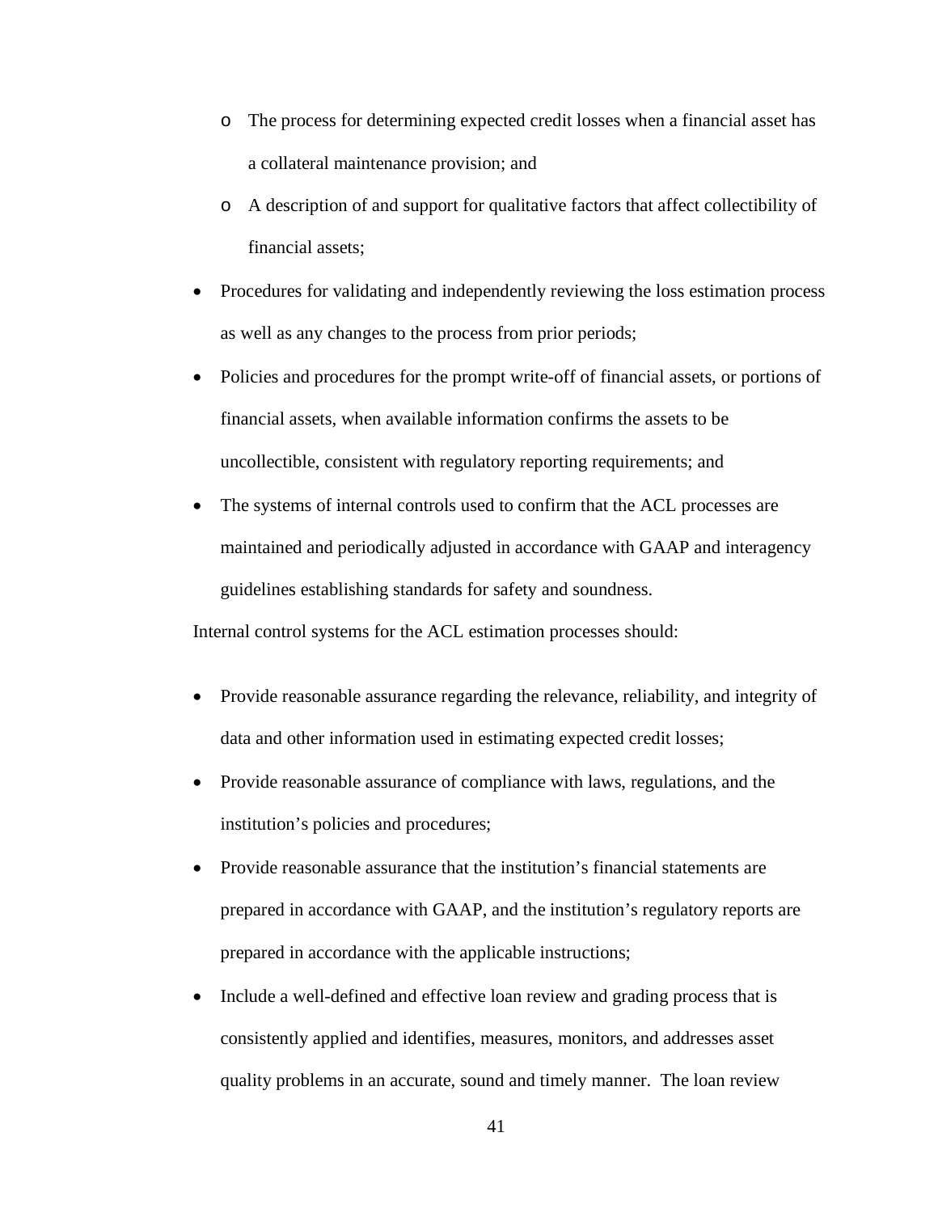- The process for determining expected credit losses when a financial asset has a collateral maintenance provision; and
  - A description of and support for qualitative factors that affect collectibility of financial assets;
- Procedures for validating and independently reviewing the loss estimation process as well as any changes to the process from prior periods;
- Policies and procedures for the prompt write-off of financial assets, or portions of financial assets, when available information confirms the assets to be uncollectible, consistent with regulatory reporting requirements; and
- The systems of internal controls used to confirm that the ACL processes are maintained and periodically adjusted in accordance with GAAP and interagency guidelines establishing standards for safety and soundness.

Internal control systems for the ACL estimation processes should:

- Provide reasonable assurance regarding the relevance, reliability, and integrity of data and other information used in estimating expected credit losses;
- Provide reasonable assurance of compliance with laws, regulations, and the institution's policies and procedures;
- Provide reasonable assurance that the institution's financial statements are prepared in accordance with GAAP, and the institution's regulatory reports are prepared in accordance with the applicable instructions;
- Include a well-defined and effective loan review and grading process that is consistently applied and identifies, measures, monitors, and addresses asset quality problems in an accurate, sound and timely manner. The loan review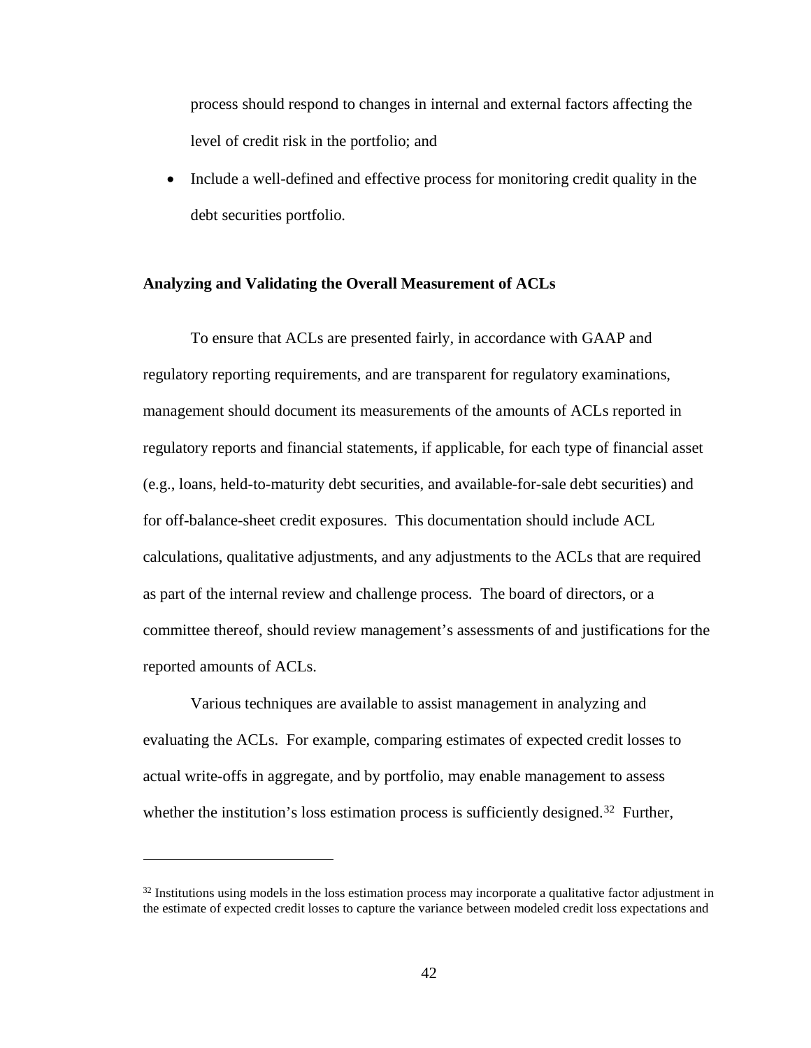process should respond to changes in internal and external factors affecting the level of credit risk in the portfolio; and

- Include a well-defined and effective process for monitoring credit quality in the debt securities portfolio.

**Analyzing and Validating the Overall Measurement of ACLs**

To ensure that ACLs are presented fairly, in accordance with GAAP and regulatory reporting requirements, and are transparent for regulatory examinations, management should document its measurements of the amounts of ACLs reported in regulatory reports and financial statements, if applicable, for each type of financial asset (e.g., loans, held-to-maturity debt securities, and available-for-sale debt securities) and for off-balance-sheet credit exposures. This documentation should include ACL calculations, qualitative adjustments, and any adjustments to the ACLs that are required as part of the internal review and challenge process. The board of directors, or a committee thereof, should review management's assessments of and justifications for the reported amounts of ACLs.

Various techniques are available to assist management in analyzing and evaluating the ACLs. For example, comparing estimates of expected credit losses to actual write-offs in aggregate, and by portfolio, may enable management to assess whether the institution's loss estimation process is sufficiently designed.[32] Further,

---

[32] Institutions using models in the loss estimation process may incorporate a qualitative factor adjustment in the estimate of expected credit losses to capture the variance between modeled credit loss expectations and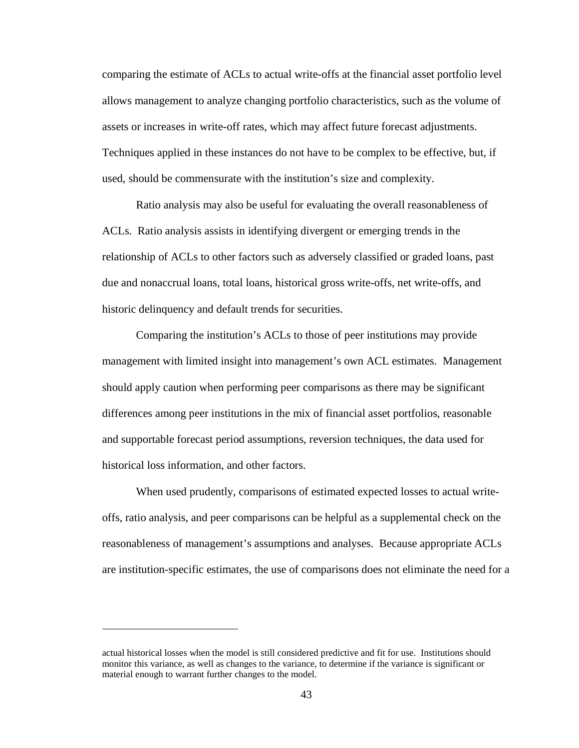comparing the estimate of ACLs to actual write-offs at the financial asset portfolio level allows management to analyze changing portfolio characteristics, such as the volume of assets or increases in write-off rates, which may affect future forecast adjustments. Techniques applied in these instances do not have to be complex to be effective, but, if used, should be commensurate with the institution's size and complexity.

Ratio analysis may also be useful for evaluating the overall reasonableness of ACLs. Ratio analysis assists in identifying divergent or emerging trends in the relationship of ACLs to other factors such as adversely classified or graded loans, past due and nonaccrual loans, total loans, historical gross write-offs, net write-offs, and historic delinquency and default trends for securities.

Comparing the institution's ACLs to those of peer institutions may provide management with limited insight into management's own ACL estimates. Management should apply caution when performing peer comparisons as there may be significant differences among peer institutions in the mix of financial asset portfolios, reasonable and supportable forecast period assumptions, reversion techniques, the data used for historical loss information, and other factors.

When used prudently, comparisons of estimated expected losses to actual write-offs, ratio analysis, and peer comparisons can be helpful as a supplemental check on the reasonableness of management's assumptions and analyses. Because appropriate ACLs are institution-specific estimates, the use of comparisons does not eliminate the need for a

---

actual historical losses when the model is still considered predictive and fit for use. Institutions should monitor this variance, as well as changes to the variance, to determine if the variance is significant or material enough to warrant further changes to the model.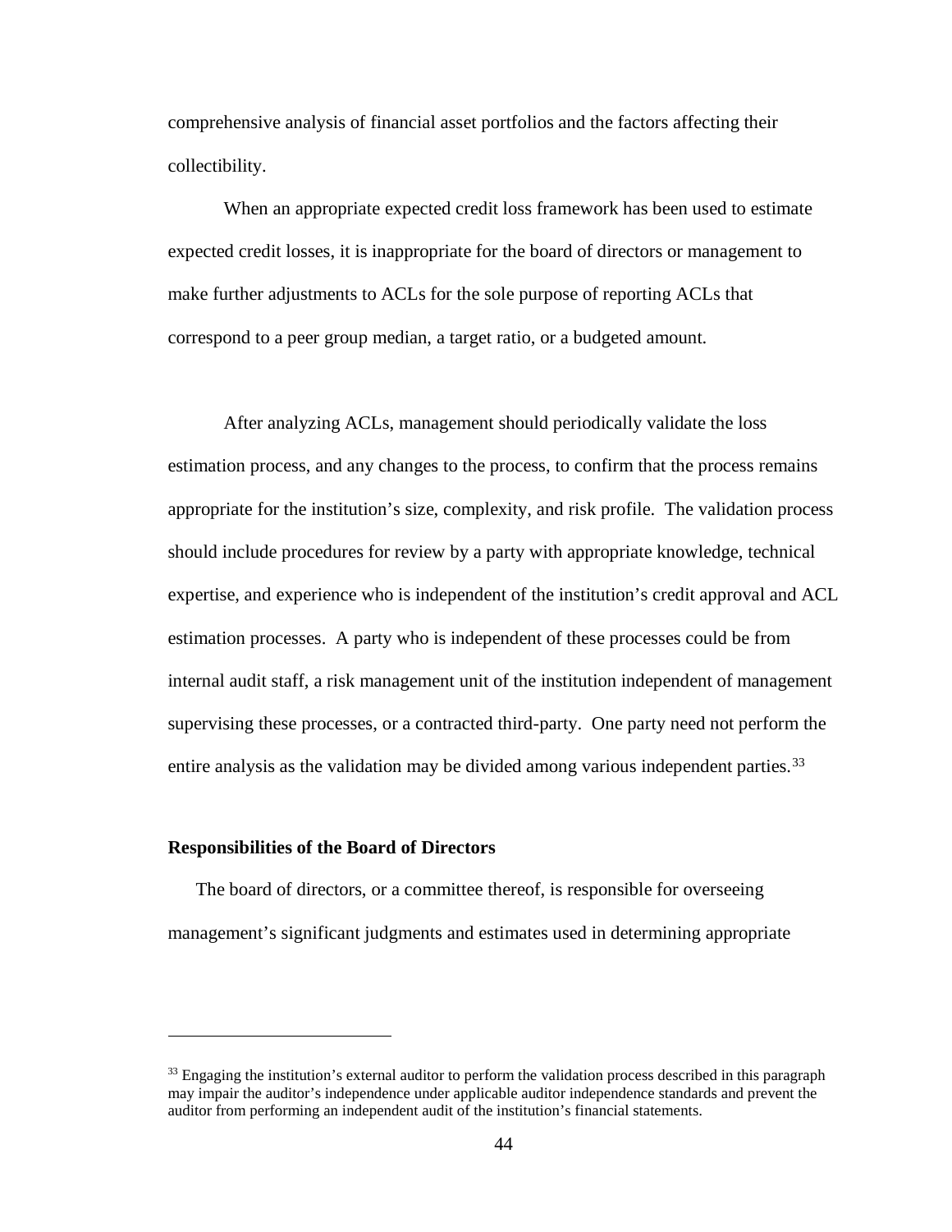comprehensive analysis of financial asset portfolios and the factors affecting their collectibility.

When an appropriate expected credit loss framework has been used to estimate expected credit losses, it is inappropriate for the board of directors or management to make further adjustments to ACLs for the sole purpose of reporting ACLs that correspond to a peer group median, a target ratio, or a budgeted amount.

After analyzing ACLs, management should periodically validate the loss estimation process, and any changes to the process, to confirm that the process remains appropriate for the institution's size, complexity, and risk profile. The validation process should include procedures for review by a party with appropriate knowledge, technical expertise, and experience who is independent of the institution's credit approval and ACL estimation processes. A party who is independent of these processes could be from internal audit staff, a risk management unit of the institution independent of management supervising these processes, or a contracted third-party. One party need not perform the entire analysis as the validation may be divided among various independent parties.[33]

**Responsibilities of the Board of Directors**

The board of directors, or a committee thereof, is responsible for overseeing management's significant judgments and estimates used in determining appropriate

[33] Engaging the institution's external auditor to perform the validation process described in this paragraph may impair the auditor's independence under applicable auditor independence standards and prevent the auditor from performing an independent audit of the institution's financial statements.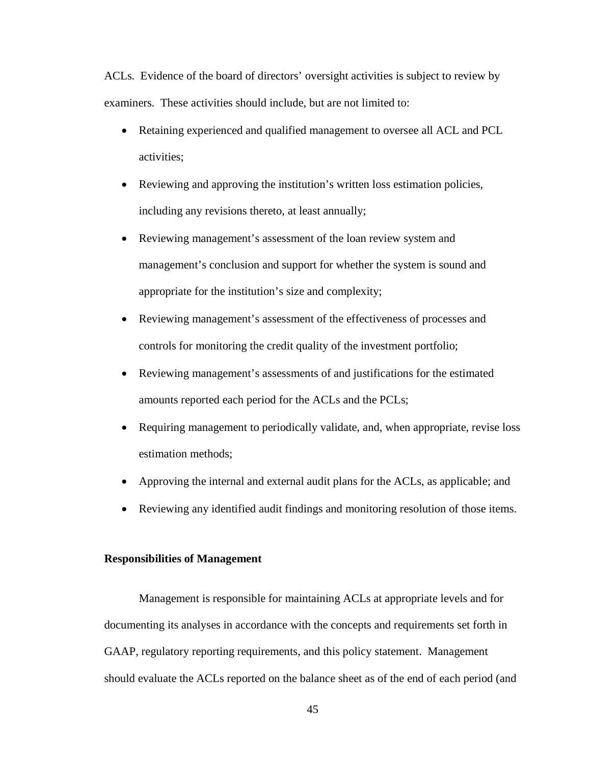ACLs. Evidence of the board of directors' oversight activities is subject to review by examiners. These activities should include, but are not limited to:

- Retaining experienced and qualified management to oversee all ACL and PCL activities;
- Reviewing and approving the institution's written loss estimation policies, including any revisions thereto, at least annually;
- Reviewing management's assessment of the loan review system and management's conclusion and support for whether the system is sound and appropriate for the institution's size and complexity;
- Reviewing management's assessment of the effectiveness of processes and controls for monitoring the credit quality of the investment portfolio;
- Reviewing management's assessments of and justifications for the estimated amounts reported each period for the ACLs and the PCLs;
- Requiring management to periodically validate, and, when appropriate, revise loss estimation methods;
- Approving the internal and external audit plans for the ACLs, as applicable; and
- Reviewing any identified audit findings and monitoring resolution of those items.

**Responsibilities of Management**

Management is responsible for maintaining ACLs at appropriate levels and for documenting its analyses in accordance with the concepts and requirements set forth in GAAP, regulatory reporting requirements, and this policy statement. Management should evaluate the ACLs reported on the balance sheet as of the end of each period (and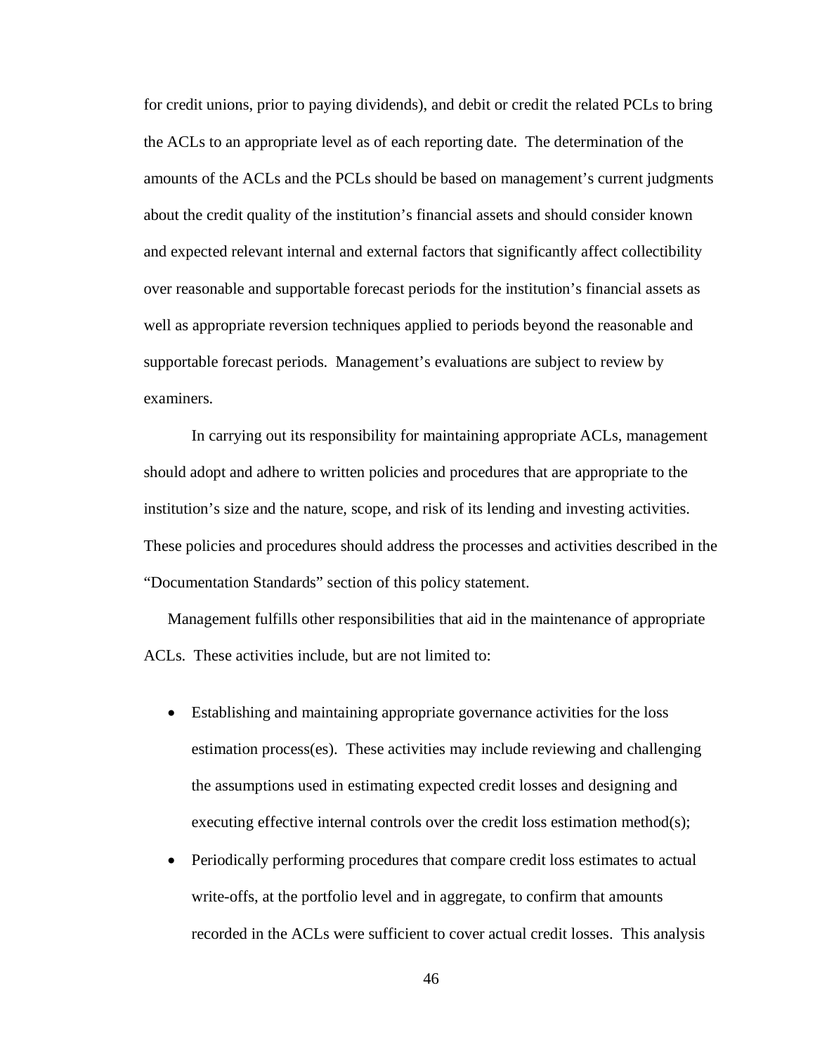for credit unions, prior to paying dividends), and debit or credit the related PCLs to bring the ACLs to an appropriate level as of each reporting date. The determination of the amounts of the ACLs and the PCLs should be based on management's current judgments about the credit quality of the institution's financial assets and should consider known and expected relevant internal and external factors that significantly affect collectibility over reasonable and supportable forecast periods for the institution's financial assets as well as appropriate reversion techniques applied to periods beyond the reasonable and supportable forecast periods. Management's evaluations are subject to review by examiners.

In carrying out its responsibility for maintaining appropriate ACLs, management should adopt and adhere to written policies and procedures that are appropriate to the institution's size and the nature, scope, and risk of its lending and investing activities. These policies and procedures should address the processes and activities described in the "Documentation Standards" section of this policy statement.

Management fulfills other responsibilities that aid in the maintenance of appropriate ACLs. These activities include, but are not limited to:

- Establishing and maintaining appropriate governance activities for the loss estimation process(es). These activities may include reviewing and challenging the assumptions used in estimating expected credit losses and designing and executing effective internal controls over the credit loss estimation method(s);
- Periodically performing procedures that compare credit loss estimates to actual write-offs, at the portfolio level and in aggregate, to confirm that amounts recorded in the ACLs were sufficient to cover actual credit losses. This analysis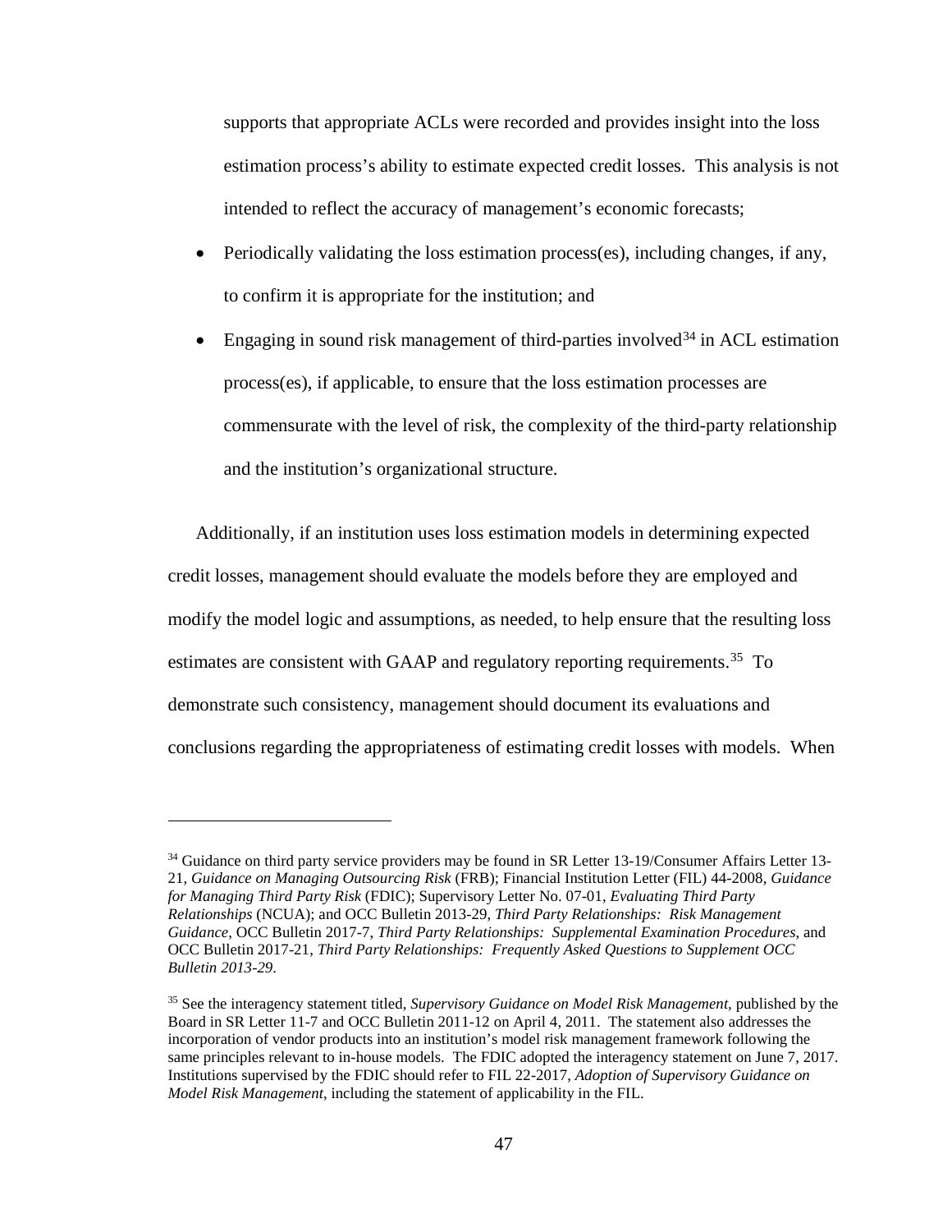supports that appropriate ACLs were recorded and provides insight into the loss estimation process's ability to estimate expected credit losses. This analysis is not intended to reflect the accuracy of management's economic forecasts;

- Periodically validating the loss estimation process(es), including changes, if any, to confirm it is appropriate for the institution; and
- Engaging in sound risk management of third-parties involved[34] in ACL estimation process(es), if applicable, to ensure that the loss estimation processes are commensurate with the level of risk, the complexity of the third-party relationship and the institution's organizational structure.

Additionally, if an institution uses loss estimation models in determining expected credit losses, management should evaluate the models before they are employed and modify the model logic and assumptions, as needed, to help ensure that the resulting loss estimates are consistent with GAAP and regulatory reporting requirements.[35] To demonstrate such consistency, management should document its evaluations and conclusions regarding the appropriateness of estimating credit losses with models. When

---

[34] Guidance on third party service providers may be found in SR Letter 13-19/Consumer Affairs Letter 13-21, *Guidance on Managing Outsourcing Risk* (FRB); Financial Institution Letter (FIL) 44-2008, *Guidance for Managing Third Party Risk* (FDIC); Supervisory Letter No. 07-01, *Evaluating Third Party Relationships* (NCUA); and OCC Bulletin 2013-29, *Third Party Relationships: Risk Management Guidance*, OCC Bulletin 2017-7, *Third Party Relationships: Supplemental Examination Procedures*, and OCC Bulletin 2017-21, *Third Party Relationships: Frequently Asked Questions to Supplement OCC Bulletin 2013-29*.

[35] See the interagency statement titled, *Supervisory Guidance on Model Risk Management,* published by the Board in SR Letter 11-7 and OCC Bulletin 2011-12 on April 4, 2011. The statement also addresses the incorporation of vendor products into an institution's model risk management framework following the same principles relevant to in-house models. The FDIC adopted the interagency statement on June 7, 2017. Institutions supervised by the FDIC should refer to FIL 22-2017, *Adoption of Supervisory Guidance on Model Risk Management*, including the statement of applicability in the FIL.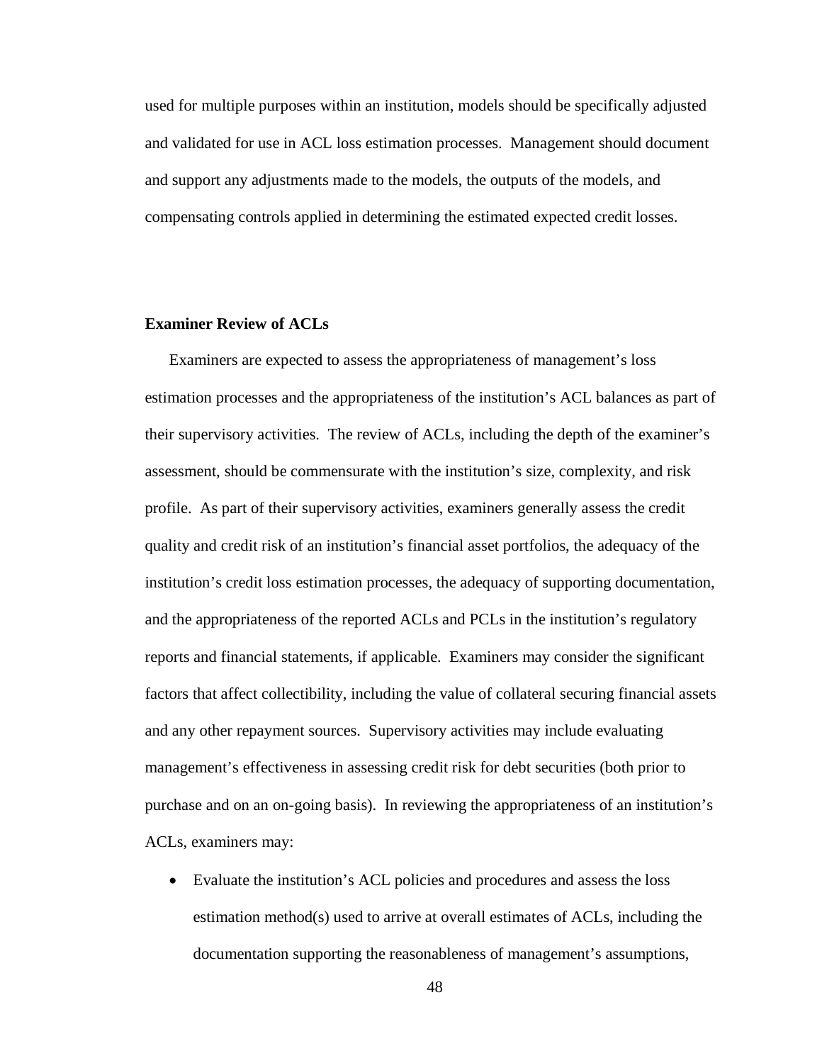used for multiple purposes within an institution, models should be specifically adjusted and validated for use in ACL loss estimation processes. Management should document and support any adjustments made to the models, the outputs of the models, and compensating controls applied in determining the estimated expected credit losses.

**Examiner Review of ACLs**

Examiners are expected to assess the appropriateness of management's loss estimation processes and the appropriateness of the institution's ACL balances as part of their supervisory activities. The review of ACLs, including the depth of the examiner's assessment, should be commensurate with the institution's size, complexity, and risk profile. As part of their supervisory activities, examiners generally assess the credit quality and credit risk of an institution's financial asset portfolios, the adequacy of the institution's credit loss estimation processes, the adequacy of supporting documentation, and the appropriateness of the reported ACLs and PCLs in the institution's regulatory reports and financial statements, if applicable. Examiners may consider the significant factors that affect collectibility, including the value of collateral securing financial assets and any other repayment sources. Supervisory activities may include evaluating management's effectiveness in assessing credit risk for debt securities (both prior to purchase and on an on-going basis). In reviewing the appropriateness of an institution's ACLs, examiners may:

- Evaluate the institution's ACL policies and procedures and assess the loss estimation method(s) used to arrive at overall estimates of ACLs, including the documentation supporting the reasonableness of management's assumptions,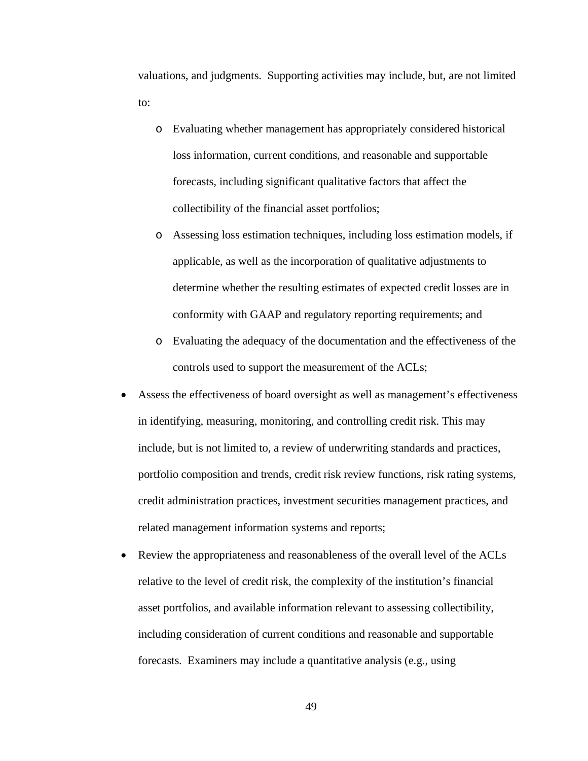valuations, and judgments. Supporting activities may include, but, are not limited to:

  - Evaluating whether management has appropriately considered historical loss information, current conditions, and reasonable and supportable forecasts, including significant qualitative factors that affect the collectibility of the financial asset portfolios;
  - Assessing loss estimation techniques, including loss estimation models, if applicable, as well as the incorporation of qualitative adjustments to determine whether the resulting estimates of expected credit losses are in conformity with GAAP and regulatory reporting requirements; and
  - Evaluating the adequacy of the documentation and the effectiveness of the controls used to support the measurement of the ACLs;

- Assess the effectiveness of board oversight as well as management's effectiveness in identifying, measuring, monitoring, and controlling credit risk. This may include, but is not limited to, a review of underwriting standards and practices, portfolio composition and trends, credit risk review functions, risk rating systems, credit administration practices, investment securities management practices, and related management information systems and reports;
- Review the appropriateness and reasonableness of the overall level of the ACLs relative to the level of credit risk, the complexity of the institution's financial asset portfolios, and available information relevant to assessing collectibility, including consideration of current conditions and reasonable and supportable forecasts. Examiners may include a quantitative analysis (e.g., using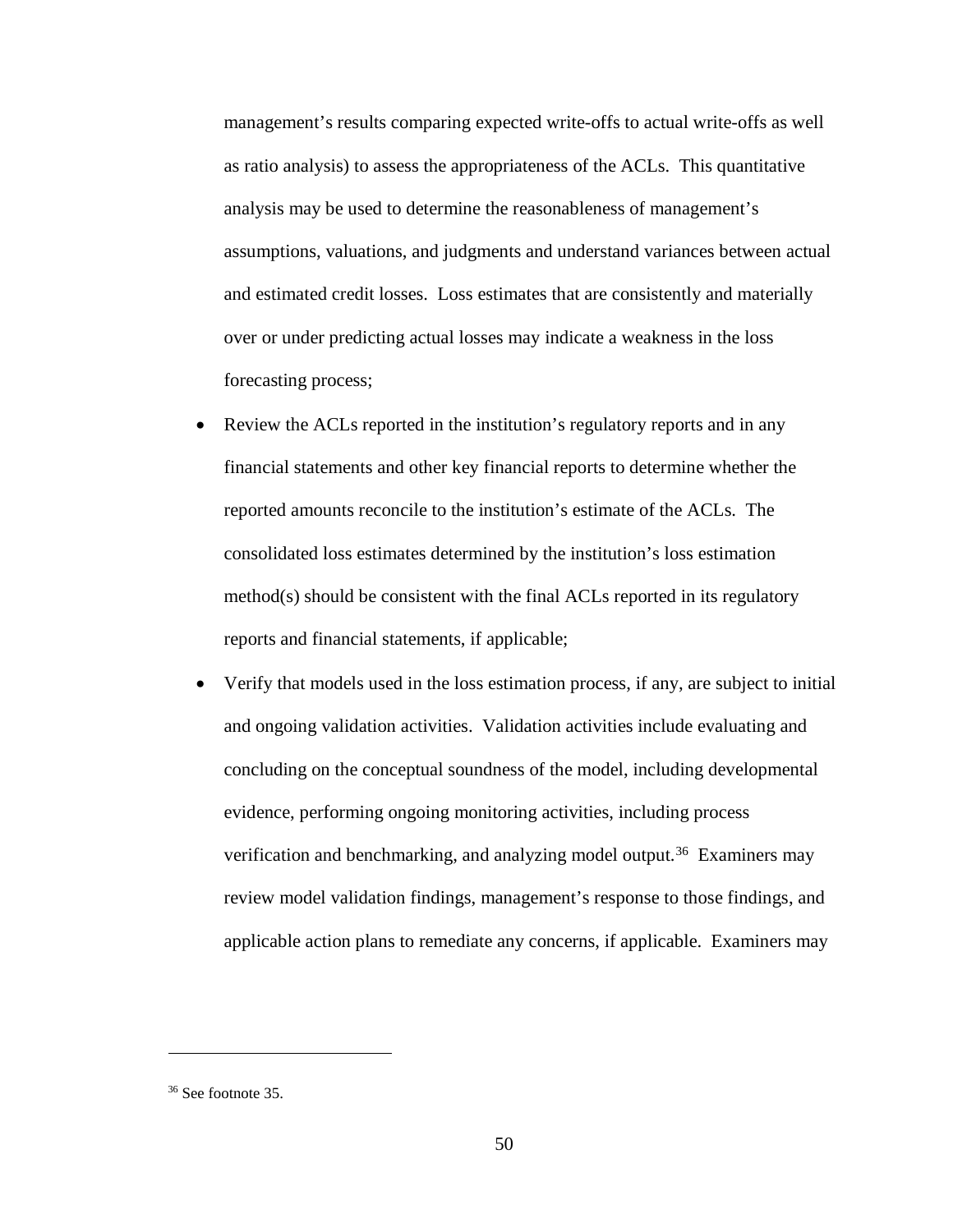management's results comparing expected write-offs to actual write-offs as well as ratio analysis) to assess the appropriateness of the ACLs. This quantitative analysis may be used to determine the reasonableness of management's assumptions, valuations, and judgments and understand variances between actual and estimated credit losses. Loss estimates that are consistently and materially over or under predicting actual losses may indicate a weakness in the loss forecasting process;

- Review the ACLs reported in the institution's regulatory reports and in any financial statements and other key financial reports to determine whether the reported amounts reconcile to the institution's estimate of the ACLs. The consolidated loss estimates determined by the institution's loss estimation method(s) should be consistent with the final ACLs reported in its regulatory reports and financial statements, if applicable;
- Verify that models used in the loss estimation process, if any, are subject to initial and ongoing validation activities. Validation activities include evaluating and concluding on the conceptual soundness of the model, including developmental evidence, performing ongoing monitoring activities, including process verification and benchmarking, and analyzing model output.[36] Examiners may review model validation findings, management's response to those findings, and applicable action plans to remediate any concerns, if applicable. Examiners may

[36] See footnote 35.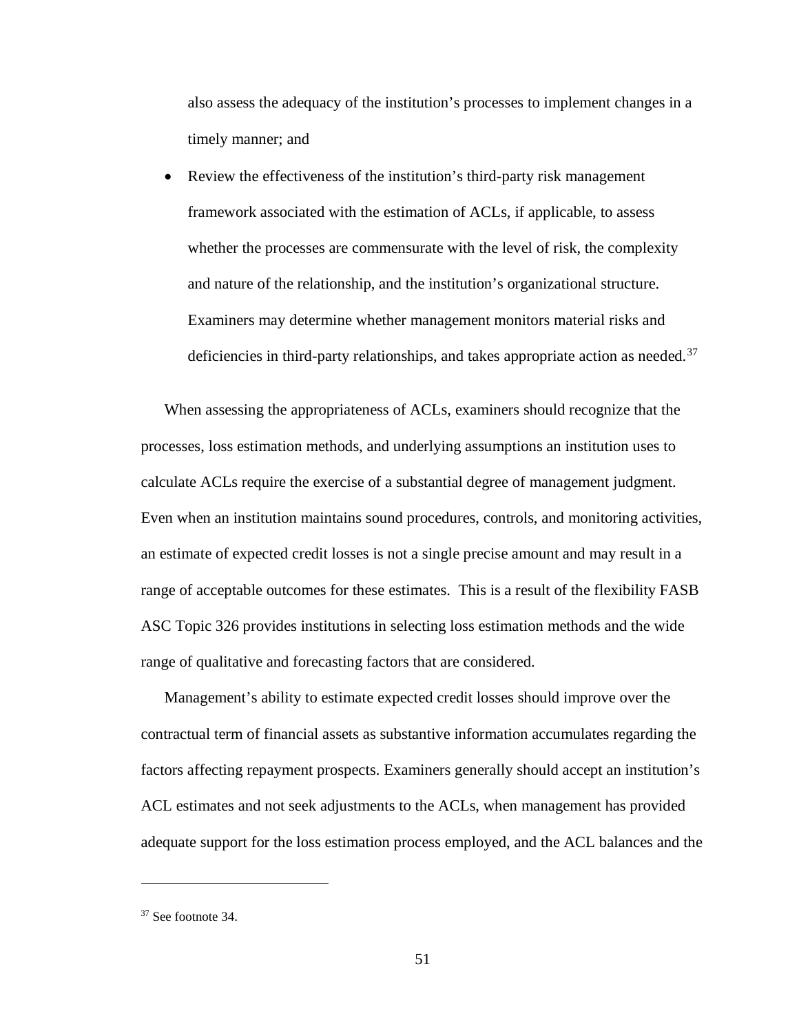also assess the adequacy of the institution's processes to implement changes in a timely manner; and

- Review the effectiveness of the institution's third-party risk management framework associated with the estimation of ACLs, if applicable, to assess whether the processes are commensurate with the level of risk, the complexity and nature of the relationship, and the institution's organizational structure. Examiners may determine whether management monitors material risks and deficiencies in third-party relationships, and takes appropriate action as needed.[37]

When assessing the appropriateness of ACLs, examiners should recognize that the processes, loss estimation methods, and underlying assumptions an institution uses to calculate ACLs require the exercise of a substantial degree of management judgment. Even when an institution maintains sound procedures, controls, and monitoring activities, an estimate of expected credit losses is not a single precise amount and may result in a range of acceptable outcomes for these estimates. This is a result of the flexibility FASB ASC Topic 326 provides institutions in selecting loss estimation methods and the wide range of qualitative and forecasting factors that are considered.

Management's ability to estimate expected credit losses should improve over the contractual term of financial assets as substantive information accumulates regarding the factors affecting repayment prospects. Examiners generally should accept an institution's ACL estimates and not seek adjustments to the ACLs, when management has provided adequate support for the loss estimation process employed, and the ACL balances and the

---

[37] See footnote 34.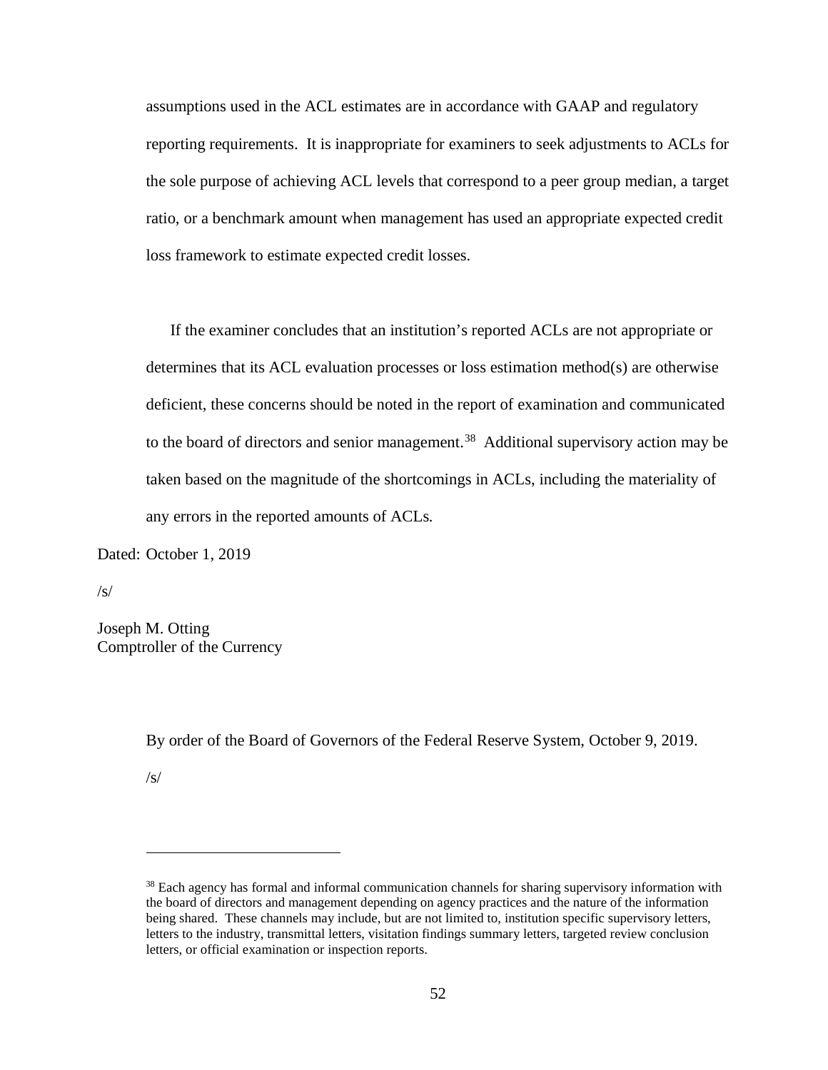assumptions used in the ACL estimates are in accordance with GAAP and regulatory reporting requirements. It is inappropriate for examiners to seek adjustments to ACLs for the sole purpose of achieving ACL levels that correspond to a peer group median, a target ratio, or a benchmark amount when management has used an appropriate expected credit loss framework to estimate expected credit losses.

If the examiner concludes that an institution's reported ACLs are not appropriate or determines that its ACL evaluation processes or loss estimation method(s) are otherwise deficient, these concerns should be noted in the report of examination and communicated to the board of directors and senior management.[38] Additional supervisory action may be taken based on the magnitude of the shortcomings in ACLs, including the materiality of any errors in the reported amounts of ACLs.

Dated: October 1, 2019

/s/

Joseph M. Otting
Comptroller of the Currency

By order of the Board of Governors of the Federal Reserve System, October 9, 2019.

/s/

---

[38] Each agency has formal and informal communication channels for sharing supervisory information with the board of directors and management depending on agency practices and the nature of the information being shared. These channels may include, but are not limited to, institution specific supervisory letters, letters to the industry, transmittal letters, visitation findings summary letters, targeted review conclusion letters, or official examination or inspection reports.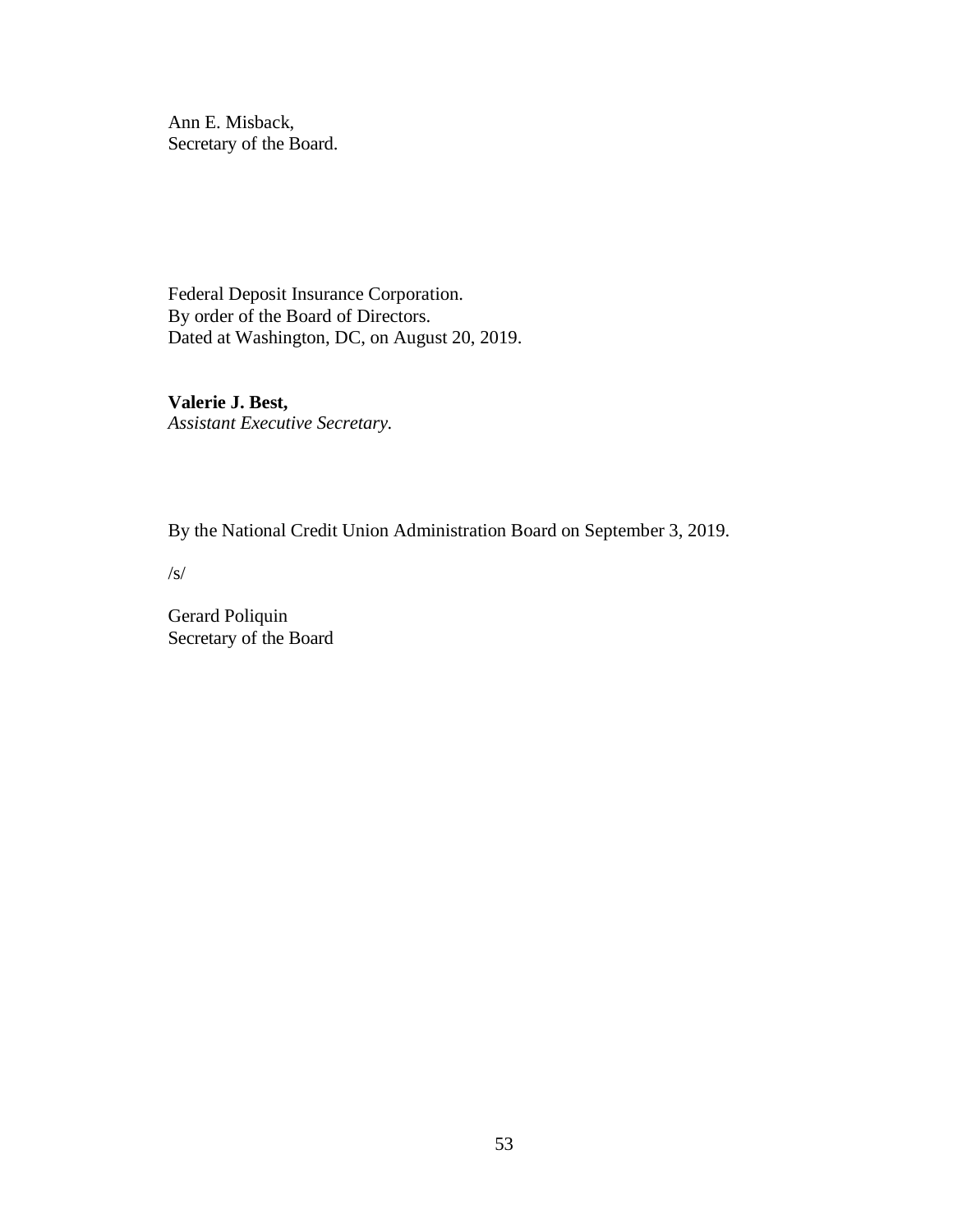Ann E. Misback,
Secretary of the Board.

Federal Deposit Insurance Corporation.
By order of the Board of Directors.
Dated at Washington, DC, on August 20, 2019.

**Valerie J. Best,**
*Assistant Executive Secretary.*

By the National Credit Union Administration Board on September 3, 2019.

/s/

Gerard Poliquin
Secretary of the Board